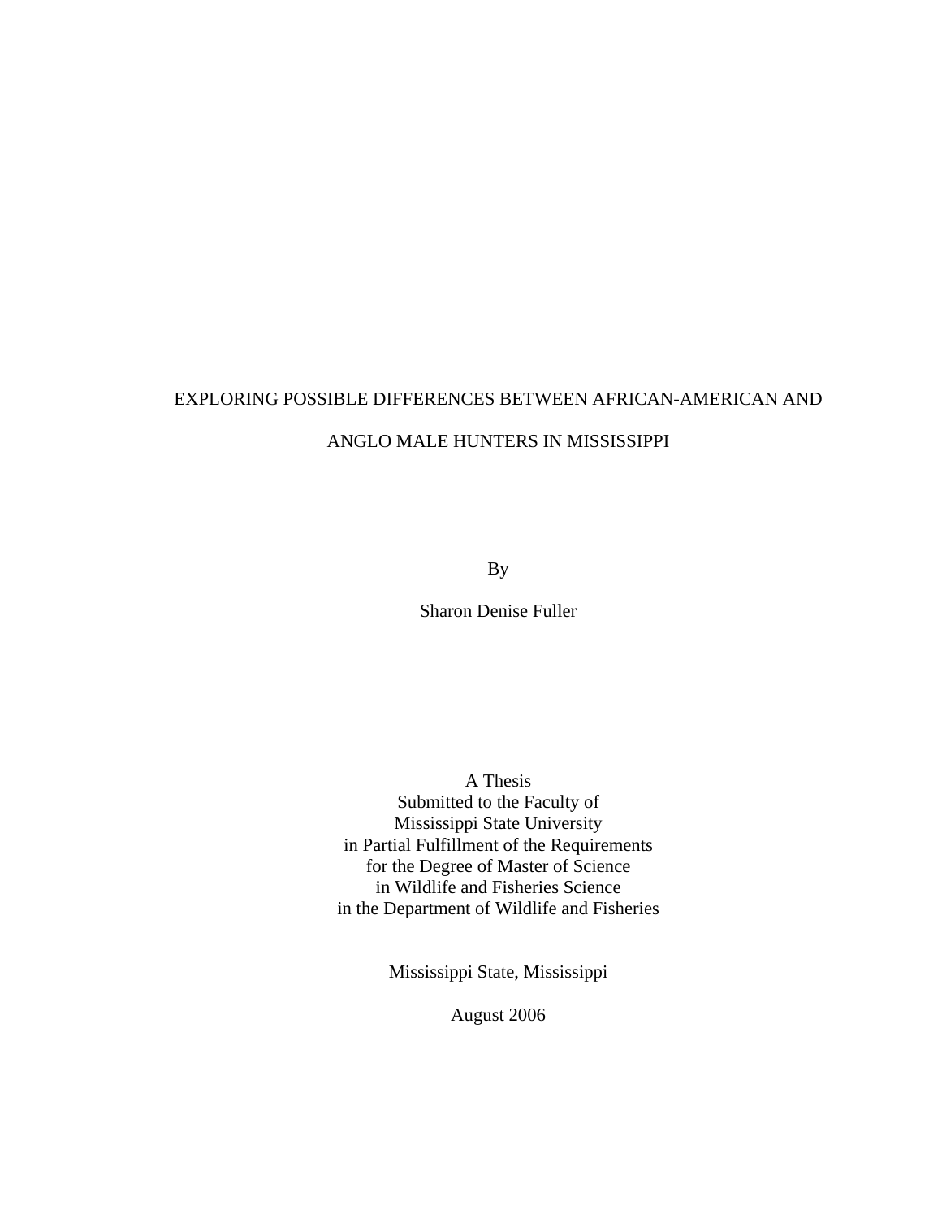# EXPLORING POSSIBLE DIFFERENCES BETWEEN AFRICAN-AMERICAN AND ANGLO MALE HUNTERS IN MISSISSIPPI

By

Sharon Denise Fuller

A Thesis
Submitted to the Faculty of
Mississippi State University
in Partial Fulfillment of the Requirements
for the Degree of Master of Science
in Wildlife and Fisheries Science
in the Department of Wildlife and Fisheries

Mississippi State, Mississippi

August 2006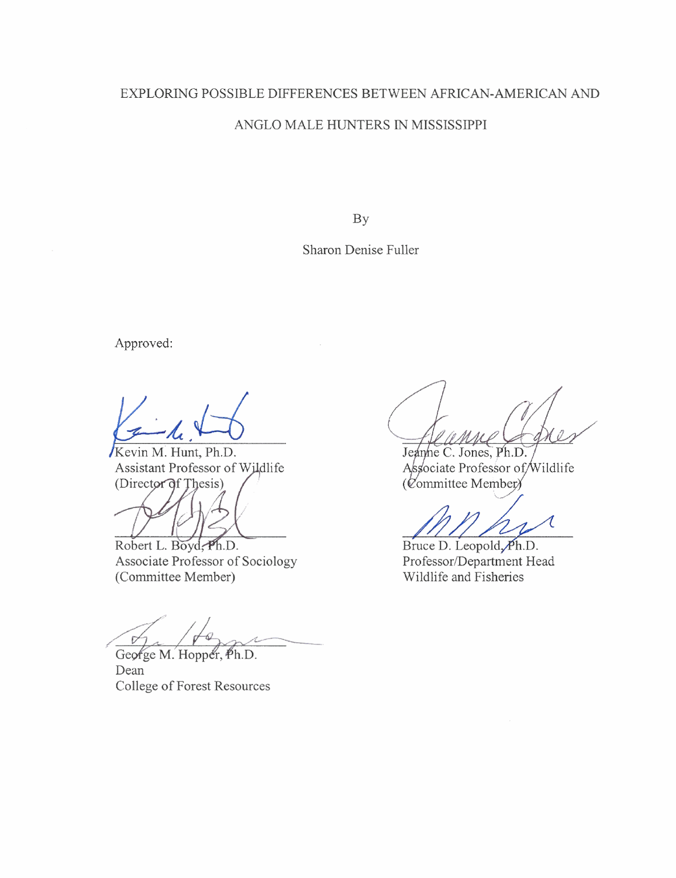EXPLORING POSSIBLE DIFFERENCES BETWEEN AFRICAN-AMERICAN AND ANGLO MALE HUNTERS IN MISSISSIPPI

By

Sharon Denise Fuller

Approved:

Kevin M. Hunt, Ph.D.
Assistant Professor of Wildlife
(Director of Thesis)

Jeanne C. Jones, Ph.D.
Associate Professor of Wildlife
(Committee Member)

Robert L. Boyd, Ph.D.
Associate Professor of Sociology
(Committee Member)

Bruce D. Leopold, Ph.D.
Professor/Department Head
Wildlife and Fisheries

George M. Hopper, Ph.D.
Dean
College of Forest Resources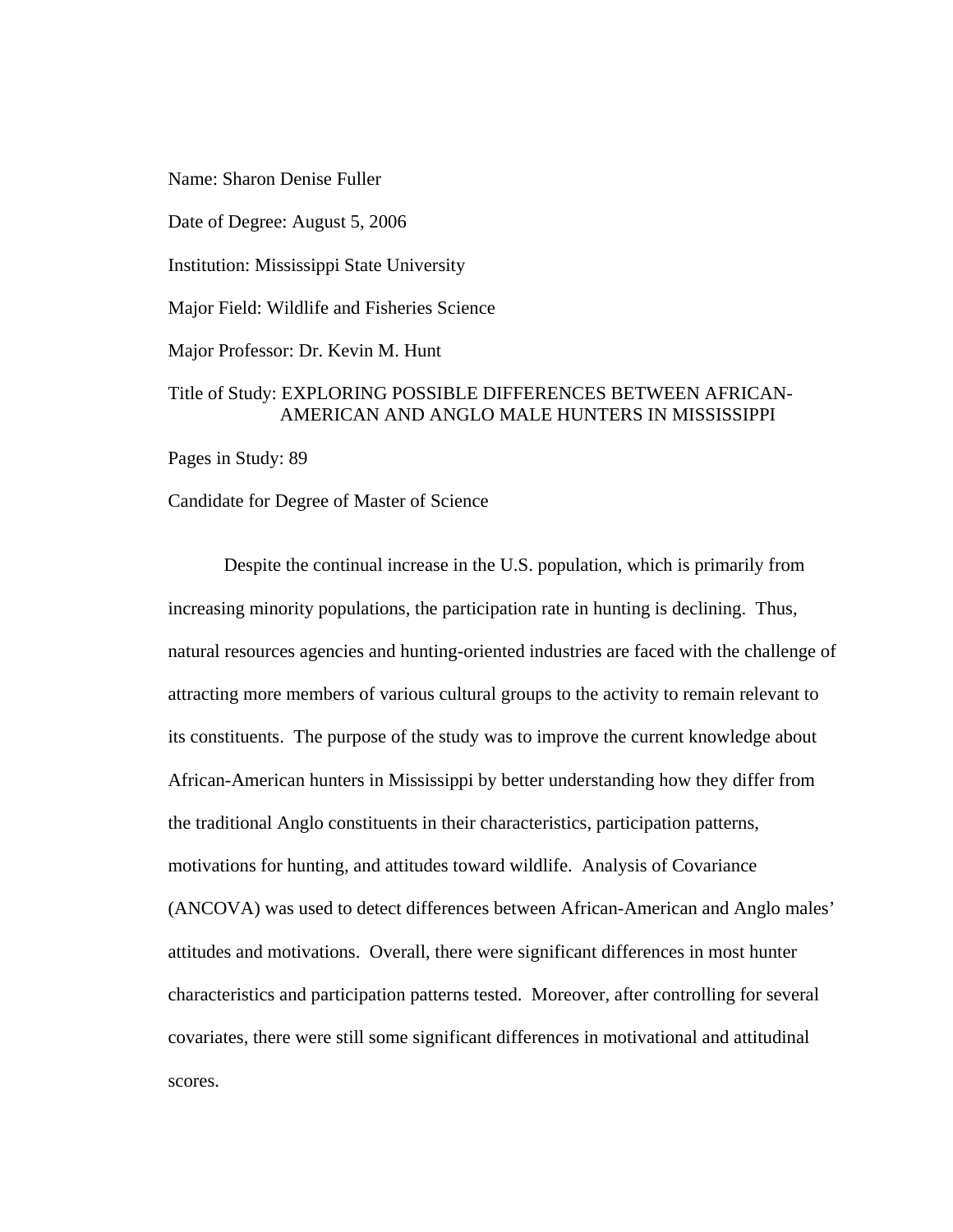Name: Sharon Denise Fuller

Date of Degree: August 5, 2006

Institution: Mississippi State University

Major Field: Wildlife and Fisheries Science

Major Professor: Dr. Kevin M. Hunt

Title of Study: EXPLORING POSSIBLE DIFFERENCES BETWEEN AFRICAN-AMERICAN AND ANGLO MALE HUNTERS IN MISSISSIPPI

Pages in Study: 89

Candidate for Degree of Master of Science

Despite the continual increase in the U.S. population, which is primarily from increasing minority populations, the participation rate in hunting is declining. Thus, natural resources agencies and hunting-oriented industries are faced with the challenge of attracting more members of various cultural groups to the activity to remain relevant to its constituents. The purpose of the study was to improve the current knowledge about African-American hunters in Mississippi by better understanding how they differ from the traditional Anglo constituents in their characteristics, participation patterns, motivations for hunting, and attitudes toward wildlife. Analysis of Covariance (ANCOVA) was used to detect differences between African-American and Anglo males' attitudes and motivations. Overall, there were significant differences in most hunter characteristics and participation patterns tested. Moreover, after controlling for several covariates, there were still some significant differences in motivational and attitudinal scores.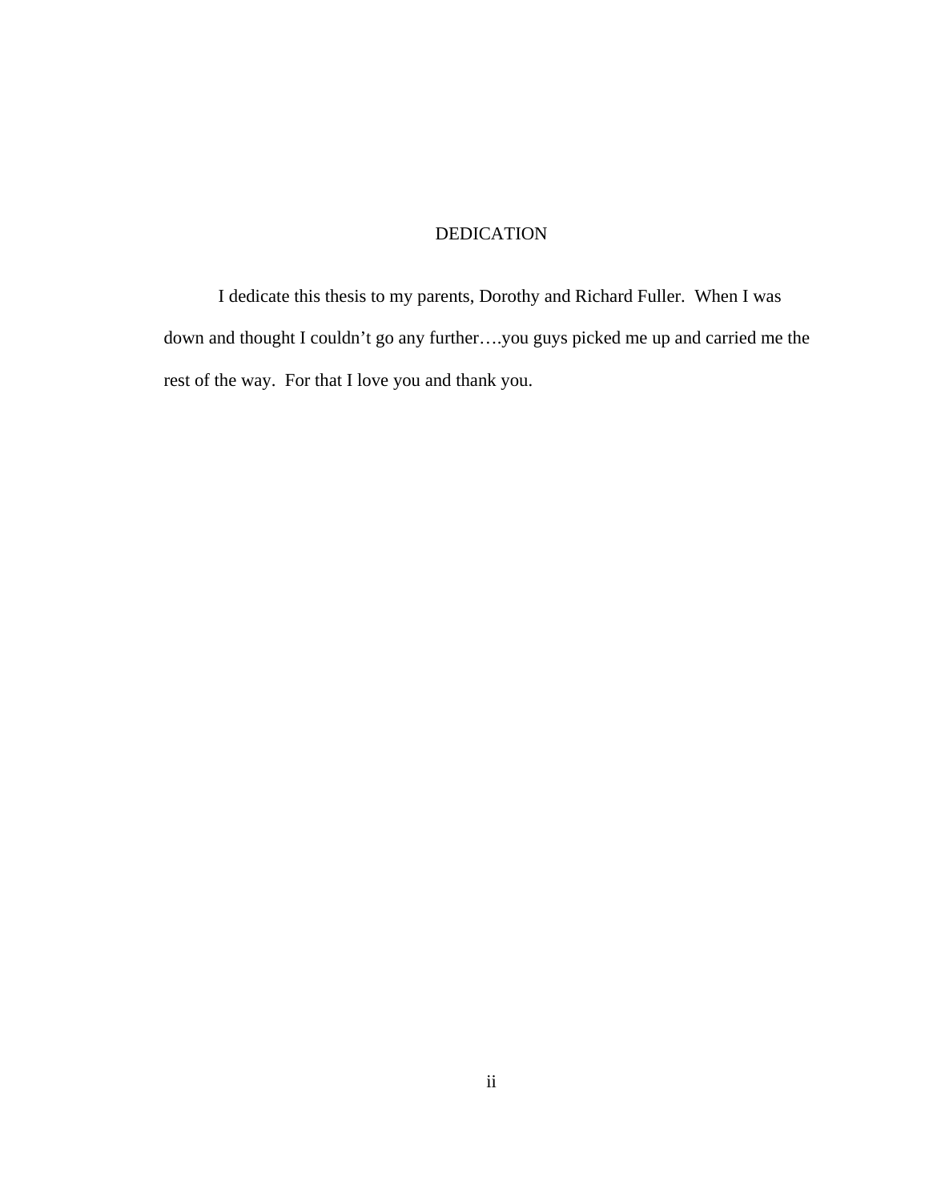# DEDICATION

I dedicate this thesis to my parents, Dorothy and Richard Fuller. When I was down and thought I couldn't go any further….you guys picked me up and carried me the rest of the way. For that I love you and thank you.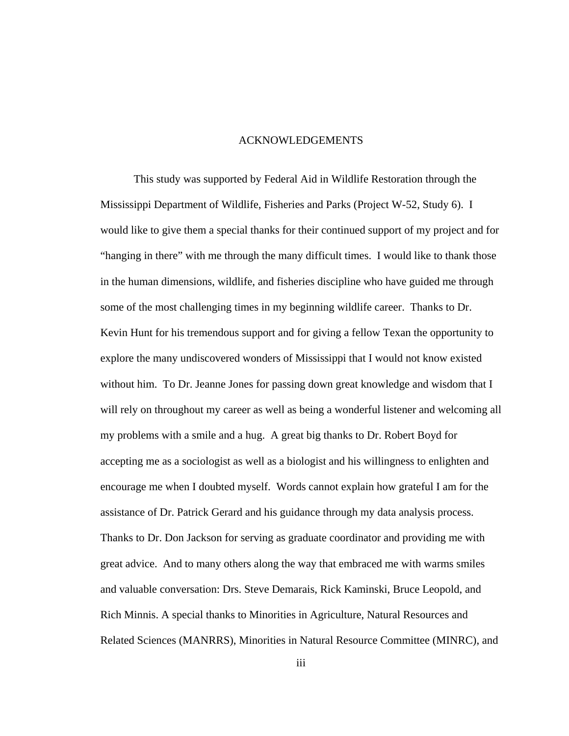# ACKNOWLEDGEMENTS

This study was supported by Federal Aid in Wildlife Restoration through the Mississippi Department of Wildlife, Fisheries and Parks (Project W-52, Study 6). I would like to give them a special thanks for their continued support of my project and for "hanging in there" with me through the many difficult times. I would like to thank those in the human dimensions, wildlife, and fisheries discipline who have guided me through some of the most challenging times in my beginning wildlife career. Thanks to Dr. Kevin Hunt for his tremendous support and for giving a fellow Texan the opportunity to explore the many undiscovered wonders of Mississippi that I would not know existed without him. To Dr. Jeanne Jones for passing down great knowledge and wisdom that I will rely on throughout my career as well as being a wonderful listener and welcoming all my problems with a smile and a hug. A great big thanks to Dr. Robert Boyd for accepting me as a sociologist as well as a biologist and his willingness to enlighten and encourage me when I doubted myself. Words cannot explain how grateful I am for the assistance of Dr. Patrick Gerard and his guidance through my data analysis process. Thanks to Dr. Don Jackson for serving as graduate coordinator and providing me with great advice. And to many others along the way that embraced me with warms smiles and valuable conversation: Drs. Steve Demarais, Rick Kaminski, Bruce Leopold, and Rich Minnis. A special thanks to Minorities in Agriculture, Natural Resources and Related Sciences (MANRRS), Minorities in Natural Resource Committee (MINRC), and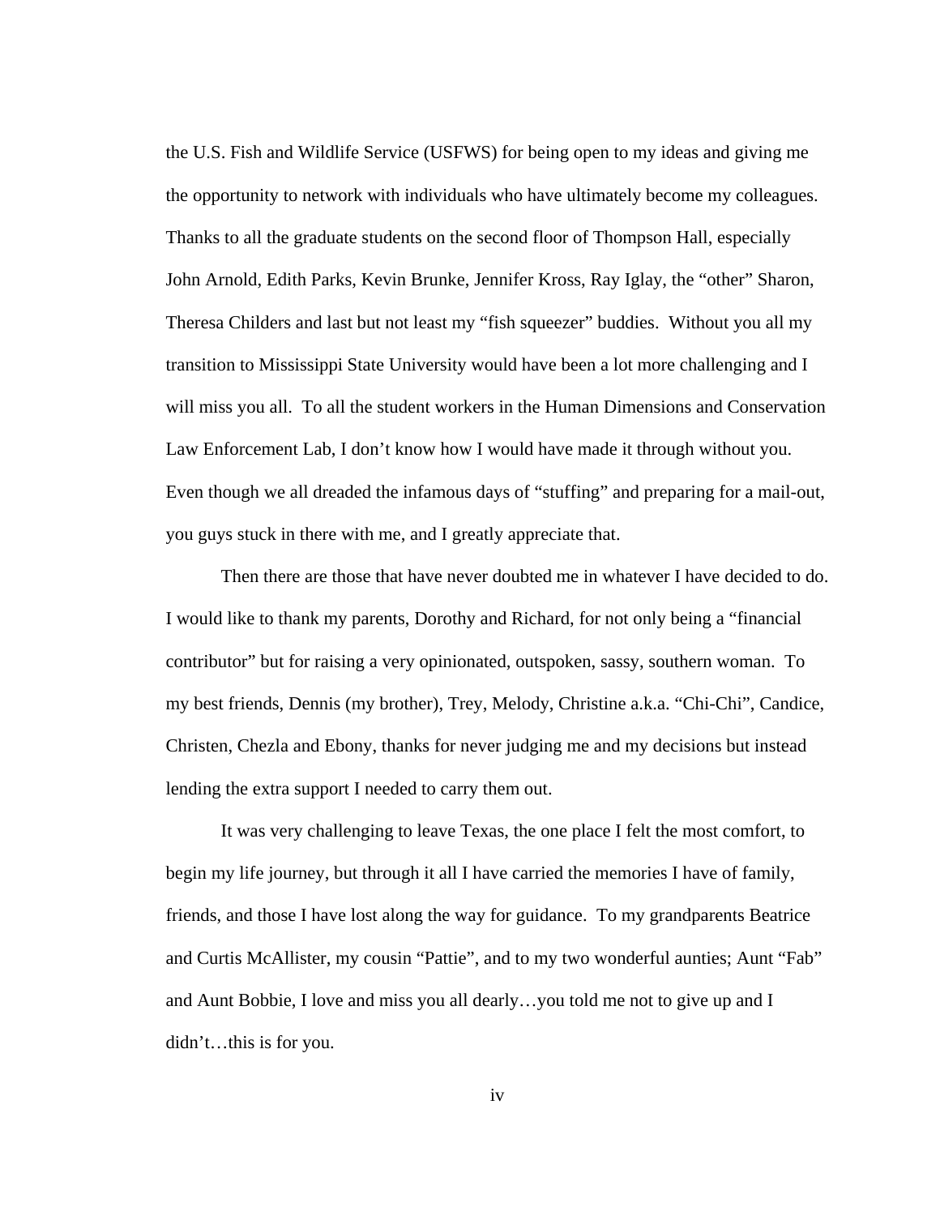the U.S. Fish and Wildlife Service (USFWS) for being open to my ideas and giving me the opportunity to network with individuals who have ultimately become my colleagues. Thanks to all the graduate students on the second floor of Thompson Hall, especially John Arnold, Edith Parks, Kevin Brunke, Jennifer Kross, Ray Iglay, the "other" Sharon, Theresa Childers and last but not least my "fish squeezer" buddies. Without you all my transition to Mississippi State University would have been a lot more challenging and I will miss you all. To all the student workers in the Human Dimensions and Conservation Law Enforcement Lab, I don't know how I would have made it through without you. Even though we all dreaded the infamous days of "stuffing" and preparing for a mail-out, you guys stuck in there with me, and I greatly appreciate that.

Then there are those that have never doubted me in whatever I have decided to do. I would like to thank my parents, Dorothy and Richard, for not only being a "financial contributor" but for raising a very opinionated, outspoken, sassy, southern woman. To my best friends, Dennis (my brother), Trey, Melody, Christine a.k.a. "Chi-Chi", Candice, Christen, Chezla and Ebony, thanks for never judging me and my decisions but instead lending the extra support I needed to carry them out.

It was very challenging to leave Texas, the one place I felt the most comfort, to begin my life journey, but through it all I have carried the memories I have of family, friends, and those I have lost along the way for guidance. To my grandparents Beatrice and Curtis McAllister, my cousin "Pattie", and to my two wonderful aunties; Aunt "Fab" and Aunt Bobbie, I love and miss you all dearly…you told me not to give up and I didn't…this is for you.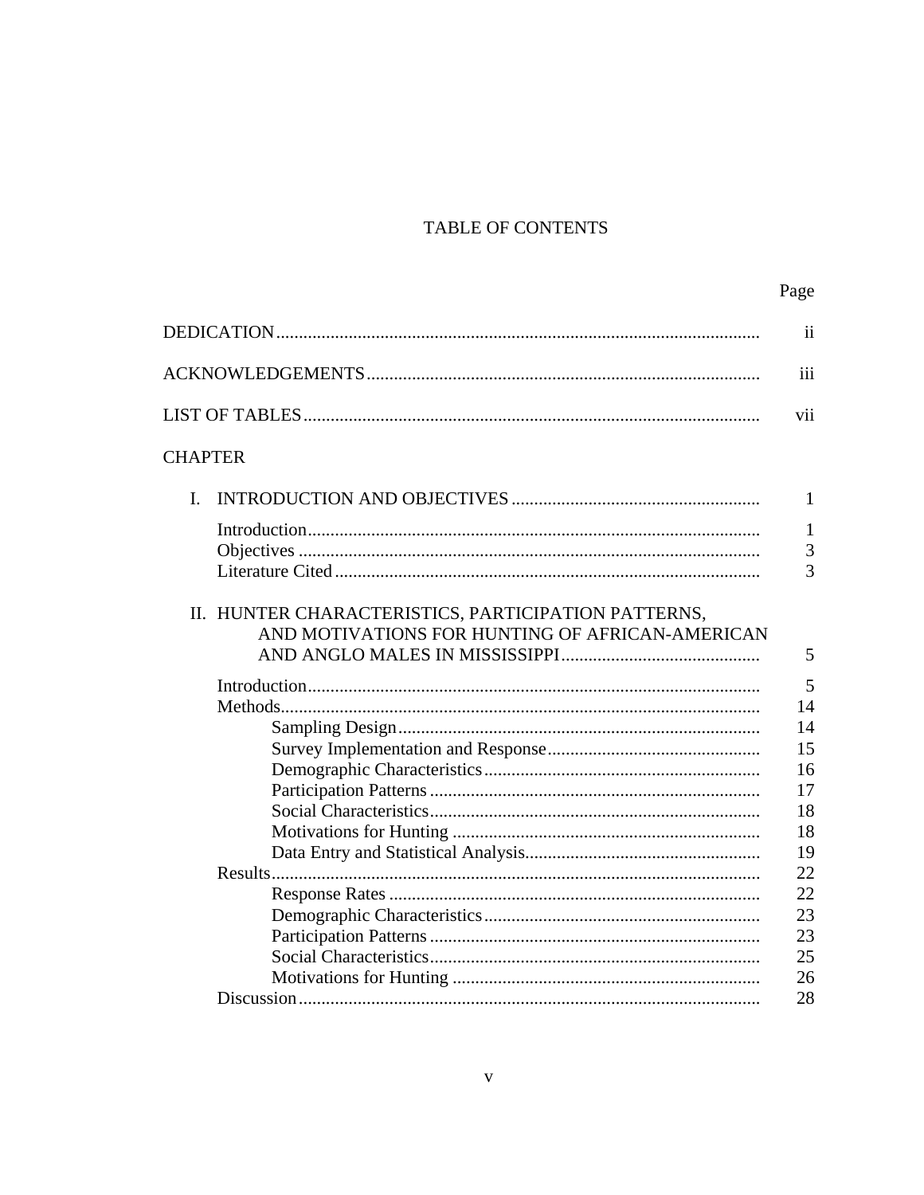# TABLE OF CONTENTS

| | Page |
|---|---|
| DEDICATION | ii |
| ACKNOWLEDGEMENTS | iii |
| LIST OF TABLES | vii |
| CHAPTER | |
| I. INTRODUCTION AND OBJECTIVES | 1 |
| Introduction | 1 |
| Objectives | 3 |
| Literature Cited | 3 |
| II. HUNTER CHARACTERISTICS, PARTICIPATION PATTERNS, AND MOTIVATIONS FOR HUNTING OF AFRICAN-AMERICAN AND ANGLO MALES IN MISSISSIPPI | 5 |
| Introduction | 5 |
| Methods | 14 |
| Sampling Design | 14 |
| Survey Implementation and Response | 15 |
| Demographic Characteristics | 16 |
| Participation Patterns | 17 |
| Social Characteristics | 18 |
| Motivations for Hunting | 18 |
| Data Entry and Statistical Analysis | 19 |
| Results | 22 |
| Response Rates | 22 |
| Demographic Characteristics | 23 |
| Participation Patterns | 23 |
| Social Characteristics | 25 |
| Motivations for Hunting | 26 |
| Discussion | 28 |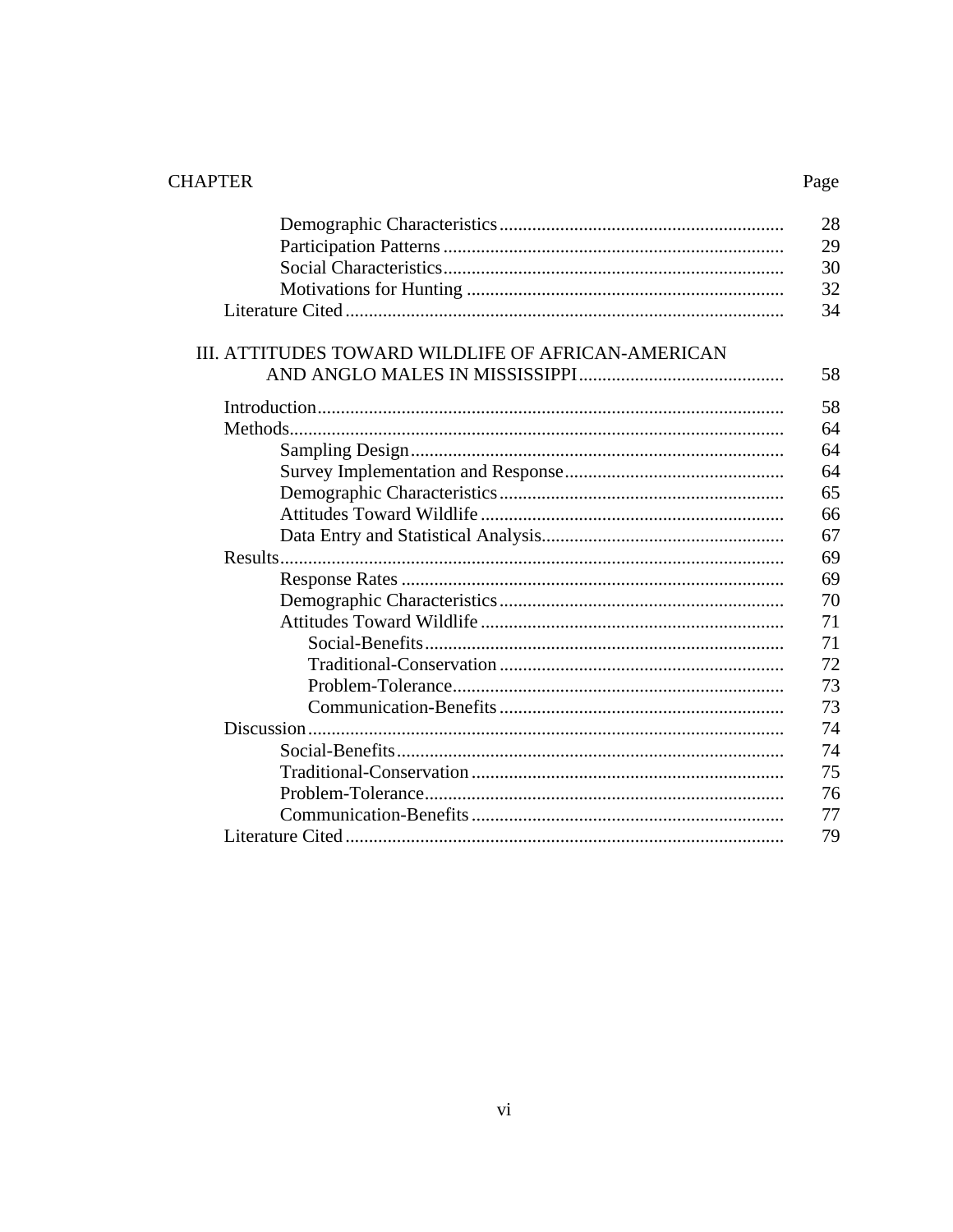| CHAPTER | Page |
|---|---|
| Demographic Characteristics | 28 |
| Participation Patterns | 29 |
| Social Characteristics | 30 |
| Motivations for Hunting | 32 |
| Literature Cited | 34 |
| III. ATTITUDES TOWARD WILDLIFE OF AFRICAN-AMERICAN AND ANGLO MALES IN MISSISSIPPI | 58 |
| Introduction | 58 |
| Methods | 64 |
| Sampling Design | 64 |
| Survey Implementation and Response | 64 |
| Demographic Characteristics | 65 |
| Attitudes Toward Wildlife | 66 |
| Data Entry and Statistical Analysis | 67 |
| Results | 69 |
| Response Rates | 69 |
| Demographic Characteristics | 70 |
| Attitudes Toward Wildlife | 71 |
| Social-Benefits | 71 |
| Traditional-Conservation | 72 |
| Problem-Tolerance | 73 |
| Communication-Benefits | 73 |
| Discussion | 74 |
| Social-Benefits | 74 |
| Traditional-Conservation | 75 |
| Problem-Tolerance | 76 |
| Communication-Benefits | 77 |
| Literature Cited | 79 |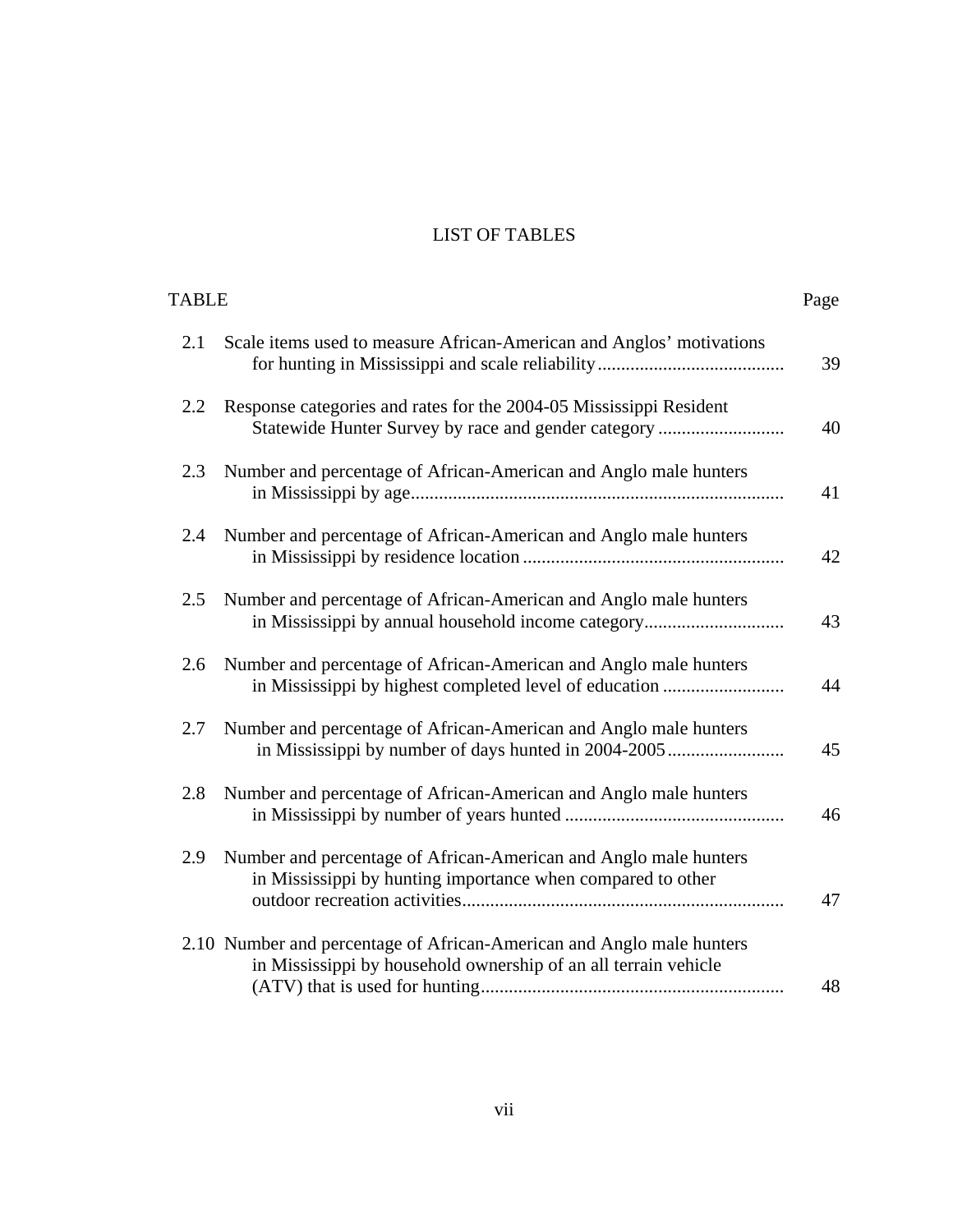# LIST OF TABLES

| TABLE | | Page |
|---|---|---|
| 2.1 | Scale items used to measure African-American and Anglos' motivations for hunting in Mississippi and scale reliability | 39 |
| 2.2 | Response categories and rates for the 2004-05 Mississippi Resident Statewide Hunter Survey by race and gender category | 40 |
| 2.3 | Number and percentage of African-American and Anglo male hunters in Mississippi by age | 41 |
| 2.4 | Number and percentage of African-American and Anglo male hunters in Mississippi by residence location | 42 |
| 2.5 | Number and percentage of African-American and Anglo male hunters in Mississippi by annual household income category | 43 |
| 2.6 | Number and percentage of African-American and Anglo male hunters in Mississippi by highest completed level of education | 44 |
| 2.7 | Number and percentage of African-American and Anglo male hunters in Mississippi by number of days hunted in 2004-2005 | 45 |
| 2.8 | Number and percentage of African-American and Anglo male hunters in Mississippi by number of years hunted | 46 |
| 2.9 | Number and percentage of African-American and Anglo male hunters in Mississippi by hunting importance when compared to other outdoor recreation activities | 47 |
| 2.10 | Number and percentage of African-American and Anglo male hunters in Mississippi by household ownership of an all terrain vehicle (ATV) that is used for hunting | 48 |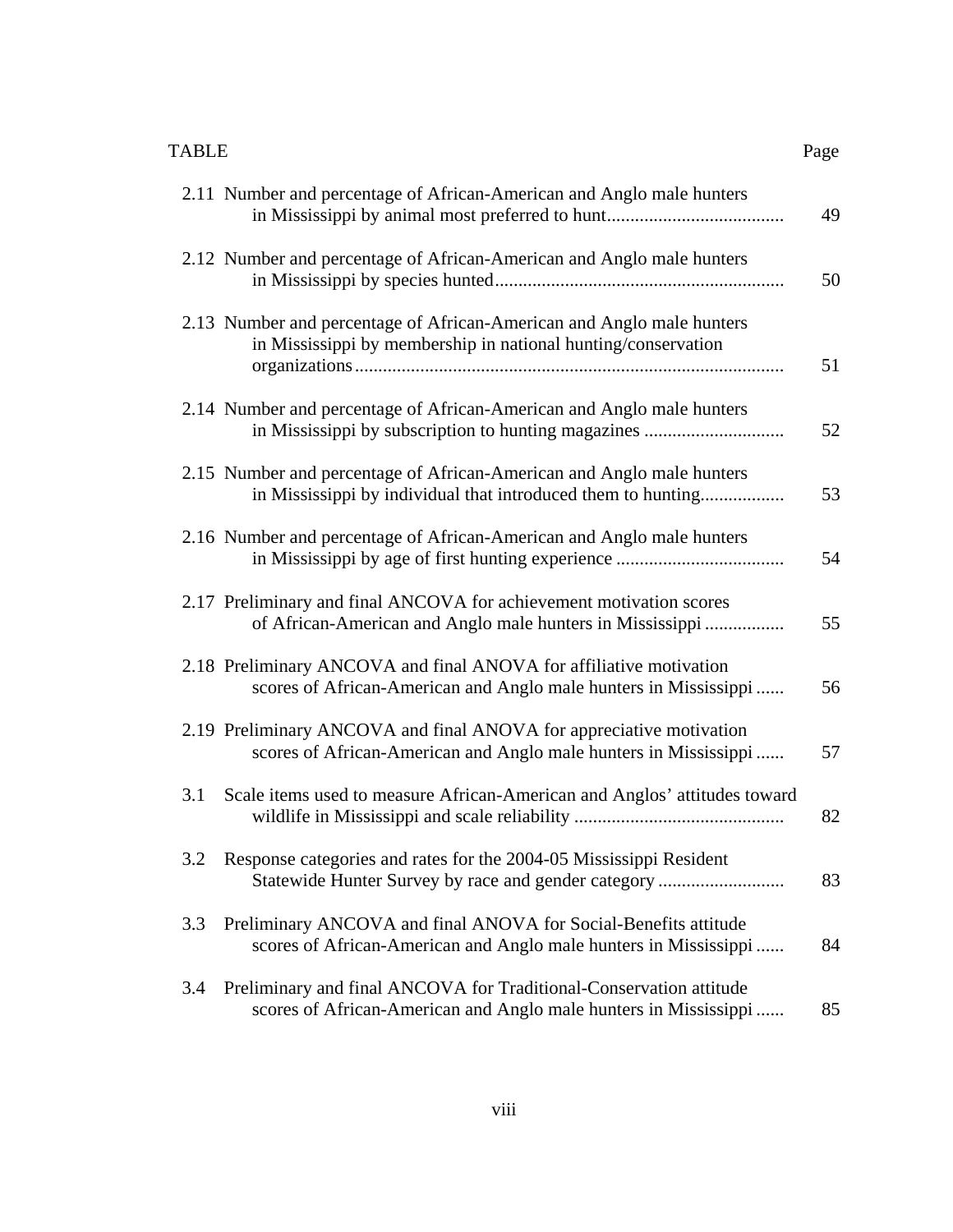| TABLE | | Page |
|---|---|---|
| 2.11 | Number and percentage of African-American and Anglo male hunters in Mississippi by animal most preferred to hunt | 49 |
| 2.12 | Number and percentage of African-American and Anglo male hunters in Mississippi by species hunted | 50 |
| 2.13 | Number and percentage of African-American and Anglo male hunters in Mississippi by membership in national hunting/conservation organizations | 51 |
| 2.14 | Number and percentage of African-American and Anglo male hunters in Mississippi by subscription to hunting magazines | 52 |
| 2.15 | Number and percentage of African-American and Anglo male hunters in Mississippi by individual that introduced them to hunting | 53 |
| 2.16 | Number and percentage of African-American and Anglo male hunters in Mississippi by age of first hunting experience | 54 |
| 2.17 | Preliminary and final ANCOVA for achievement motivation scores of African-American and Anglo male hunters in Mississippi | 55 |
| 2.18 | Preliminary ANCOVA and final ANOVA for affiliative motivation scores of African-American and Anglo male hunters in Mississippi | 56 |
| 2.19 | Preliminary ANCOVA and final ANOVA for appreciative motivation scores of African-American and Anglo male hunters in Mississippi | 57 |
| 3.1 | Scale items used to measure African-American and Anglos' attitudes toward wildlife in Mississippi and scale reliability | 82 |
| 3.2 | Response categories and rates for the 2004-05 Mississippi Resident Statewide Hunter Survey by race and gender category | 83 |
| 3.3 | Preliminary ANCOVA and final ANOVA for Social-Benefits attitude scores of African-American and Anglo male hunters in Mississippi | 84 |
| 3.4 | Preliminary and final ANCOVA for Traditional-Conservation attitude scores of African-American and Anglo male hunters in Mississippi | 85 |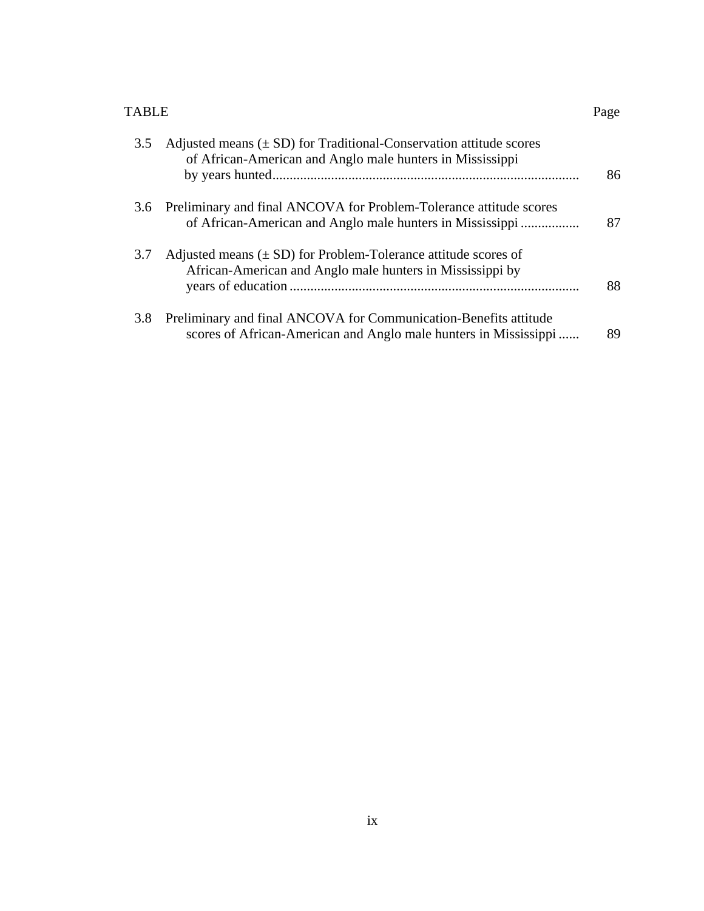| TABLE | | Page |
|---|---|---|
| 3.5 | Adjusted means (± SD) for Traditional-Conservation attitude scores of African-American and Anglo male hunters in Mississippi by years hunted | 86 |
| 3.6 | Preliminary and final ANCOVA for Problem-Tolerance attitude scores of African-American and Anglo male hunters in Mississippi | 87 |
| 3.7 | Adjusted means (± SD) for Problem-Tolerance attitude scores of African-American and Anglo male hunters in Mississippi by years of education | 88 |
| 3.8 | Preliminary and final ANCOVA for Communication-Benefits attitude scores of African-American and Anglo male hunters in Mississippi | 89 |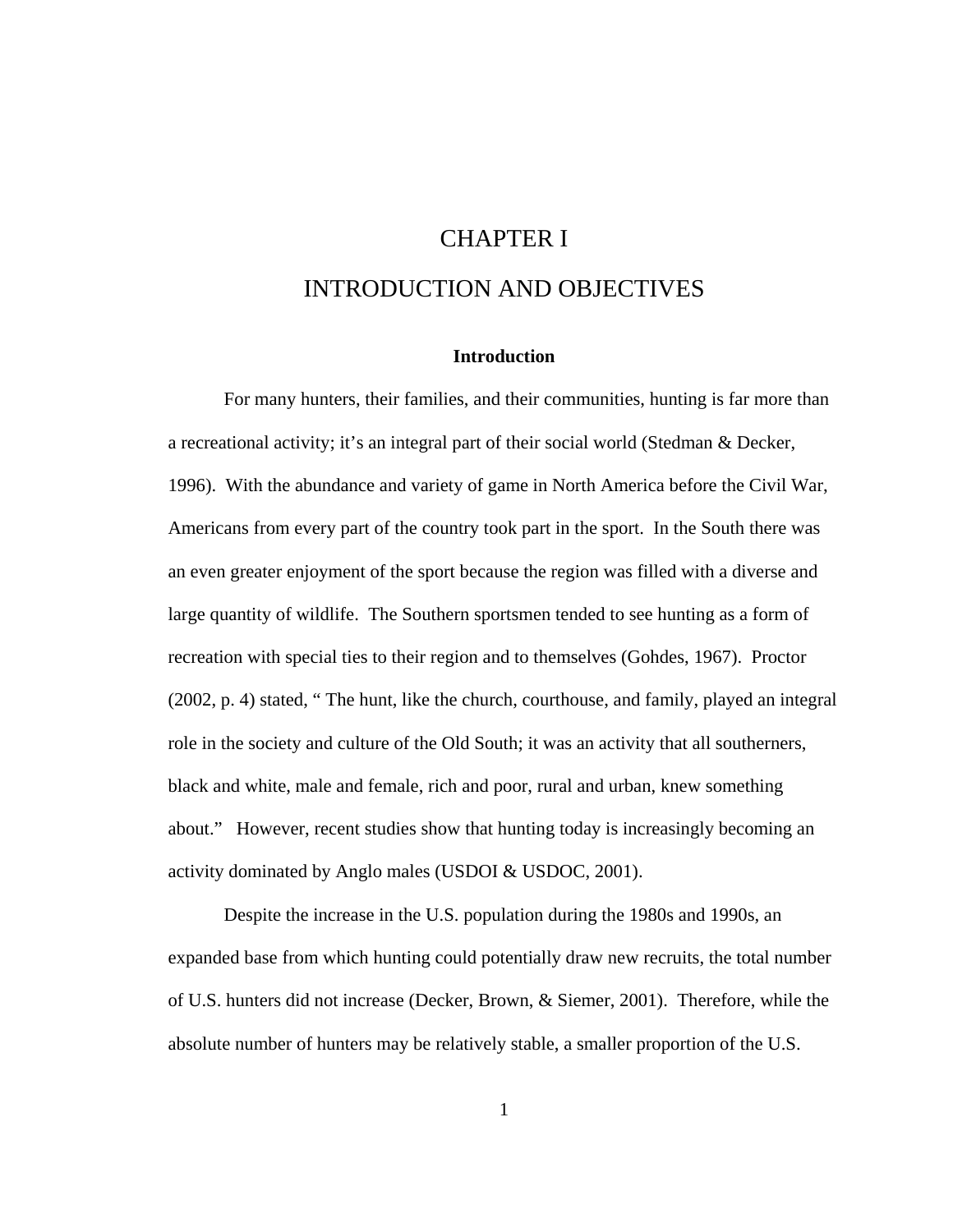# CHAPTER I

# INTRODUCTION AND OBJECTIVES

### Introduction

For many hunters, their families, and their communities, hunting is far more than a recreational activity; it's an integral part of their social world (Stedman & Decker, 1996). With the abundance and variety of game in North America before the Civil War, Americans from every part of the country took part in the sport. In the South there was an even greater enjoyment of the sport because the region was filled with a diverse and large quantity of wildlife. The Southern sportsmen tended to see hunting as a form of recreation with special ties to their region and to themselves (Gohdes, 1967). Proctor (2002, p. 4) stated, " The hunt, like the church, courthouse, and family, played an integral role in the society and culture of the Old South; it was an activity that all southerners, black and white, male and female, rich and poor, rural and urban, knew something about." However, recent studies show that hunting today is increasingly becoming an activity dominated by Anglo males (USDOI & USDOC, 2001).

Despite the increase in the U.S. population during the 1980s and 1990s, an expanded base from which hunting could potentially draw new recruits, the total number of U.S. hunters did not increase (Decker, Brown, & Siemer, 2001). Therefore, while the absolute number of hunters may be relatively stable, a smaller proportion of the U.S.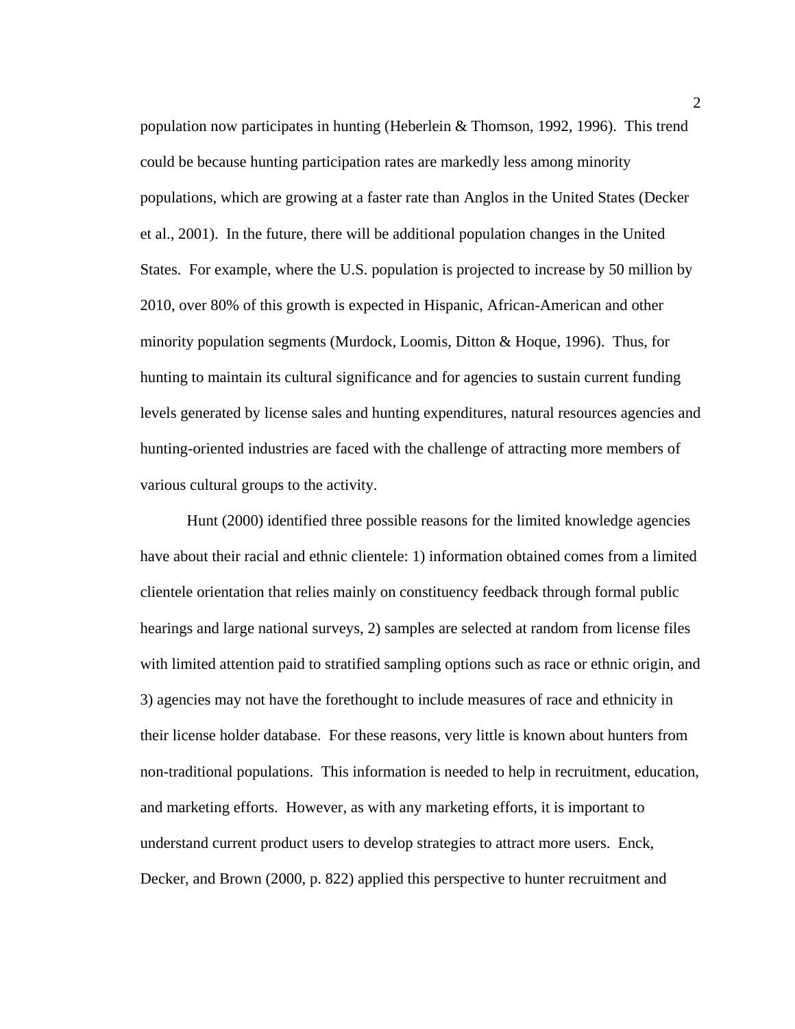population now participates in hunting (Heberlein & Thomson, 1992, 1996). This trend could be because hunting participation rates are markedly less among minority populations, which are growing at a faster rate than Anglos in the United States (Decker et al., 2001). In the future, there will be additional population changes in the United States. For example, where the U.S. population is projected to increase by 50 million by 2010, over 80% of this growth is expected in Hispanic, African-American and other minority population segments (Murdock, Loomis, Ditton & Hoque, 1996). Thus, for hunting to maintain its cultural significance and for agencies to sustain current funding levels generated by license sales and hunting expenditures, natural resources agencies and hunting-oriented industries are faced with the challenge of attracting more members of various cultural groups to the activity.

Hunt (2000) identified three possible reasons for the limited knowledge agencies have about their racial and ethnic clientele: 1) information obtained comes from a limited clientele orientation that relies mainly on constituency feedback through formal public hearings and large national surveys, 2) samples are selected at random from license files with limited attention paid to stratified sampling options such as race or ethnic origin, and 3) agencies may not have the forethought to include measures of race and ethnicity in their license holder database. For these reasons, very little is known about hunters from non-traditional populations. This information is needed to help in recruitment, education, and marketing efforts. However, as with any marketing efforts, it is important to understand current product users to develop strategies to attract more users. Enck, Decker, and Brown (2000, p. 822) applied this perspective to hunter recruitment and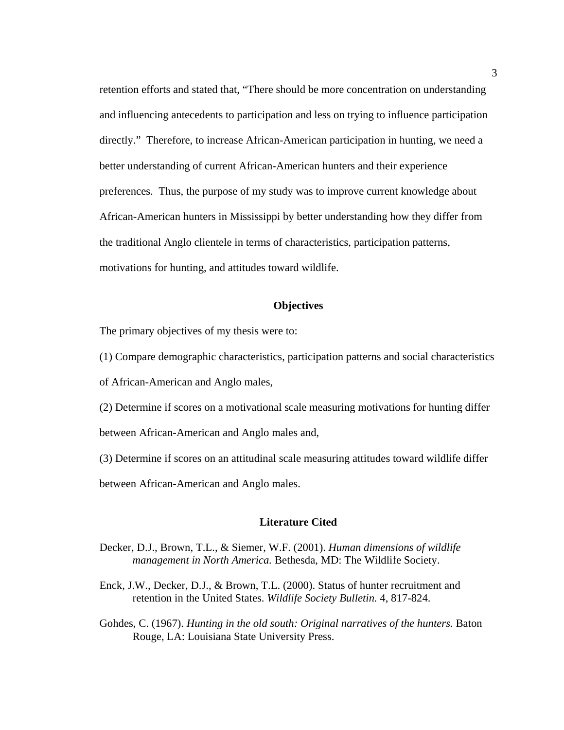retention efforts and stated that, "There should be more concentration on understanding and influencing antecedents to participation and less on trying to influence participation directly." Therefore, to increase African-American participation in hunting, we need a better understanding of current African-American hunters and their experience preferences. Thus, the purpose of my study was to improve current knowledge about African-American hunters in Mississippi by better understanding how they differ from the traditional Anglo clientele in terms of characteristics, participation patterns, motivations for hunting, and attitudes toward wildlife.

## Objectives

The primary objectives of my thesis were to:

(1) Compare demographic characteristics, participation patterns and social characteristics of African-American and Anglo males,

(2) Determine if scores on a motivational scale measuring motivations for hunting differ between African-American and Anglo males and,

(3) Determine if scores on an attitudinal scale measuring attitudes toward wildlife differ between African-American and Anglo males.

## Literature Cited

Decker, D.J., Brown, T.L., & Siemer, W.F. (2001). *Human dimensions of wildlife management in North America.* Bethesda, MD: The Wildlife Society.

Enck, J.W., Decker, D.J., & Brown, T.L. (2000). Status of hunter recruitment and retention in the United States. *Wildlife Society Bulletin.* 4, 817-824.

Gohdes, C. (1967). *Hunting in the old south: Original narratives of the hunters.* Baton Rouge, LA: Louisiana State University Press.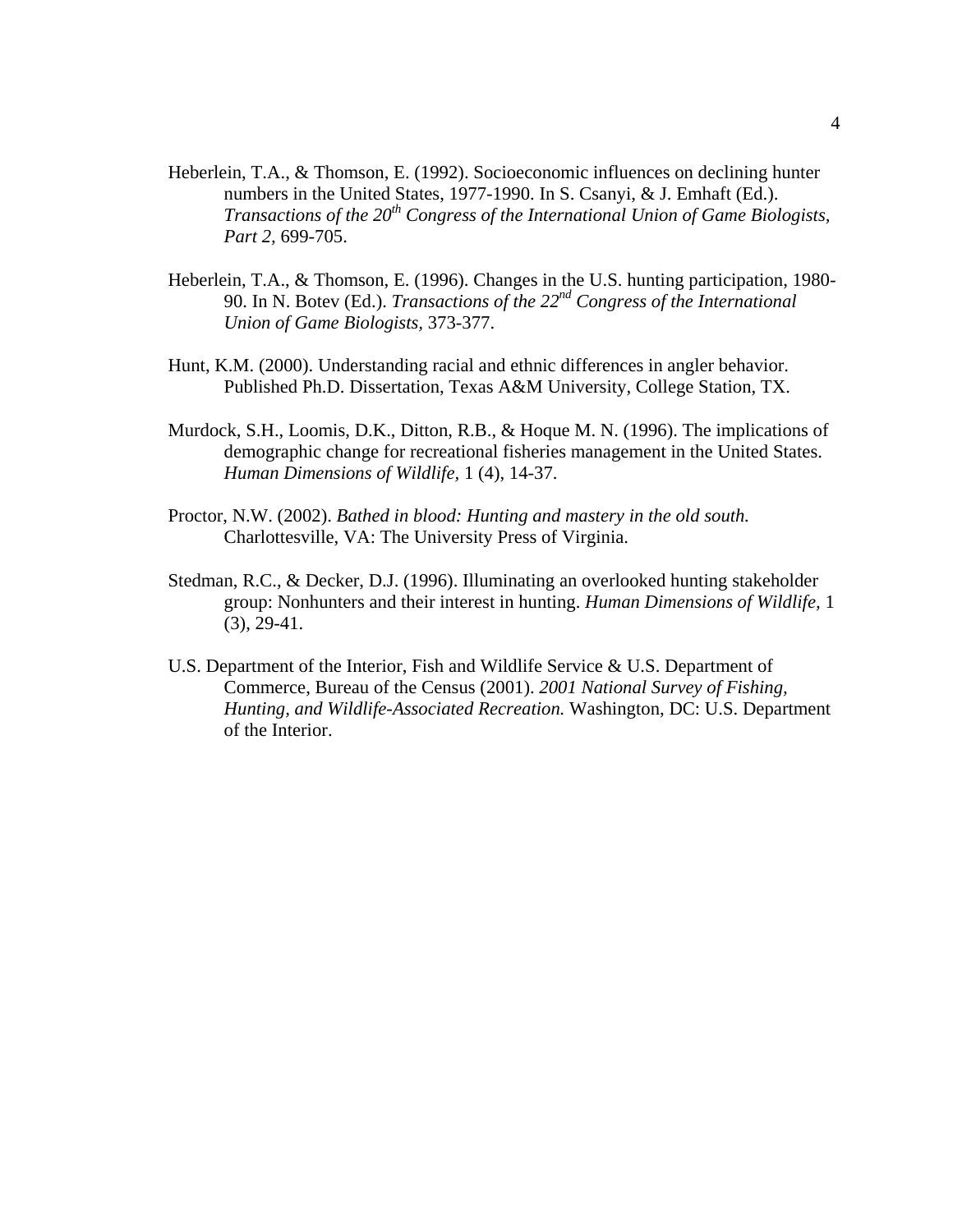Heberlein, T.A., & Thomson, E. (1992). Socioeconomic influences on declining hunter numbers in the United States, 1977-1990. In S. Csanyi, & J. Emhaft (Ed.). *Transactions of the 20th Congress of the International Union of Game Biologists, Part 2,* 699-705.

Heberlein, T.A., & Thomson, E. (1996). Changes in the U.S. hunting participation, 1980-90. In N. Botev (Ed.). *Transactions of the 22nd Congress of the International Union of Game Biologists,* 373-377.

Hunt, K.M. (2000). Understanding racial and ethnic differences in angler behavior. Published Ph.D. Dissertation, Texas A&M University, College Station, TX.

Murdock, S.H., Loomis, D.K., Ditton, R.B., & Hoque M. N. (1996). The implications of demographic change for recreational fisheries management in the United States. *Human Dimensions of Wildlife,* 1 (4), 14-37.

Proctor, N.W. (2002). *Bathed in blood: Hunting and mastery in the old south.* Charlottesville, VA: The University Press of Virginia.

Stedman, R.C., & Decker, D.J. (1996). Illuminating an overlooked hunting stakeholder group: Nonhunters and their interest in hunting. *Human Dimensions of Wildlife,* 1 (3), 29-41.

U.S. Department of the Interior, Fish and Wildlife Service & U.S. Department of Commerce, Bureau of the Census (2001). *2001 National Survey of Fishing, Hunting, and Wildlife-Associated Recreation.* Washington, DC: U.S. Department of the Interior.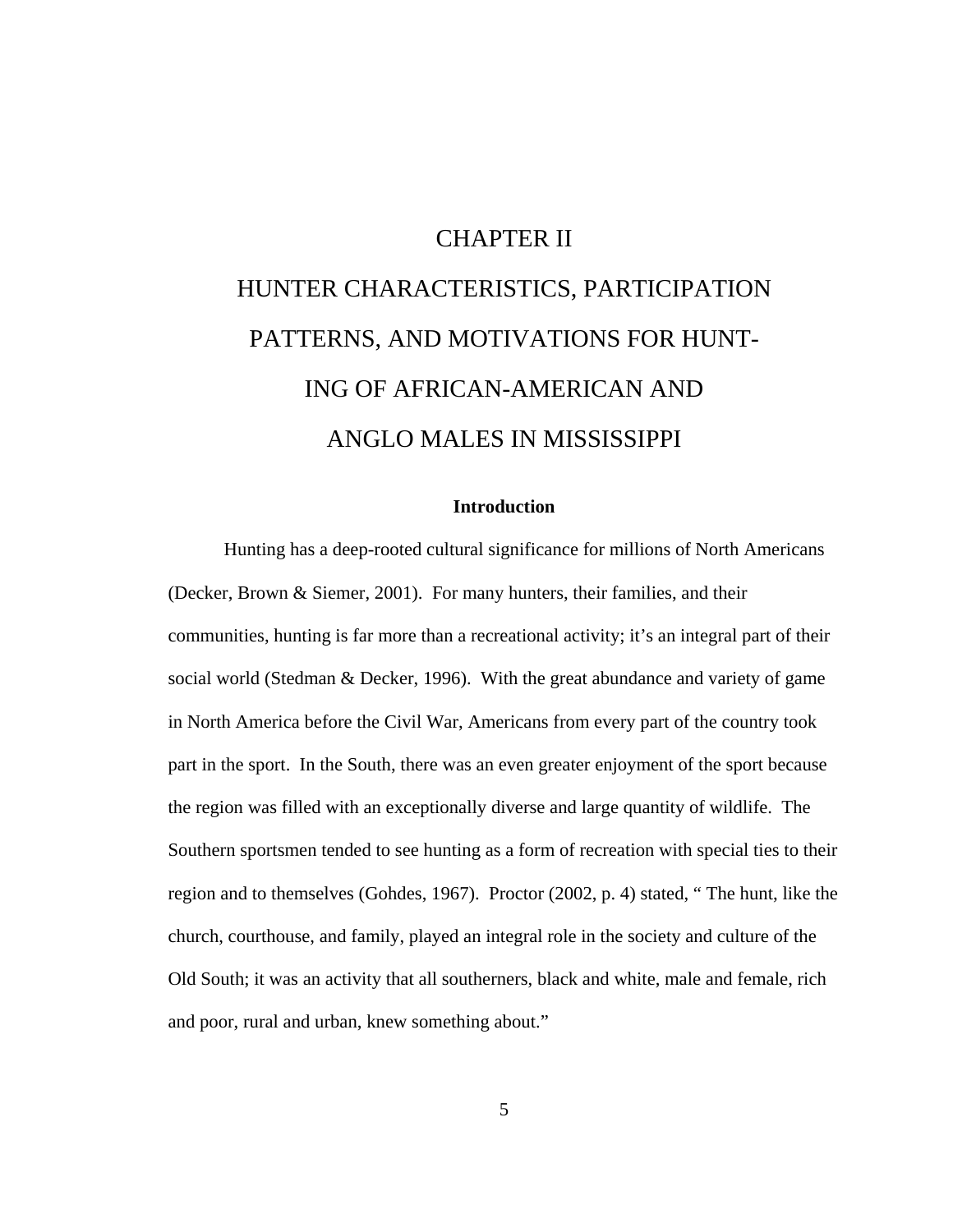# CHAPTER II

# HUNTER CHARACTERISTICS, PARTICIPATION PATTERNS, AND MOTIVATIONS FOR HUNTING OF AFRICAN-AMERICAN AND ANGLO MALES IN MISSISSIPPI

## Introduction

Hunting has a deep-rooted cultural significance for millions of North Americans (Decker, Brown & Siemer, 2001). For many hunters, their families, and their communities, hunting is far more than a recreational activity; it's an integral part of their social world (Stedman & Decker, 1996). With the great abundance and variety of game in North America before the Civil War, Americans from every part of the country took part in the sport. In the South, there was an even greater enjoyment of the sport because the region was filled with an exceptionally diverse and large quantity of wildlife. The Southern sportsmen tended to see hunting as a form of recreation with special ties to their region and to themselves (Gohdes, 1967). Proctor (2002, p. 4) stated, " The hunt, like the church, courthouse, and family, played an integral role in the society and culture of the Old South; it was an activity that all southerners, black and white, male and female, rich and poor, rural and urban, knew something about."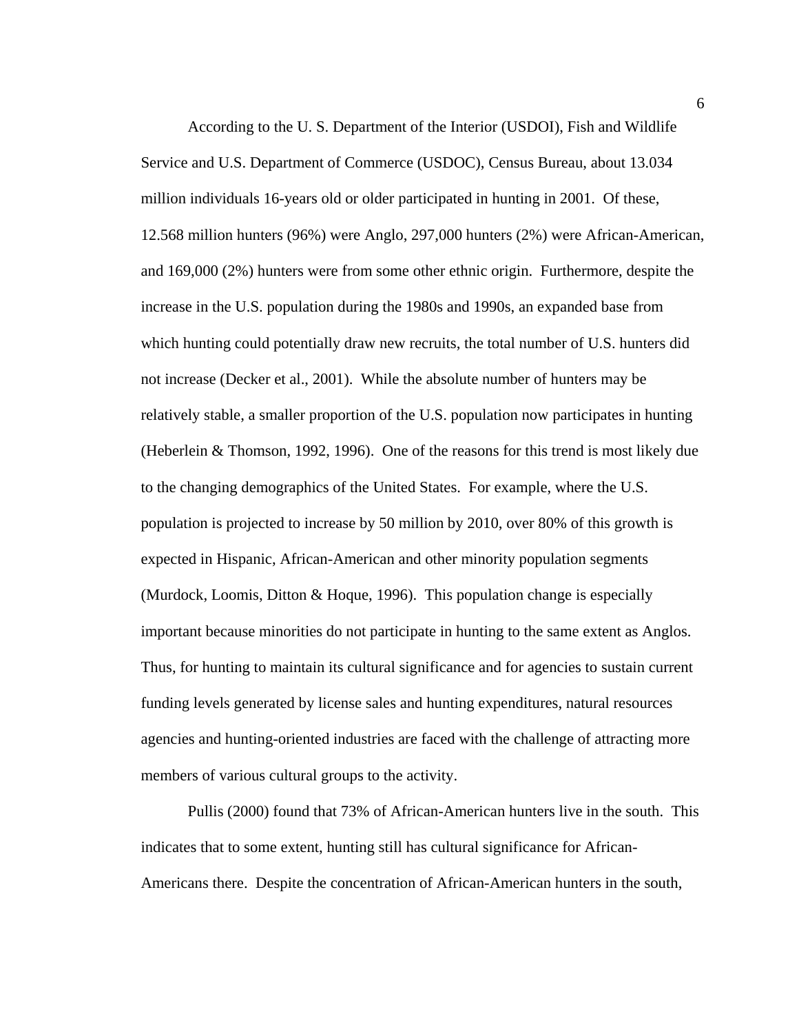According to the U. S. Department of the Interior (USDOI), Fish and Wildlife Service and U.S. Department of Commerce (USDOC), Census Bureau, about 13.034 million individuals 16-years old or older participated in hunting in 2001. Of these, 12.568 million hunters (96%) were Anglo, 297,000 hunters (2%) were African-American, and 169,000 (2%) hunters were from some other ethnic origin. Furthermore, despite the increase in the U.S. population during the 1980s and 1990s, an expanded base from which hunting could potentially draw new recruits, the total number of U.S. hunters did not increase (Decker et al., 2001). While the absolute number of hunters may be relatively stable, a smaller proportion of the U.S. population now participates in hunting (Heberlein & Thomson, 1992, 1996). One of the reasons for this trend is most likely due to the changing demographics of the United States. For example, where the U.S. population is projected to increase by 50 million by 2010, over 80% of this growth is expected in Hispanic, African-American and other minority population segments (Murdock, Loomis, Ditton & Hoque, 1996). This population change is especially important because minorities do not participate in hunting to the same extent as Anglos. Thus, for hunting to maintain its cultural significance and for agencies to sustain current funding levels generated by license sales and hunting expenditures, natural resources agencies and hunting-oriented industries are faced with the challenge of attracting more members of various cultural groups to the activity.

Pullis (2000) found that 73% of African-American hunters live in the south. This indicates that to some extent, hunting still has cultural significance for African-Americans there. Despite the concentration of African-American hunters in the south,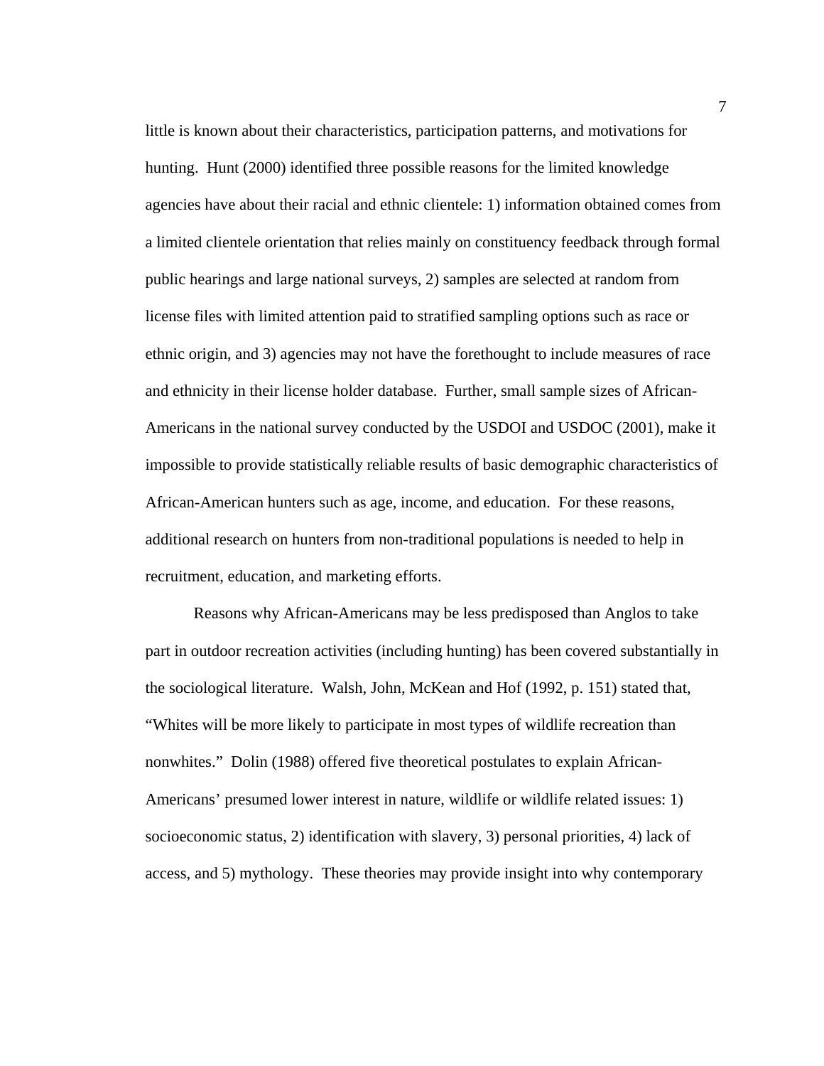little is known about their characteristics, participation patterns, and motivations for hunting. Hunt (2000) identified three possible reasons for the limited knowledge agencies have about their racial and ethnic clientele: 1) information obtained comes from a limited clientele orientation that relies mainly on constituency feedback through formal public hearings and large national surveys, 2) samples are selected at random from license files with limited attention paid to stratified sampling options such as race or ethnic origin, and 3) agencies may not have the forethought to include measures of race and ethnicity in their license holder database. Further, small sample sizes of African-Americans in the national survey conducted by the USDOI and USDOC (2001), make it impossible to provide statistically reliable results of basic demographic characteristics of African-American hunters such as age, income, and education. For these reasons, additional research on hunters from non-traditional populations is needed to help in recruitment, education, and marketing efforts.

Reasons why African-Americans may be less predisposed than Anglos to take part in outdoor recreation activities (including hunting) has been covered substantially in the sociological literature. Walsh, John, McKean and Hof (1992, p. 151) stated that, "Whites will be more likely to participate in most types of wildlife recreation than nonwhites." Dolin (1988) offered five theoretical postulates to explain African-Americans' presumed lower interest in nature, wildlife or wildlife related issues: 1) socioeconomic status, 2) identification with slavery, 3) personal priorities, 4) lack of access, and 5) mythology. These theories may provide insight into why contemporary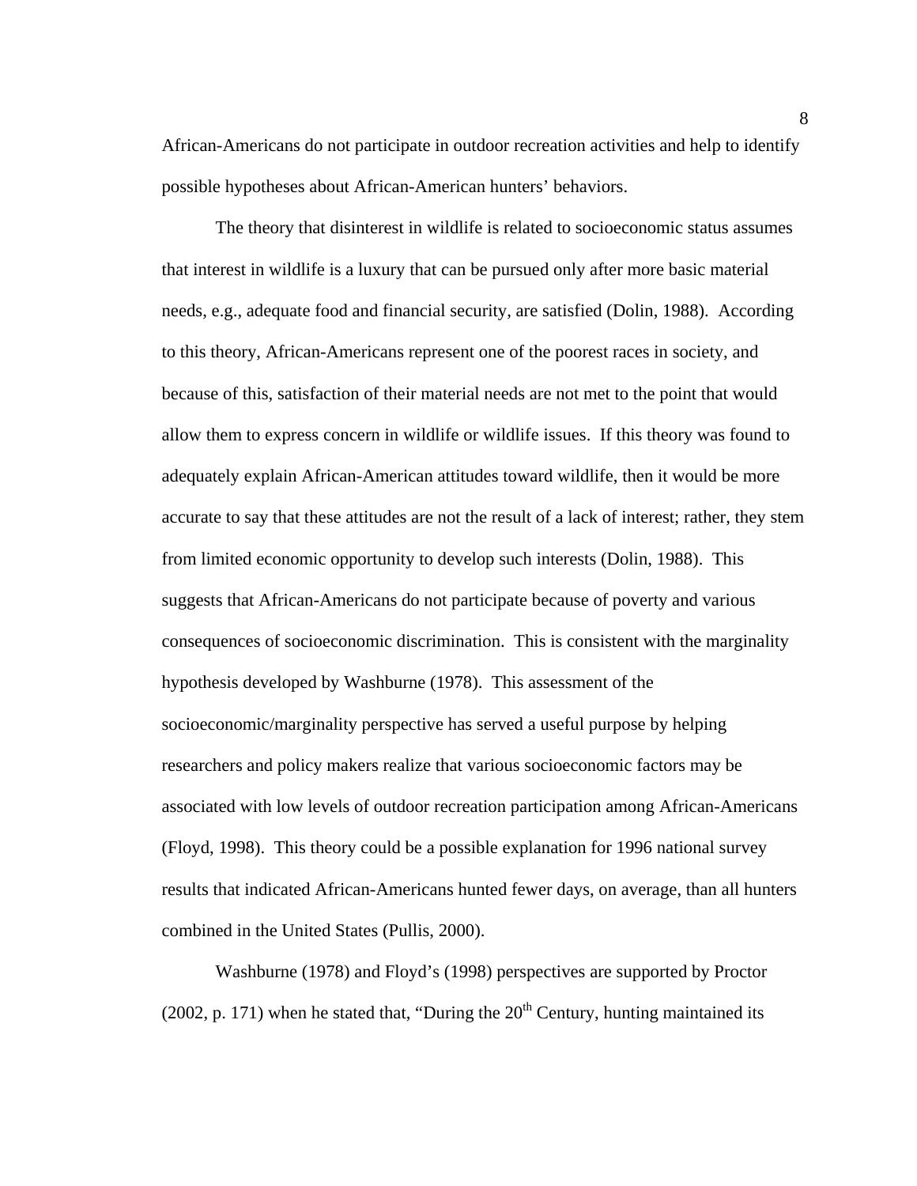African-Americans do not participate in outdoor recreation activities and help to identify possible hypotheses about African-American hunters' behaviors.

The theory that disinterest in wildlife is related to socioeconomic status assumes that interest in wildlife is a luxury that can be pursued only after more basic material needs, e.g., adequate food and financial security, are satisfied (Dolin, 1988). According to this theory, African-Americans represent one of the poorest races in society, and because of this, satisfaction of their material needs are not met to the point that would allow them to express concern in wildlife or wildlife issues. If this theory was found to adequately explain African-American attitudes toward wildlife, then it would be more accurate to say that these attitudes are not the result of a lack of interest; rather, they stem from limited economic opportunity to develop such interests (Dolin, 1988). This suggests that African-Americans do not participate because of poverty and various consequences of socioeconomic discrimination. This is consistent with the marginality hypothesis developed by Washburne (1978). This assessment of the socioeconomic/marginality perspective has served a useful purpose by helping researchers and policy makers realize that various socioeconomic factors may be associated with low levels of outdoor recreation participation among African-Americans (Floyd, 1998). This theory could be a possible explanation for 1996 national survey results that indicated African-Americans hunted fewer days, on average, than all hunters combined in the United States (Pullis, 2000).

Washburne (1978) and Floyd's (1998) perspectives are supported by Proctor (2002, p. 171) when he stated that, "During the 20th Century, hunting maintained its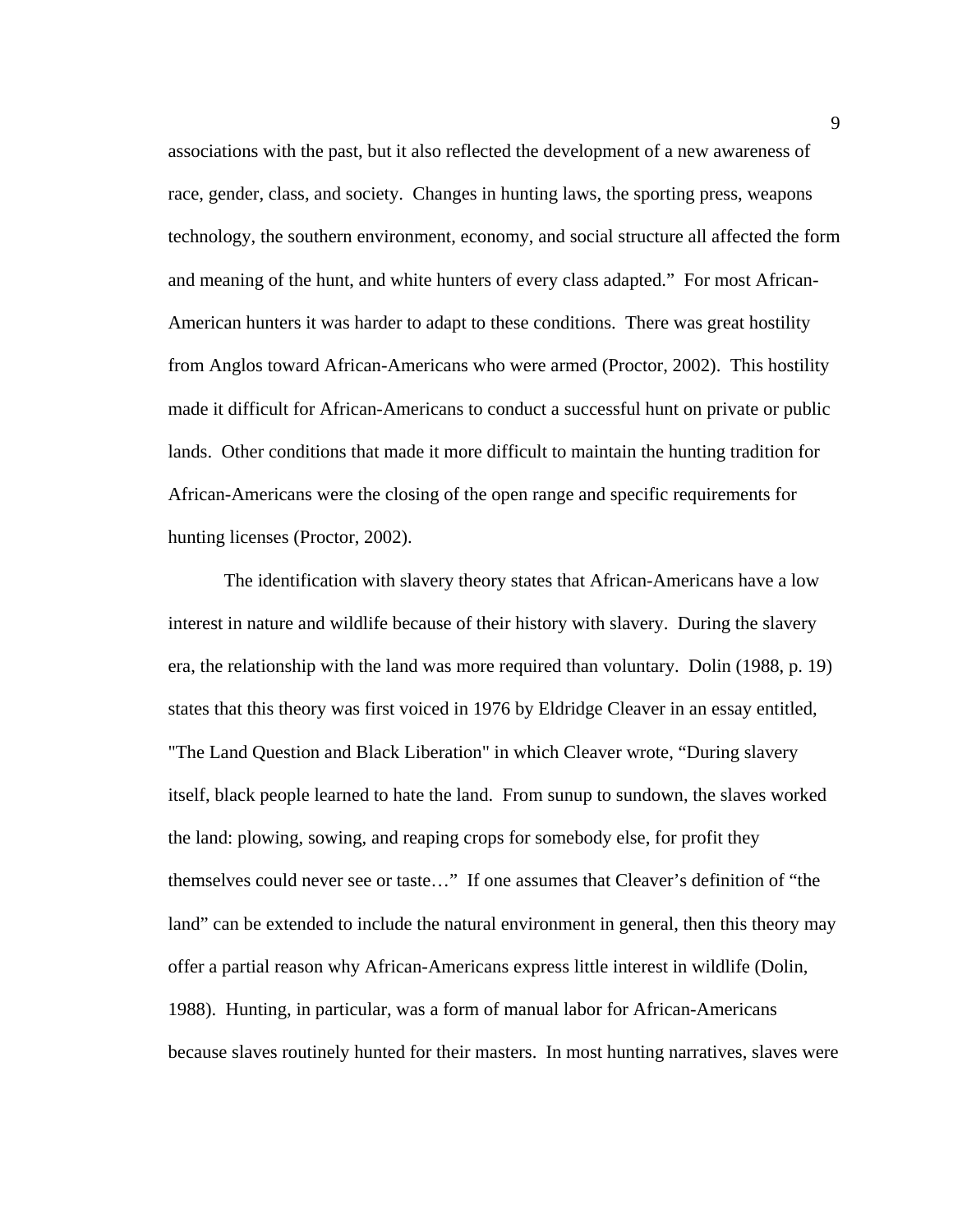associations with the past, but it also reflected the development of a new awareness of race, gender, class, and society. Changes in hunting laws, the sporting press, weapons technology, the southern environment, economy, and social structure all affected the form and meaning of the hunt, and white hunters of every class adapted." For most African-American hunters it was harder to adapt to these conditions. There was great hostility from Anglos toward African-Americans who were armed (Proctor, 2002). This hostility made it difficult for African-Americans to conduct a successful hunt on private or public lands. Other conditions that made it more difficult to maintain the hunting tradition for African-Americans were the closing of the open range and specific requirements for hunting licenses (Proctor, 2002).

The identification with slavery theory states that African-Americans have a low interest in nature and wildlife because of their history with slavery. During the slavery era, the relationship with the land was more required than voluntary. Dolin (1988, p. 19) states that this theory was first voiced in 1976 by Eldridge Cleaver in an essay entitled, "The Land Question and Black Liberation" in which Cleaver wrote, "During slavery itself, black people learned to hate the land. From sunup to sundown, the slaves worked the land: plowing, sowing, and reaping crops for somebody else, for profit they themselves could never see or taste…" If one assumes that Cleaver's definition of "the land" can be extended to include the natural environment in general, then this theory may offer a partial reason why African-Americans express little interest in wildlife (Dolin, 1988). Hunting, in particular, was a form of manual labor for African-Americans because slaves routinely hunted for their masters. In most hunting narratives, slaves were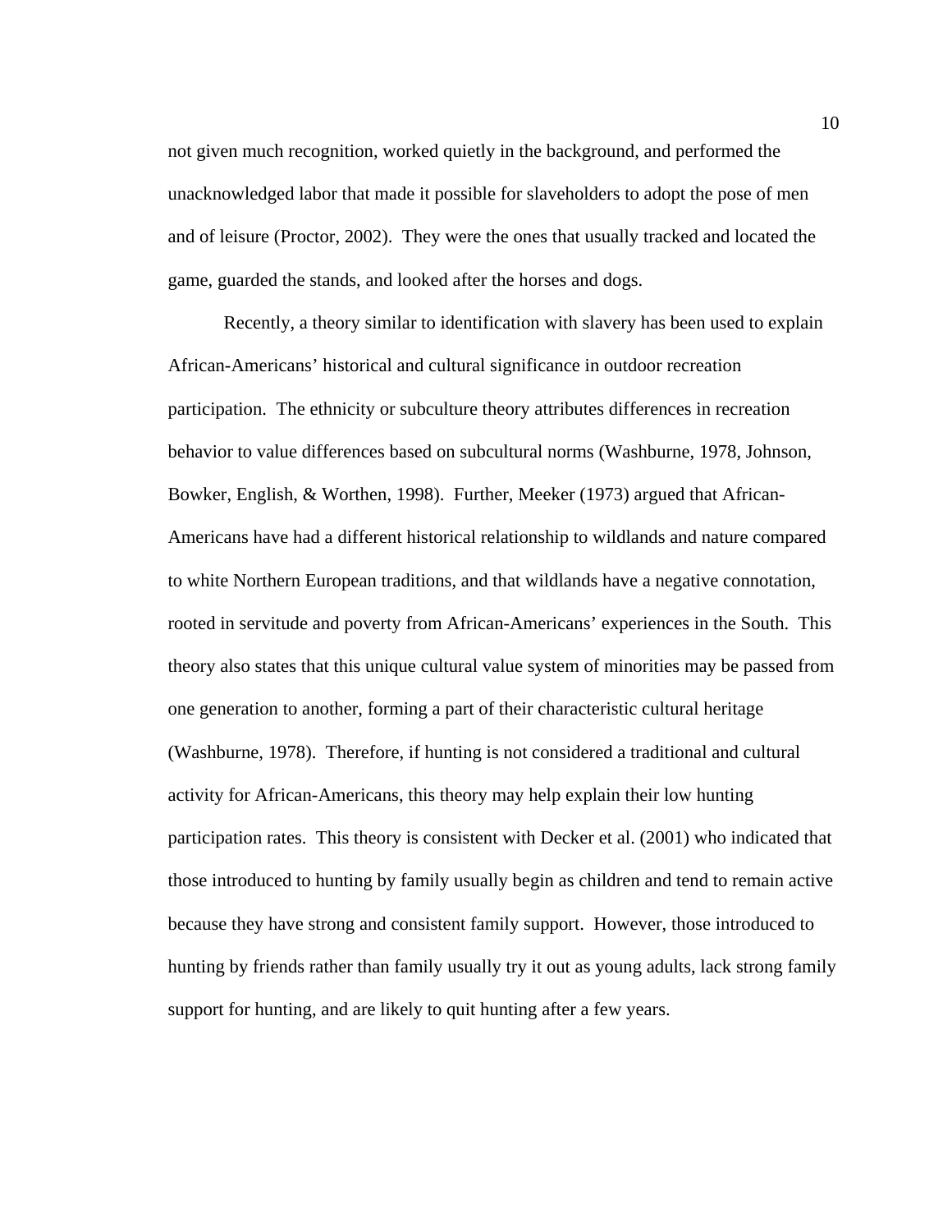not given much recognition, worked quietly in the background, and performed the unacknowledged labor that made it possible for slaveholders to adopt the pose of men and of leisure (Proctor, 2002). They were the ones that usually tracked and located the game, guarded the stands, and looked after the horses and dogs.

Recently, a theory similar to identification with slavery has been used to explain African-Americans' historical and cultural significance in outdoor recreation participation. The ethnicity or subculture theory attributes differences in recreation behavior to value differences based on subcultural norms (Washburne, 1978, Johnson, Bowker, English, & Worthen, 1998). Further, Meeker (1973) argued that African-Americans have had a different historical relationship to wildlands and nature compared to white Northern European traditions, and that wildlands have a negative connotation, rooted in servitude and poverty from African-Americans' experiences in the South. This theory also states that this unique cultural value system of minorities may be passed from one generation to another, forming a part of their characteristic cultural heritage (Washburne, 1978). Therefore, if hunting is not considered a traditional and cultural activity for African-Americans, this theory may help explain their low hunting participation rates. This theory is consistent with Decker et al. (2001) who indicated that those introduced to hunting by family usually begin as children and tend to remain active because they have strong and consistent family support. However, those introduced to hunting by friends rather than family usually try it out as young adults, lack strong family support for hunting, and are likely to quit hunting after a few years.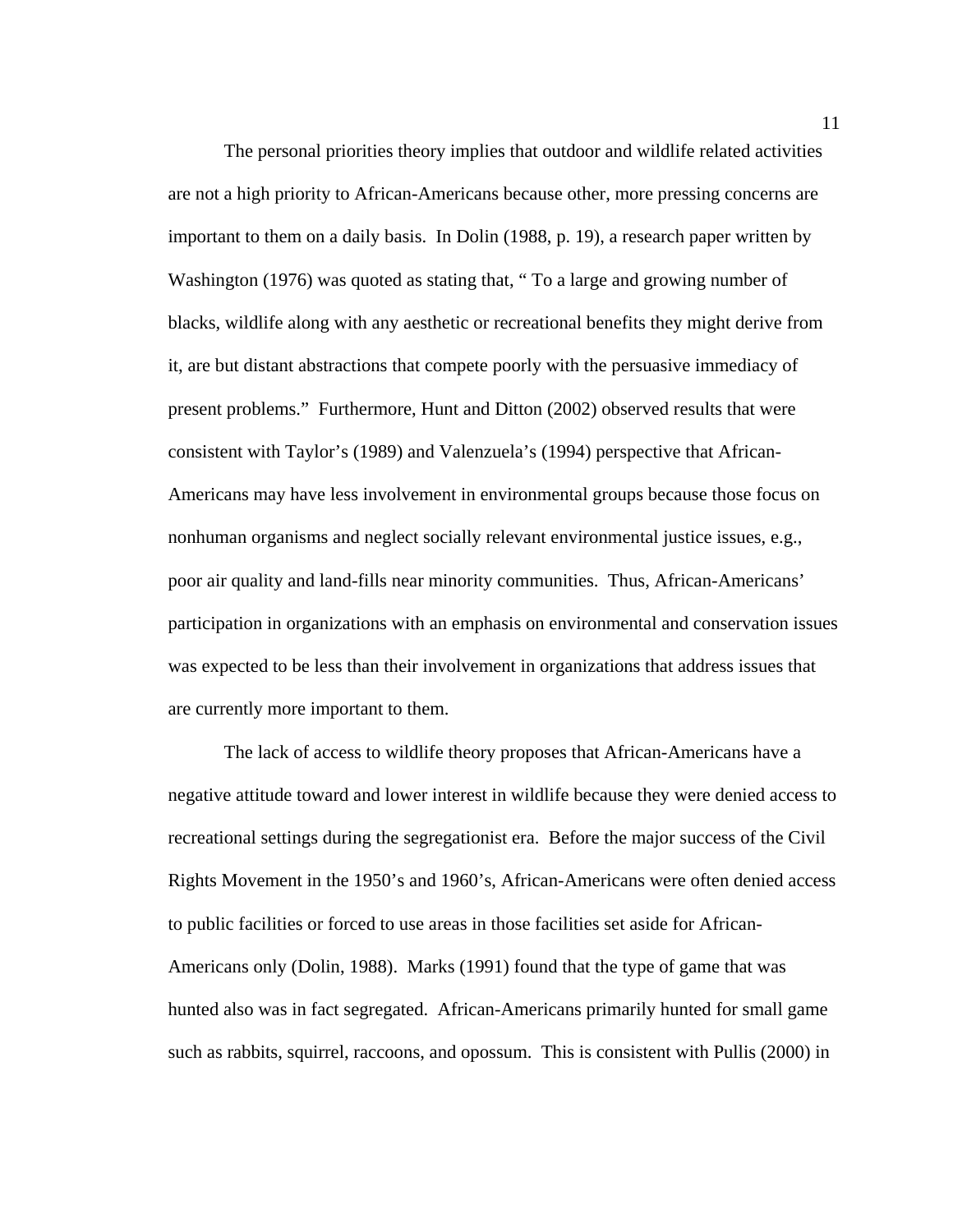The personal priorities theory implies that outdoor and wildlife related activities are not a high priority to African-Americans because other, more pressing concerns are important to them on a daily basis. In Dolin (1988, p. 19), a research paper written by Washington (1976) was quoted as stating that, " To a large and growing number of blacks, wildlife along with any aesthetic or recreational benefits they might derive from it, are but distant abstractions that compete poorly with the persuasive immediacy of present problems." Furthermore, Hunt and Ditton (2002) observed results that were consistent with Taylor's (1989) and Valenzuela's (1994) perspective that African-Americans may have less involvement in environmental groups because those focus on nonhuman organisms and neglect socially relevant environmental justice issues, e.g., poor air quality and land-fills near minority communities. Thus, African-Americans' participation in organizations with an emphasis on environmental and conservation issues was expected to be less than their involvement in organizations that address issues that are currently more important to them.

The lack of access to wildlife theory proposes that African-Americans have a negative attitude toward and lower interest in wildlife because they were denied access to recreational settings during the segregationist era. Before the major success of the Civil Rights Movement in the 1950's and 1960's, African-Americans were often denied access to public facilities or forced to use areas in those facilities set aside for African-Americans only (Dolin, 1988). Marks (1991) found that the type of game that was hunted also was in fact segregated. African-Americans primarily hunted for small game such as rabbits, squirrel, raccoons, and opossum. This is consistent with Pullis (2000) in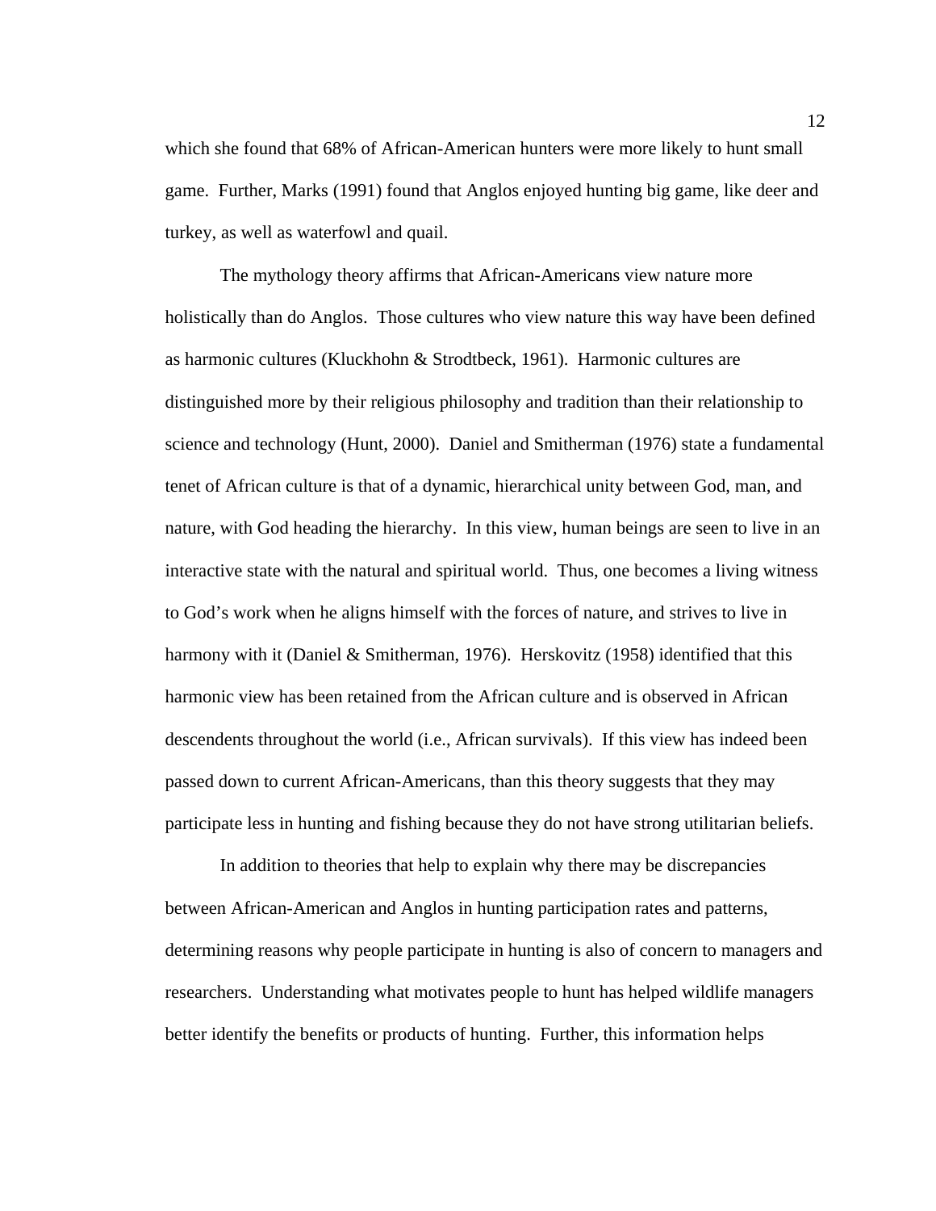which she found that 68% of African-American hunters were more likely to hunt small game. Further, Marks (1991) found that Anglos enjoyed hunting big game, like deer and turkey, as well as waterfowl and quail.

The mythology theory affirms that African-Americans view nature more holistically than do Anglos. Those cultures who view nature this way have been defined as harmonic cultures (Kluckhohn & Strodtbeck, 1961). Harmonic cultures are distinguished more by their religious philosophy and tradition than their relationship to science and technology (Hunt, 2000). Daniel and Smitherman (1976) state a fundamental tenet of African culture is that of a dynamic, hierarchical unity between God, man, and nature, with God heading the hierarchy. In this view, human beings are seen to live in an interactive state with the natural and spiritual world. Thus, one becomes a living witness to God's work when he aligns himself with the forces of nature, and strives to live in harmony with it (Daniel & Smitherman, 1976). Herskovitz (1958) identified that this harmonic view has been retained from the African culture and is observed in African descendents throughout the world (i.e., African survivals). If this view has indeed been passed down to current African-Americans, than this theory suggests that they may participate less in hunting and fishing because they do not have strong utilitarian beliefs.

In addition to theories that help to explain why there may be discrepancies between African-American and Anglos in hunting participation rates and patterns, determining reasons why people participate in hunting is also of concern to managers and researchers. Understanding what motivates people to hunt has helped wildlife managers better identify the benefits or products of hunting. Further, this information helps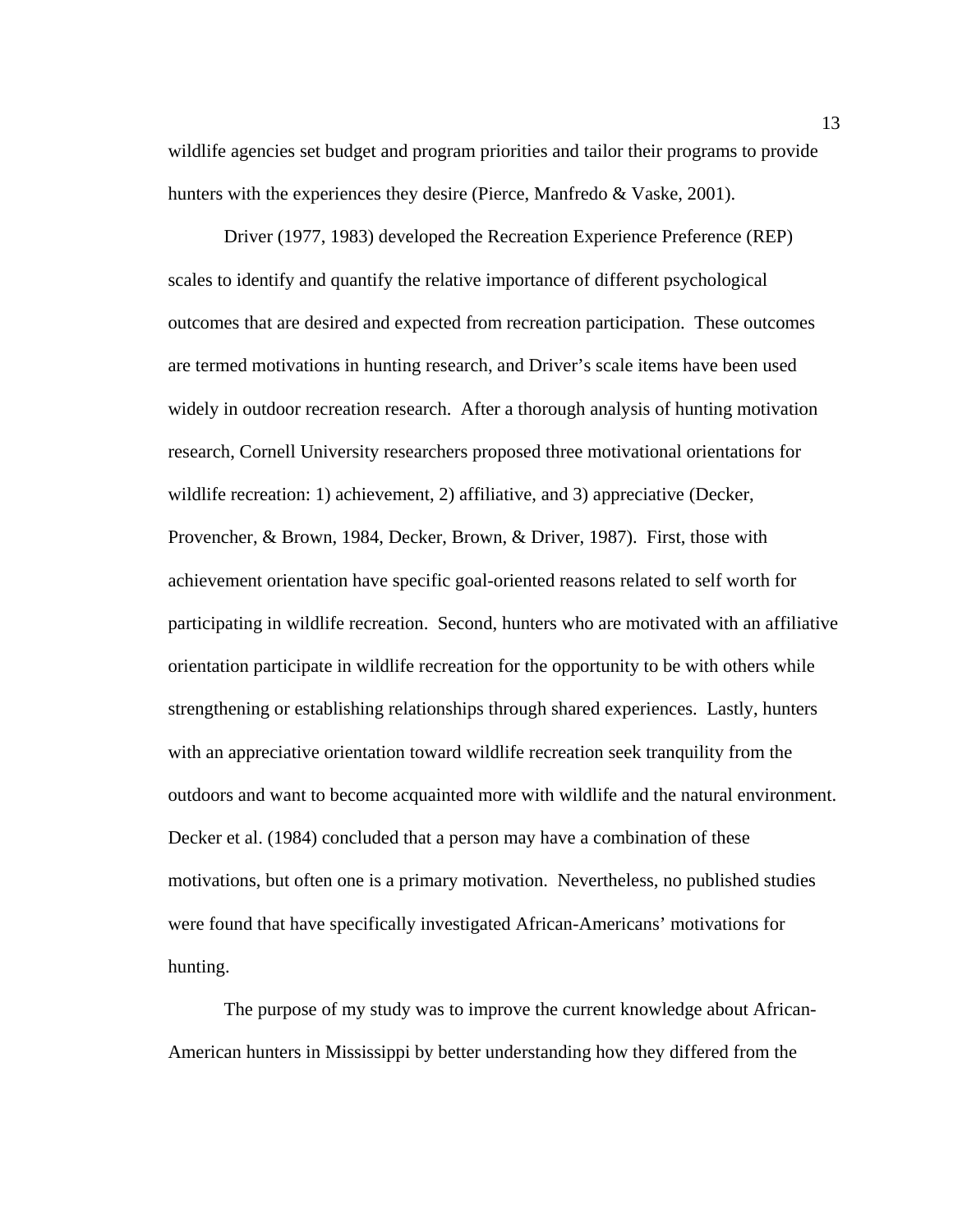wildlife agencies set budget and program priorities and tailor their programs to provide hunters with the experiences they desire (Pierce, Manfredo & Vaske, 2001).

Driver (1977, 1983) developed the Recreation Experience Preference (REP) scales to identify and quantify the relative importance of different psychological outcomes that are desired and expected from recreation participation. These outcomes are termed motivations in hunting research, and Driver's scale items have been used widely in outdoor recreation research. After a thorough analysis of hunting motivation research, Cornell University researchers proposed three motivational orientations for wildlife recreation: 1) achievement, 2) affiliative, and 3) appreciative (Decker, Provencher, & Brown, 1984, Decker, Brown, & Driver, 1987). First, those with achievement orientation have specific goal-oriented reasons related to self worth for participating in wildlife recreation. Second, hunters who are motivated with an affiliative orientation participate in wildlife recreation for the opportunity to be with others while strengthening or establishing relationships through shared experiences. Lastly, hunters with an appreciative orientation toward wildlife recreation seek tranquility from the outdoors and want to become acquainted more with wildlife and the natural environment. Decker et al. (1984) concluded that a person may have a combination of these motivations, but often one is a primary motivation. Nevertheless, no published studies were found that have specifically investigated African-Americans' motivations for hunting.

The purpose of my study was to improve the current knowledge about African-American hunters in Mississippi by better understanding how they differed from the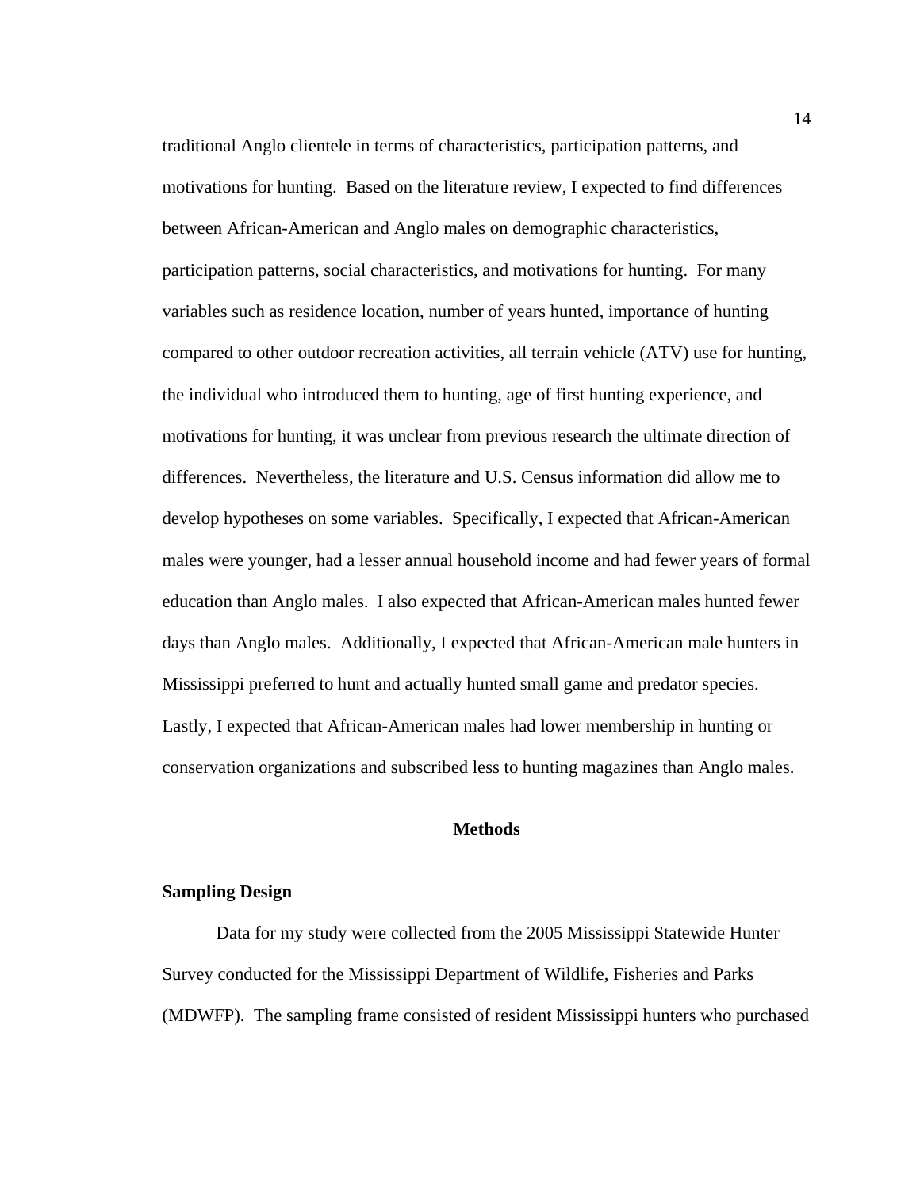traditional Anglo clientele in terms of characteristics, participation patterns, and motivations for hunting. Based on the literature review, I expected to find differences between African-American and Anglo males on demographic characteristics, participation patterns, social characteristics, and motivations for hunting. For many variables such as residence location, number of years hunted, importance of hunting compared to other outdoor recreation activities, all terrain vehicle (ATV) use for hunting, the individual who introduced them to hunting, age of first hunting experience, and motivations for hunting, it was unclear from previous research the ultimate direction of differences. Nevertheless, the literature and U.S. Census information did allow me to develop hypotheses on some variables. Specifically, I expected that African-American males were younger, had a lesser annual household income and had fewer years of formal education than Anglo males. I also expected that African-American males hunted fewer days than Anglo males. Additionally, I expected that African-American male hunters in Mississippi preferred to hunt and actually hunted small game and predator species. Lastly, I expected that African-American males had lower membership in hunting or conservation organizations and subscribed less to hunting magazines than Anglo males.

## Methods

### Sampling Design

Data for my study were collected from the 2005 Mississippi Statewide Hunter Survey conducted for the Mississippi Department of Wildlife, Fisheries and Parks (MDWFP). The sampling frame consisted of resident Mississippi hunters who purchased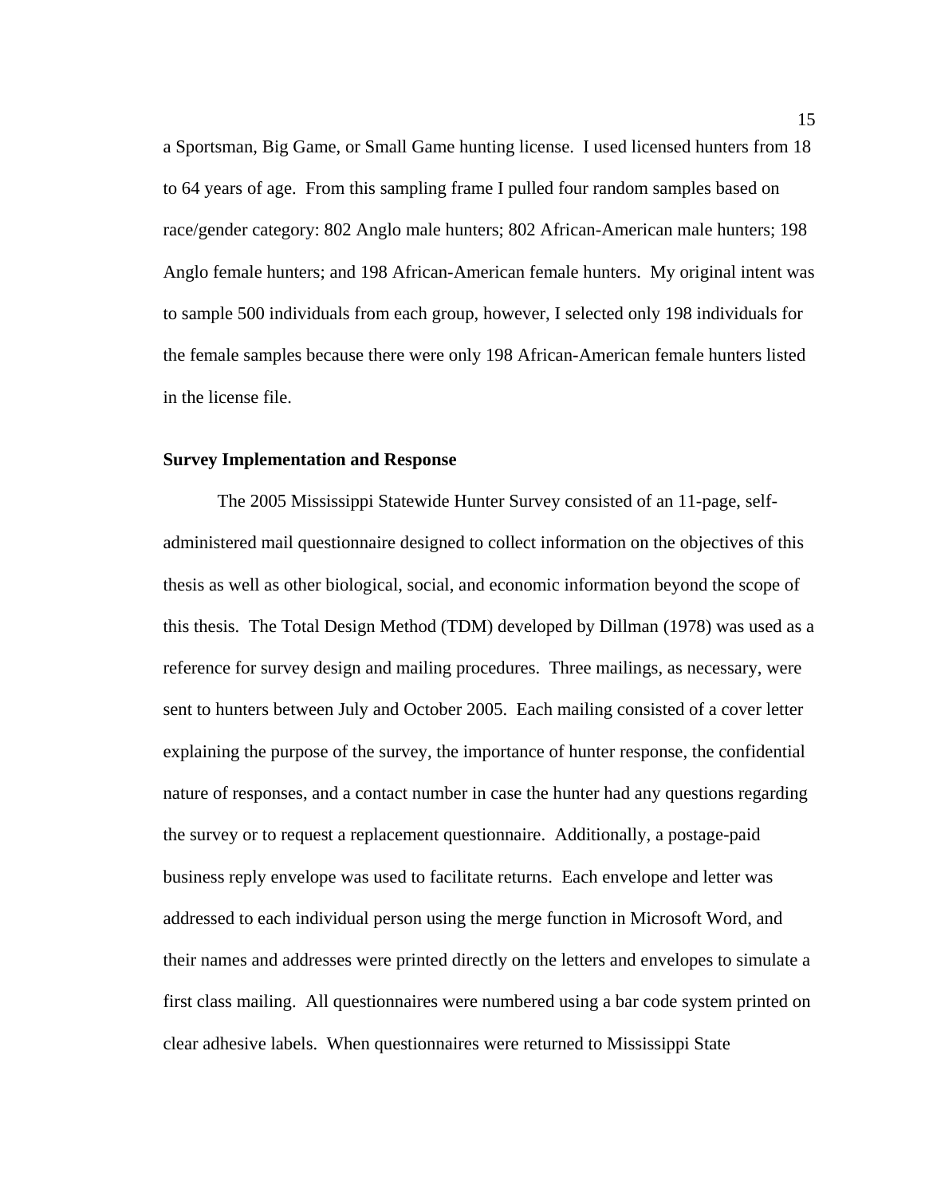a Sportsman, Big Game, or Small Game hunting license. I used licensed hunters from 18 to 64 years of age. From this sampling frame I pulled four random samples based on race/gender category: 802 Anglo male hunters; 802 African-American male hunters; 198 Anglo female hunters; and 198 African-American female hunters. My original intent was to sample 500 individuals from each group, however, I selected only 198 individuals for the female samples because there were only 198 African-American female hunters listed in the license file.

### Survey Implementation and Response

The 2005 Mississippi Statewide Hunter Survey consisted of an 11-page, self-administered mail questionnaire designed to collect information on the objectives of this thesis as well as other biological, social, and economic information beyond the scope of this thesis. The Total Design Method (TDM) developed by Dillman (1978) was used as a reference for survey design and mailing procedures. Three mailings, as necessary, were sent to hunters between July and October 2005. Each mailing consisted of a cover letter explaining the purpose of the survey, the importance of hunter response, the confidential nature of responses, and a contact number in case the hunter had any questions regarding the survey or to request a replacement questionnaire. Additionally, a postage-paid business reply envelope was used to facilitate returns. Each envelope and letter was addressed to each individual person using the merge function in Microsoft Word, and their names and addresses were printed directly on the letters and envelopes to simulate a first class mailing. All questionnaires were numbered using a bar code system printed on clear adhesive labels. When questionnaires were returned to Mississippi State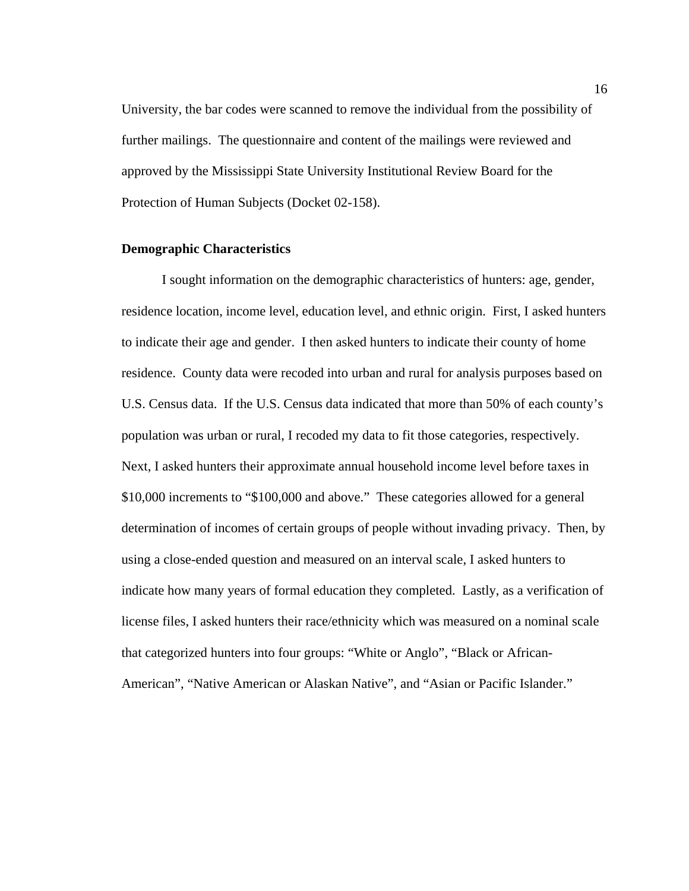University, the bar codes were scanned to remove the individual from the possibility of further mailings. The questionnaire and content of the mailings were reviewed and approved by the Mississippi State University Institutional Review Board for the Protection of Human Subjects (Docket 02-158).

**Demographic Characteristics**

I sought information on the demographic characteristics of hunters: age, gender, residence location, income level, education level, and ethnic origin. First, I asked hunters to indicate their age and gender. I then asked hunters to indicate their county of home residence. County data were recoded into urban and rural for analysis purposes based on U.S. Census data. If the U.S. Census data indicated that more than 50% of each county's population was urban or rural, I recoded my data to fit those categories, respectively. Next, I asked hunters their approximate annual household income level before taxes in $10,000 increments to "$100,000 and above." These categories allowed for a general determination of incomes of certain groups of people without invading privacy. Then, by using a close-ended question and measured on an interval scale, I asked hunters to indicate how many years of formal education they completed. Lastly, as a verification of license files, I asked hunters their race/ethnicity which was measured on a nominal scale that categorized hunters into four groups: "White or Anglo", "Black or African-American", "Native American or Alaskan Native", and "Asian or Pacific Islander."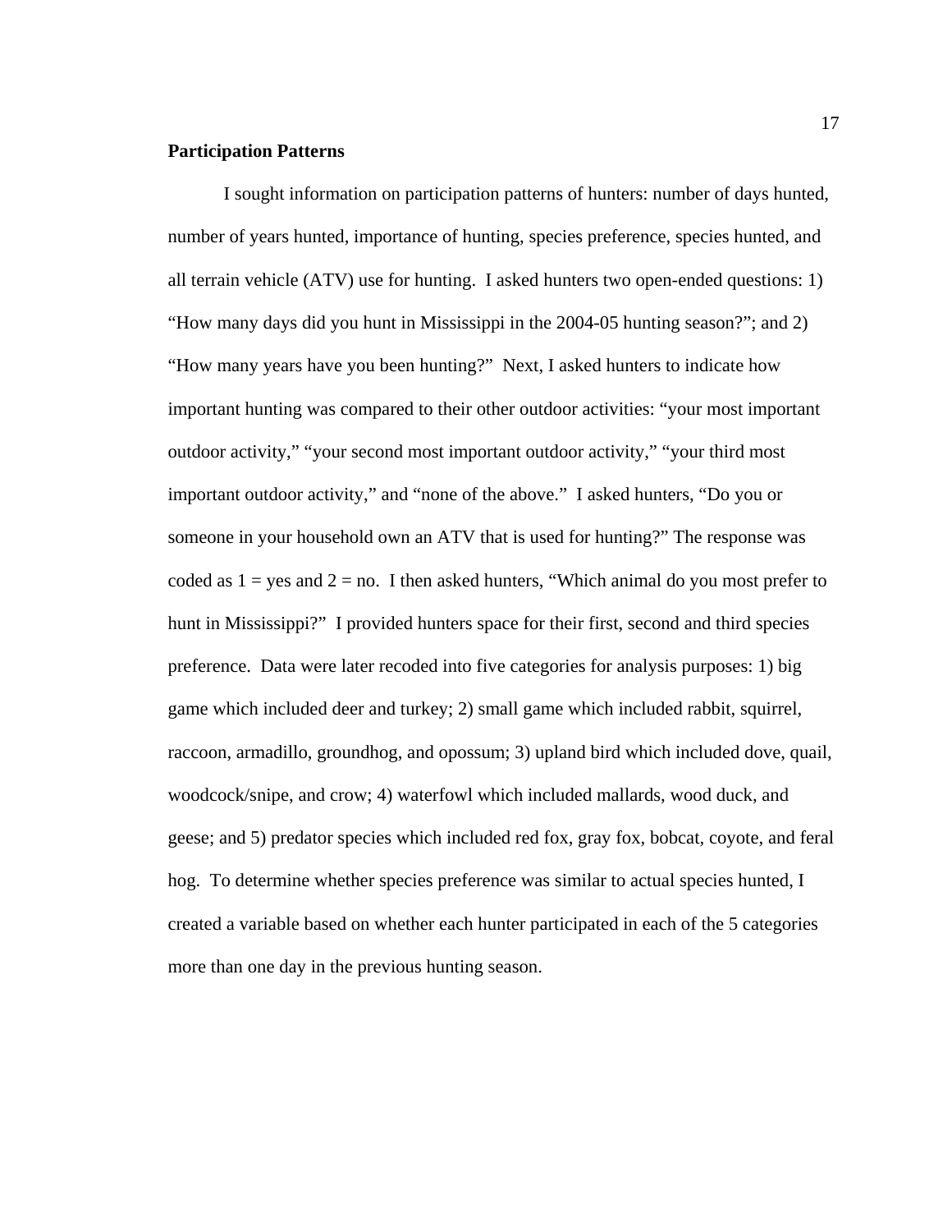**Participation Patterns**

I sought information on participation patterns of hunters: number of days hunted, number of years hunted, importance of hunting, species preference, species hunted, and all terrain vehicle (ATV) use for hunting. I asked hunters two open-ended questions: 1) "How many days did you hunt in Mississippi in the 2004-05 hunting season?"; and 2) "How many years have you been hunting?" Next, I asked hunters to indicate how important hunting was compared to their other outdoor activities: "your most important outdoor activity," "your second most important outdoor activity," "your third most important outdoor activity," and "none of the above." I asked hunters, "Do you or someone in your household own an ATV that is used for hunting?" The response was coded as 1 = yes and 2 = no. I then asked hunters, "Which animal do you most prefer to hunt in Mississippi?" I provided hunters space for their first, second and third species preference. Data were later recoded into five categories for analysis purposes: 1) big game which included deer and turkey; 2) small game which included rabbit, squirrel, raccoon, armadillo, groundhog, and opossum; 3) upland bird which included dove, quail, woodcock/snipe, and crow; 4) waterfowl which included mallards, wood duck, and geese; and 5) predator species which included red fox, gray fox, bobcat, coyote, and feral hog. To determine whether species preference was similar to actual species hunted, I created a variable based on whether each hunter participated in each of the 5 categories more than one day in the previous hunting season.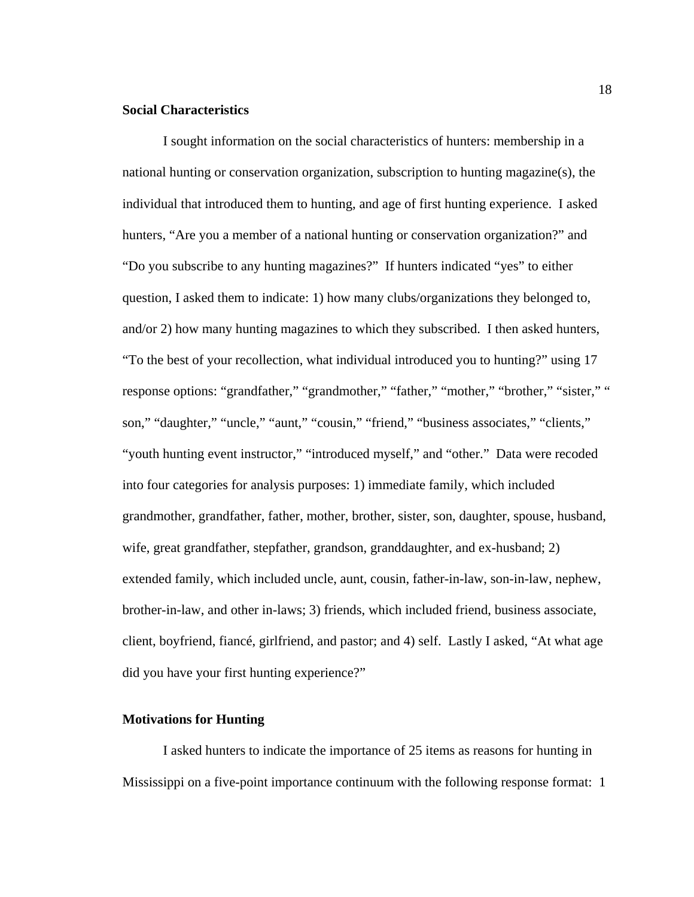**Social Characteristics**

I sought information on the social characteristics of hunters: membership in a national hunting or conservation organization, subscription to hunting magazine(s), the individual that introduced them to hunting, and age of first hunting experience. I asked hunters, "Are you a member of a national hunting or conservation organization?" and "Do you subscribe to any hunting magazines?" If hunters indicated "yes" to either question, I asked them to indicate: 1) how many clubs/organizations they belonged to, and/or 2) how many hunting magazines to which they subscribed. I then asked hunters, "To the best of your recollection, what individual introduced you to hunting?" using 17 response options: "grandfather," "grandmother," "father," "mother," "brother," "sister," " son," "daughter," "uncle," "aunt," "cousin," "friend," "business associates," "clients," "youth hunting event instructor," "introduced myself," and "other." Data were recoded into four categories for analysis purposes: 1) immediate family, which included grandmother, grandfather, father, mother, brother, sister, son, daughter, spouse, husband, wife, great grandfather, stepfather, grandson, granddaughter, and ex-husband; 2) extended family, which included uncle, aunt, cousin, father-in-law, son-in-law, nephew, brother-in-law, and other in-laws; 3) friends, which included friend, business associate, client, boyfriend, fiancé, girlfriend, and pastor; and 4) self. Lastly I asked, "At what age did you have your first hunting experience?"

**Motivations for Hunting**

I asked hunters to indicate the importance of 25 items as reasons for hunting in Mississippi on a five-point importance continuum with the following response format: 1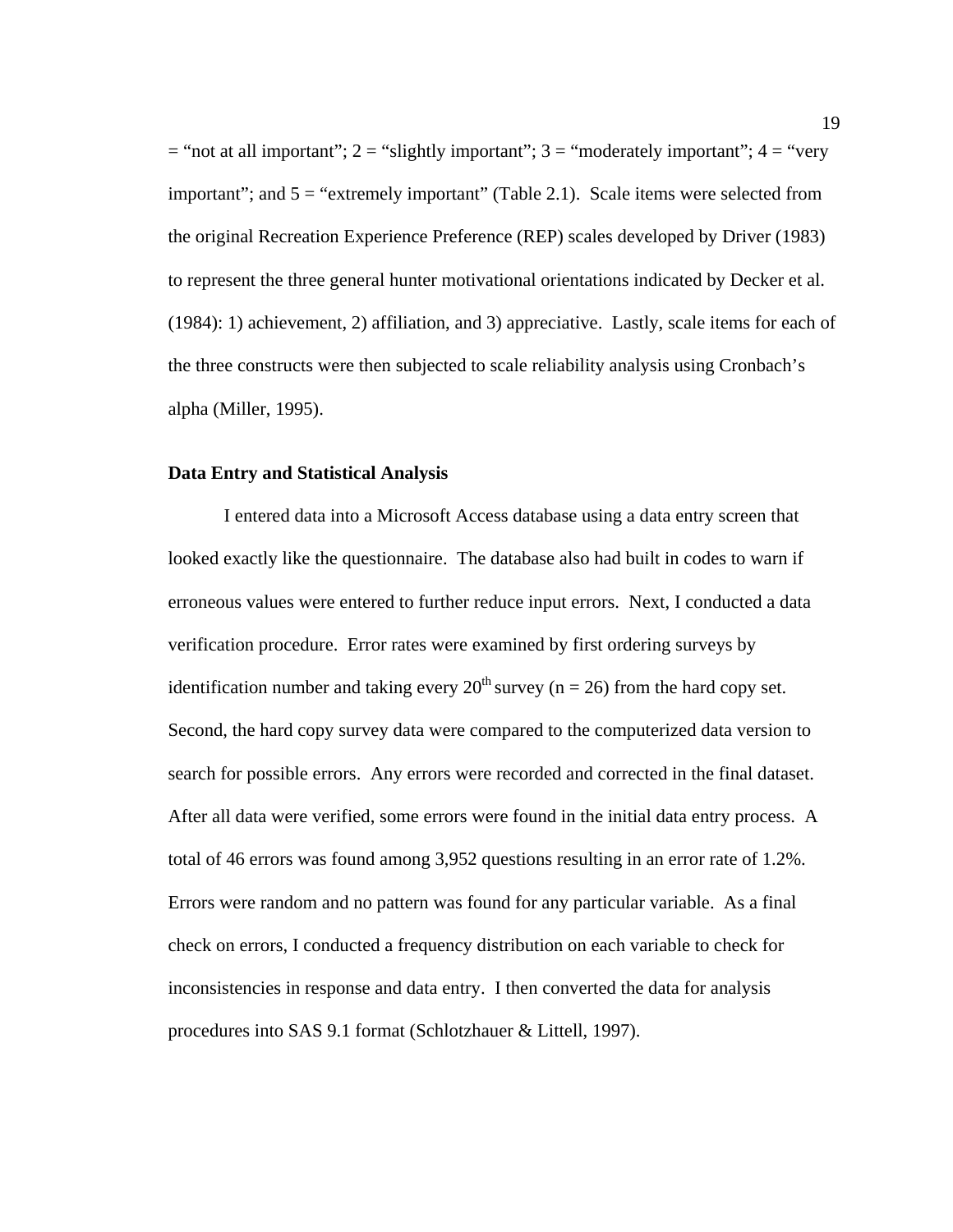= "not at all important"; 2 = "slightly important"; 3 = "moderately important"; 4 = "very important"; and 5 = "extremely important" (Table 2.1). Scale items were selected from the original Recreation Experience Preference (REP) scales developed by Driver (1983) to represent the three general hunter motivational orientations indicated by Decker et al. (1984): 1) achievement, 2) affiliation, and 3) appreciative. Lastly, scale items for each of the three constructs were then subjected to scale reliability analysis using Cronbach's alpha (Miller, 1995).

### Data Entry and Statistical Analysis

I entered data into a Microsoft Access database using a data entry screen that looked exactly like the questionnaire. The database also had built in codes to warn if erroneous values were entered to further reduce input errors. Next, I conducted a data verification procedure. Error rates were examined by first ordering surveys by identification number and taking every $20^{th}$ survey (n = 26) from the hard copy set. Second, the hard copy survey data were compared to the computerized data version to search for possible errors. Any errors were recorded and corrected in the final dataset. After all data were verified, some errors were found in the initial data entry process. A total of 46 errors was found among 3,952 questions resulting in an error rate of 1.2%. Errors were random and no pattern was found for any particular variable. As a final check on errors, I conducted a frequency distribution on each variable to check for inconsistencies in response and data entry. I then converted the data for analysis procedures into SAS 9.1 format (Schlotzhauer & Littell, 1997).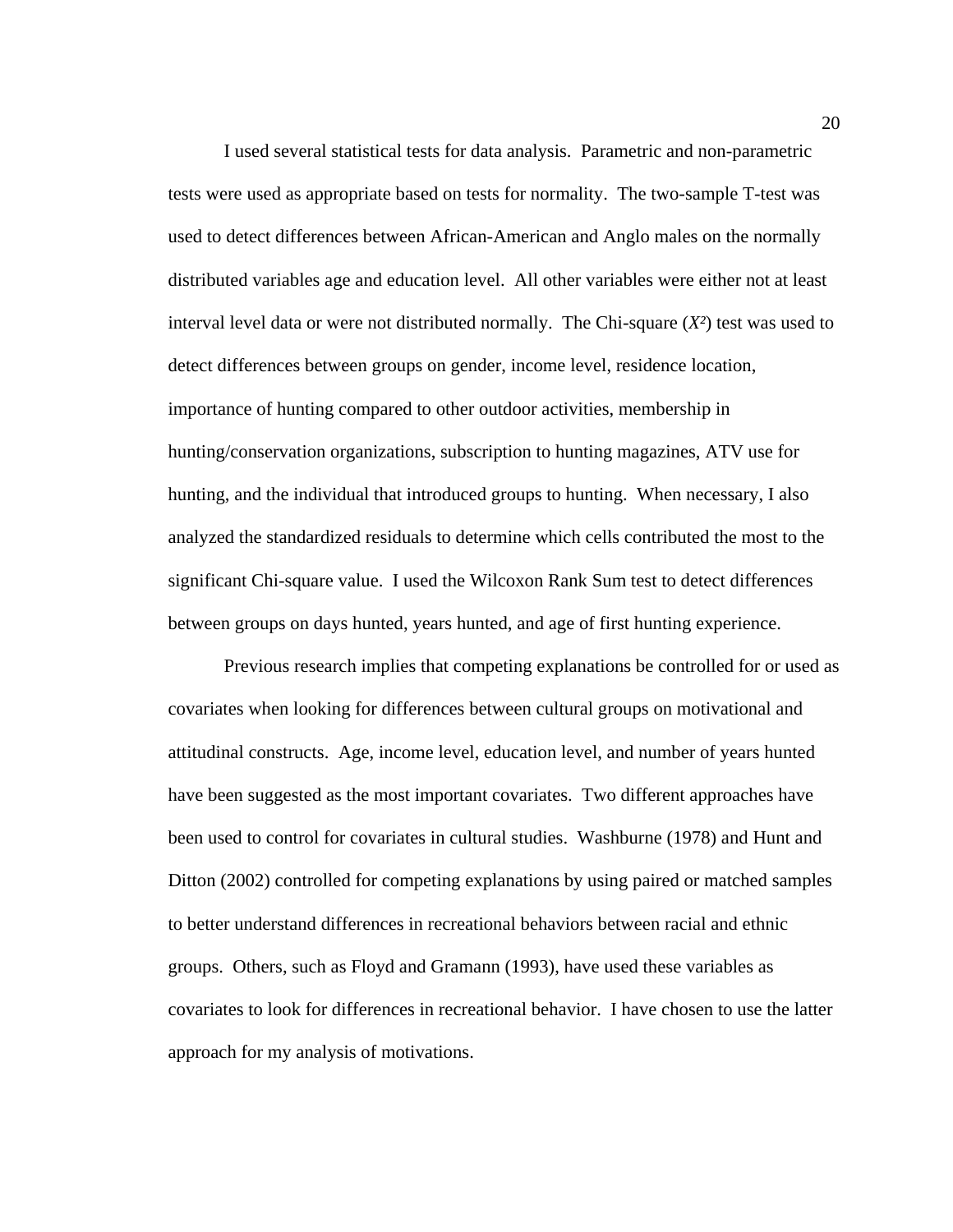I used several statistical tests for data analysis. Parametric and non-parametric tests were used as appropriate based on tests for normality. The two-sample T-test was used to detect differences between African-American and Anglo males on the normally distributed variables age and education level. All other variables were either not at least interval level data or were not distributed normally. The Chi-square ($X^2$) test was used to detect differences between groups on gender, income level, residence location, importance of hunting compared to other outdoor activities, membership in hunting/conservation organizations, subscription to hunting magazines, ATV use for hunting, and the individual that introduced groups to hunting. When necessary, I also analyzed the standardized residuals to determine which cells contributed the most to the significant Chi-square value. I used the Wilcoxon Rank Sum test to detect differences between groups on days hunted, years hunted, and age of first hunting experience.

Previous research implies that competing explanations be controlled for or used as covariates when looking for differences between cultural groups on motivational and attitudinal constructs. Age, income level, education level, and number of years hunted have been suggested as the most important covariates. Two different approaches have been used to control for covariates in cultural studies. Washburne (1978) and Hunt and Ditton (2002) controlled for competing explanations by using paired or matched samples to better understand differences in recreational behaviors between racial and ethnic groups. Others, such as Floyd and Gramann (1993), have used these variables as covariates to look for differences in recreational behavior. I have chosen to use the latter approach for my analysis of motivations.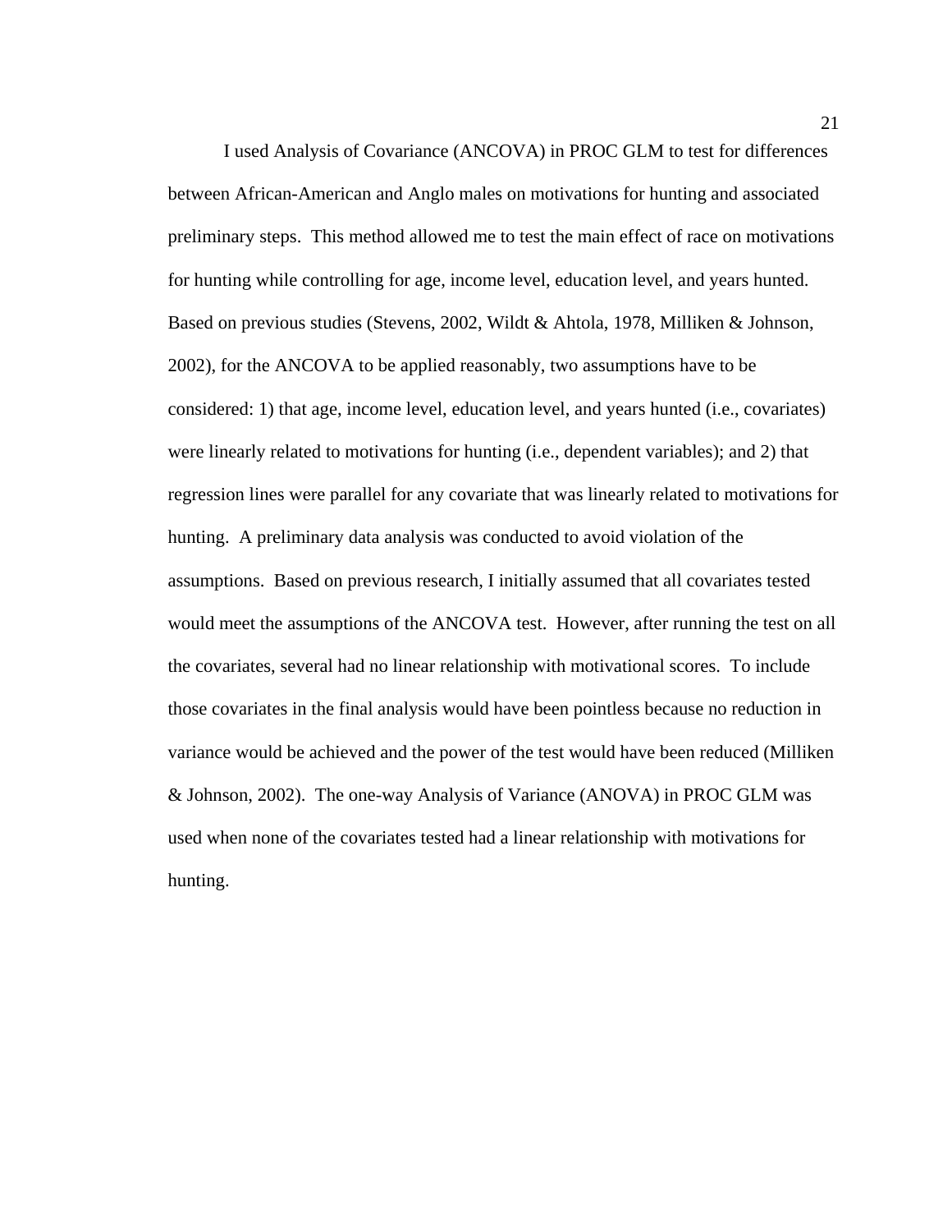I used Analysis of Covariance (ANCOVA) in PROC GLM to test for differences between African-American and Anglo males on motivations for hunting and associated preliminary steps. This method allowed me to test the main effect of race on motivations for hunting while controlling for age, income level, education level, and years hunted. Based on previous studies (Stevens, 2002, Wildt & Ahtola, 1978, Milliken & Johnson, 2002), for the ANCOVA to be applied reasonably, two assumptions have to be considered: 1) that age, income level, education level, and years hunted (i.e., covariates) were linearly related to motivations for hunting (i.e., dependent variables); and 2) that regression lines were parallel for any covariate that was linearly related to motivations for hunting. A preliminary data analysis was conducted to avoid violation of the assumptions. Based on previous research, I initially assumed that all covariates tested would meet the assumptions of the ANCOVA test. However, after running the test on all the covariates, several had no linear relationship with motivational scores. To include those covariates in the final analysis would have been pointless because no reduction in variance would be achieved and the power of the test would have been reduced (Milliken & Johnson, 2002). The one-way Analysis of Variance (ANOVA) in PROC GLM was used when none of the covariates tested had a linear relationship with motivations for hunting.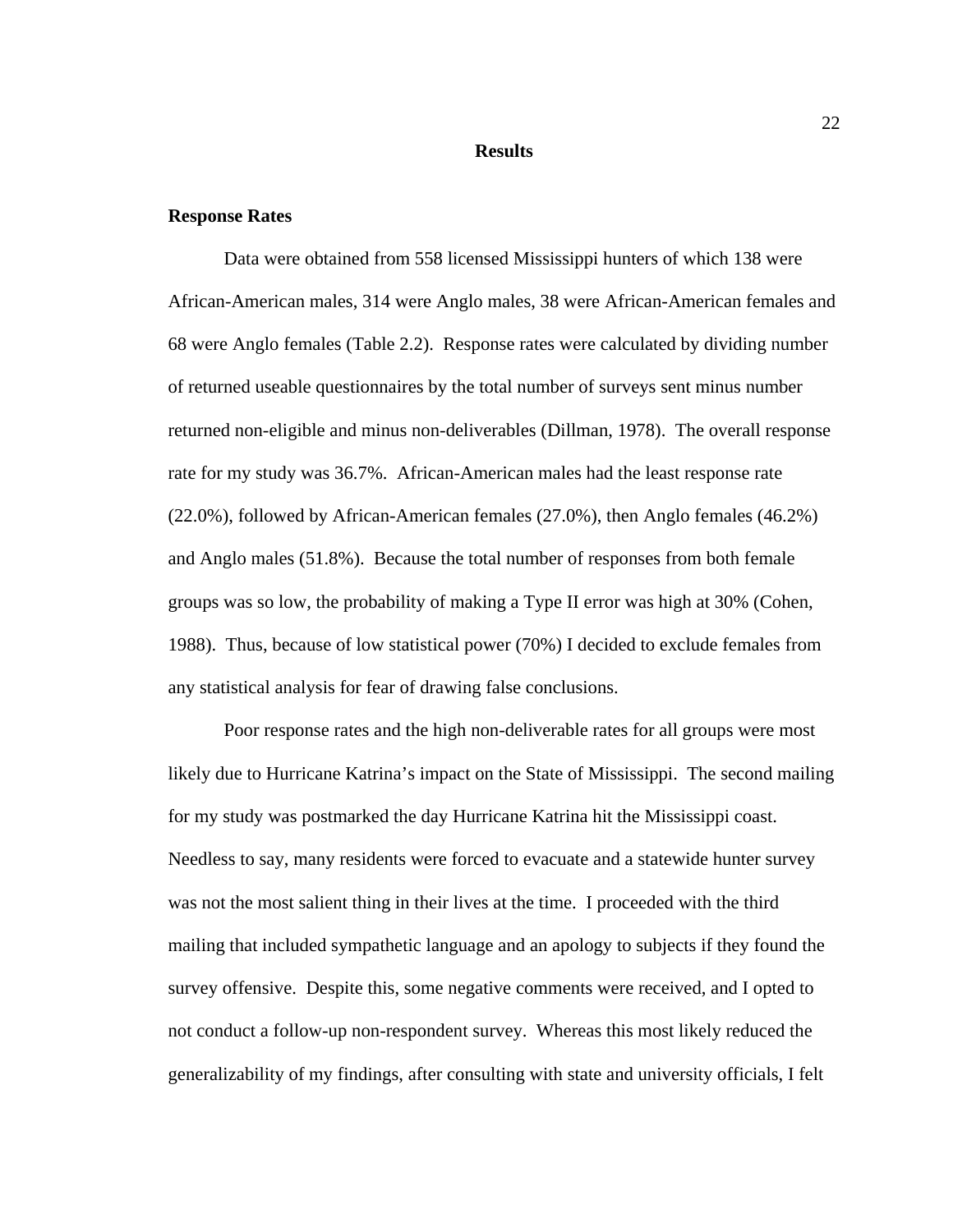# Results

## Response Rates

Data were obtained from 558 licensed Mississippi hunters of which 138 were African-American males, 314 were Anglo males, 38 were African-American females and 68 were Anglo females (Table 2.2). Response rates were calculated by dividing number of returned useable questionnaires by the total number of surveys sent minus number returned non-eligible and minus non-deliverables (Dillman, 1978). The overall response rate for my study was 36.7%. African-American males had the least response rate (22.0%), followed by African-American females (27.0%), then Anglo females (46.2%) and Anglo males (51.8%). Because the total number of responses from both female groups was so low, the probability of making a Type II error was high at 30% (Cohen, 1988). Thus, because of low statistical power (70%) I decided to exclude females from any statistical analysis for fear of drawing false conclusions.

Poor response rates and the high non-deliverable rates for all groups were most likely due to Hurricane Katrina's impact on the State of Mississippi. The second mailing for my study was postmarked the day Hurricane Katrina hit the Mississippi coast. Needless to say, many residents were forced to evacuate and a statewide hunter survey was not the most salient thing in their lives at the time. I proceeded with the third mailing that included sympathetic language and an apology to subjects if they found the survey offensive. Despite this, some negative comments were received, and I opted to not conduct a follow-up non-respondent survey. Whereas this most likely reduced the generalizability of my findings, after consulting with state and university officials, I felt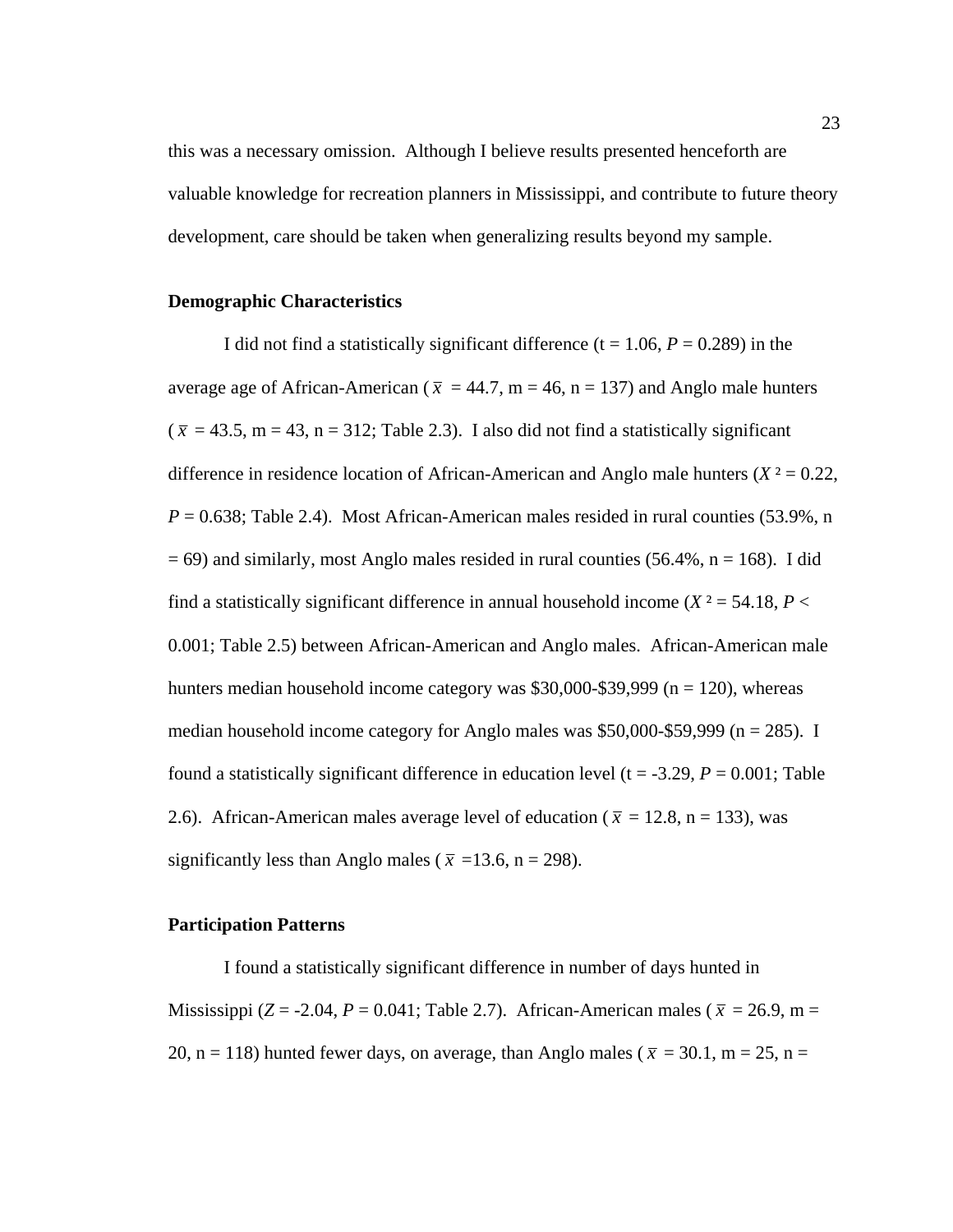this was a necessary omission. Although I believe results presented henceforth are valuable knowledge for recreation planners in Mississippi, and contribute to future theory development, care should be taken when generalizing results beyond my sample.

### Demographic Characteristics

I did not find a statistically significant difference ($t = 1.06$, $P = 0.289$) in the average age of African-American ($\bar{x} = 44.7$, m = 46, n = 137) and Anglo male hunters ($\bar{x} = 43.5$, m = 43, n = 312; Table 2.3). I also did not find a statistically significant difference in residence location of African-American and Anglo male hunters ($X^2 = 0.22$, $P = 0.638$; Table 2.4). Most African-American males resided in rural counties (53.9%, n = 69) and similarly, most Anglo males resided in rural counties (56.4%, n = 168). I did find a statistically significant difference in annual household income ($X^2 = 54.18$, $P < 0.001$; Table 2.5) between African-American and Anglo males. African-American male hunters median household income category was $30,000-$39,999 (n = 120), whereas median household income category for Anglo males was $50,000-$59,999 (n = 285). I found a statistically significant difference in education level ($t = -3.29$, $P = 0.001$; Table 2.6). African-American males average level of education ($\bar{x} = 12.8$, n = 133), was significantly less than Anglo males ($\bar{x} = 13.6$, n = 298).

### Participation Patterns

I found a statistically significant difference in number of days hunted in Mississippi ($Z = -2.04$, $P = 0.041$; Table 2.7). African-American males ($\bar{x} = 26.9$, m = 20, n = 118) hunted fewer days, on average, than Anglo males ($\bar{x} = 30.1$, m = 25, n =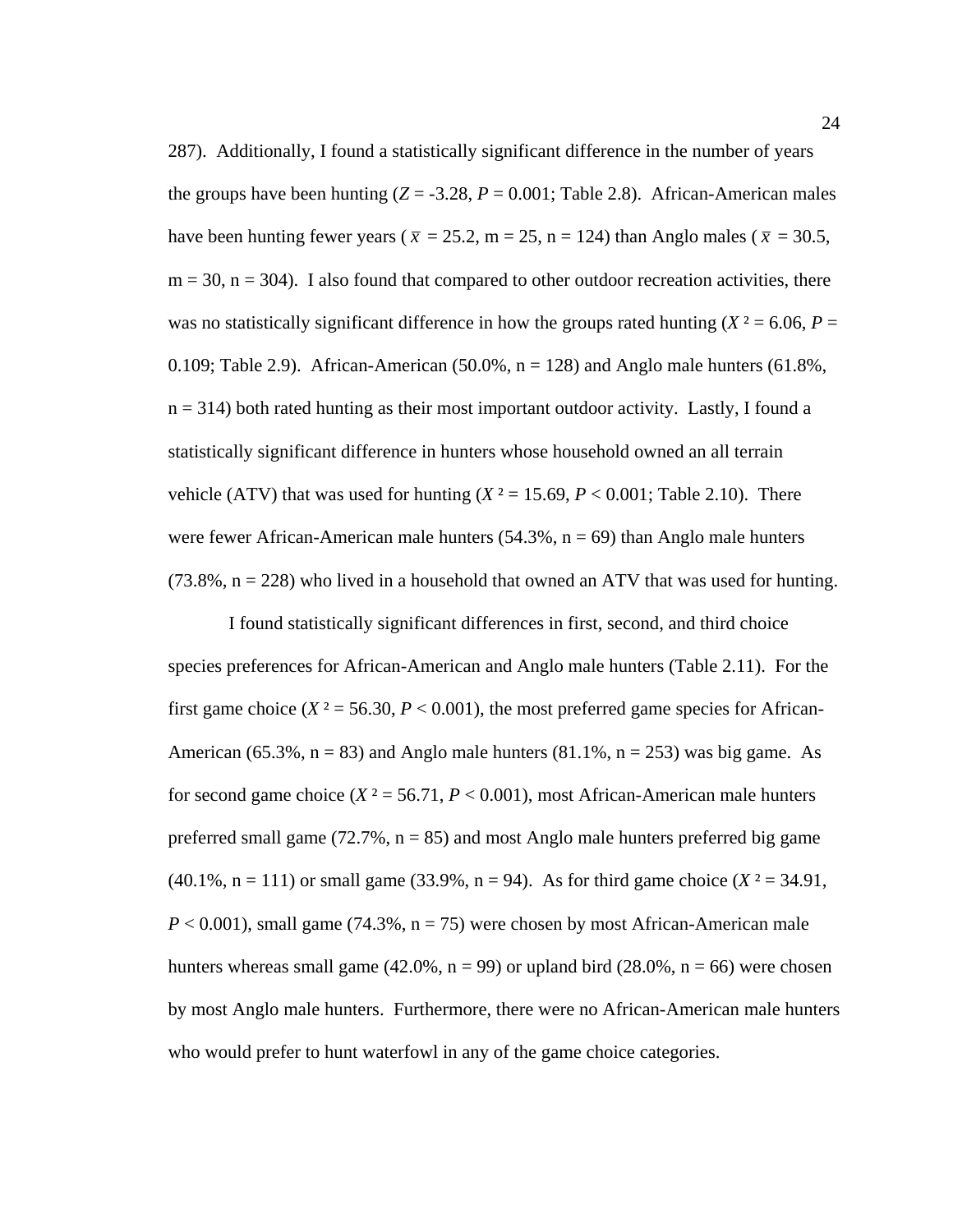287). Additionally, I found a statistically significant difference in the number of years the groups have been hunting ($Z = -3.28$, $P = 0.001$; Table 2.8). African-American males have been hunting fewer years ($\bar{x} = 25.2$, m = 25, n = 124) than Anglo males ($\bar{x} = 30.5$, m = 30, n = 304). I also found that compared to other outdoor recreation activities, there was no statistically significant difference in how the groups rated hunting ($X^2 = 6.06$, $P = 0.109$; Table 2.9). African-American (50.0%, n = 128) and Anglo male hunters (61.8%, n = 314) both rated hunting as their most important outdoor activity. Lastly, I found a statistically significant difference in hunters whose household owned an all terrain vehicle (ATV) that was used for hunting ($X^2 = 15.69$, $P < 0.001$; Table 2.10). There were fewer African-American male hunters (54.3%, n = 69) than Anglo male hunters (73.8%, n = 228) who lived in a household that owned an ATV that was used for hunting.

I found statistically significant differences in first, second, and third choice species preferences for African-American and Anglo male hunters (Table 2.11). For the first game choice ($X^2 = 56.30$, $P < 0.001$), the most preferred game species for African-American (65.3%, n = 83) and Anglo male hunters (81.1%, n = 253) was big game. As for second game choice ($X^2 = 56.71$, $P < 0.001$), most African-American male hunters preferred small game (72.7%, n = 85) and most Anglo male hunters preferred big game (40.1%, n = 111) or small game (33.9%, n = 94). As for third game choice ($X^2 = 34.91$, $P < 0.001$), small game (74.3%, n = 75) were chosen by most African-American male hunters whereas small game (42.0%, n = 99) or upland bird (28.0%, n = 66) were chosen by most Anglo male hunters. Furthermore, there were no African-American male hunters who would prefer to hunt waterfowl in any of the game choice categories.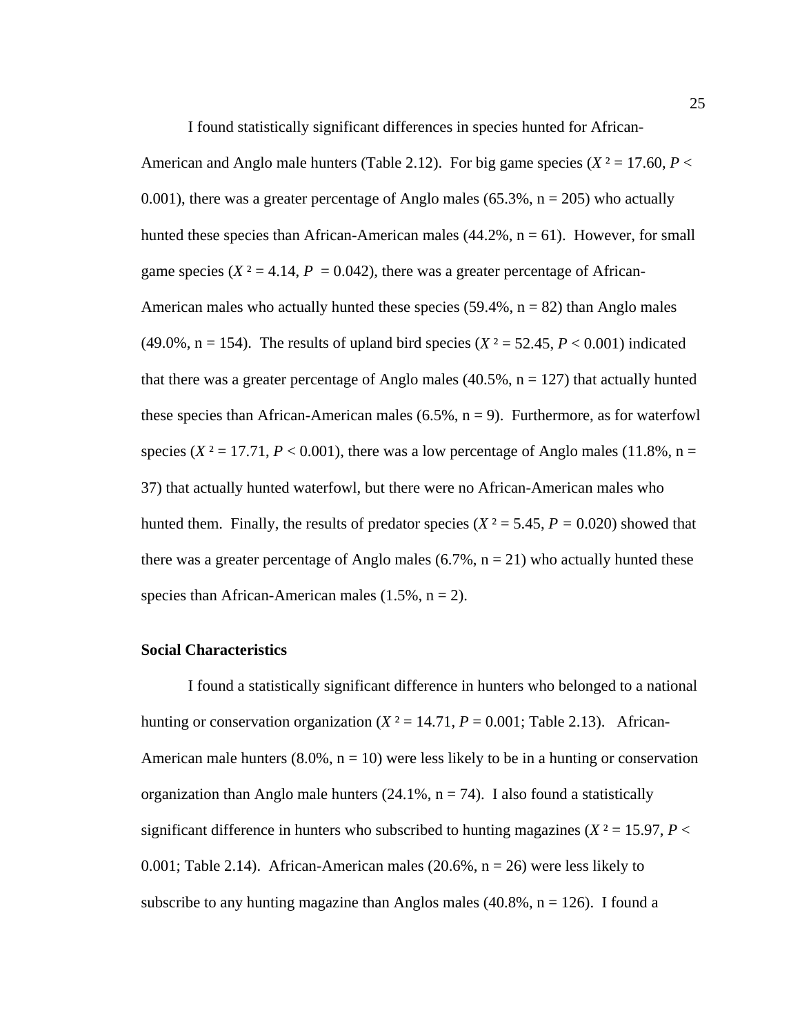I found statistically significant differences in species hunted for African-American and Anglo male hunters (Table 2.12). For big game species ($X^2 = 17.60$, $P < 0.001$), there was a greater percentage of Anglo males (65.3%, n = 205) who actually hunted these species than African-American males (44.2%, n = 61). However, for small game species ($X^2 = 4.14$, $P = 0.042$), there was a greater percentage of African-American males who actually hunted these species (59.4%, n = 82) than Anglo males (49.0%, n = 154). The results of upland bird species ($X^2 = 52.45$, $P < 0.001$) indicated that there was a greater percentage of Anglo males (40.5%, n = 127) that actually hunted these species than African-American males (6.5%, n = 9). Furthermore, as for waterfowl species ($X^2 = 17.71$, $P < 0.001$), there was a low percentage of Anglo males (11.8%, n = 37) that actually hunted waterfowl, but there were no African-American males who hunted them. Finally, the results of predator species ($X^2 = 5.45$, $P = 0.020$) showed that there was a greater percentage of Anglo males (6.7%, n = 21) who actually hunted these species than African-American males (1.5%, n = 2).

### Social Characteristics

I found a statistically significant difference in hunters who belonged to a national hunting or conservation organization ($X^2 = 14.71$, $P = 0.001$; Table 2.13). African-American male hunters (8.0%, n = 10) were less likely to be in a hunting or conservation organization than Anglo male hunters (24.1%, n = 74). I also found a statistically significant difference in hunters who subscribed to hunting magazines ($X^2 = 15.97$, $P < 0.001$; Table 2.14). African-American males (20.6%, n = 26) were less likely to subscribe to any hunting magazine than Anglos males (40.8%, n = 126). I found a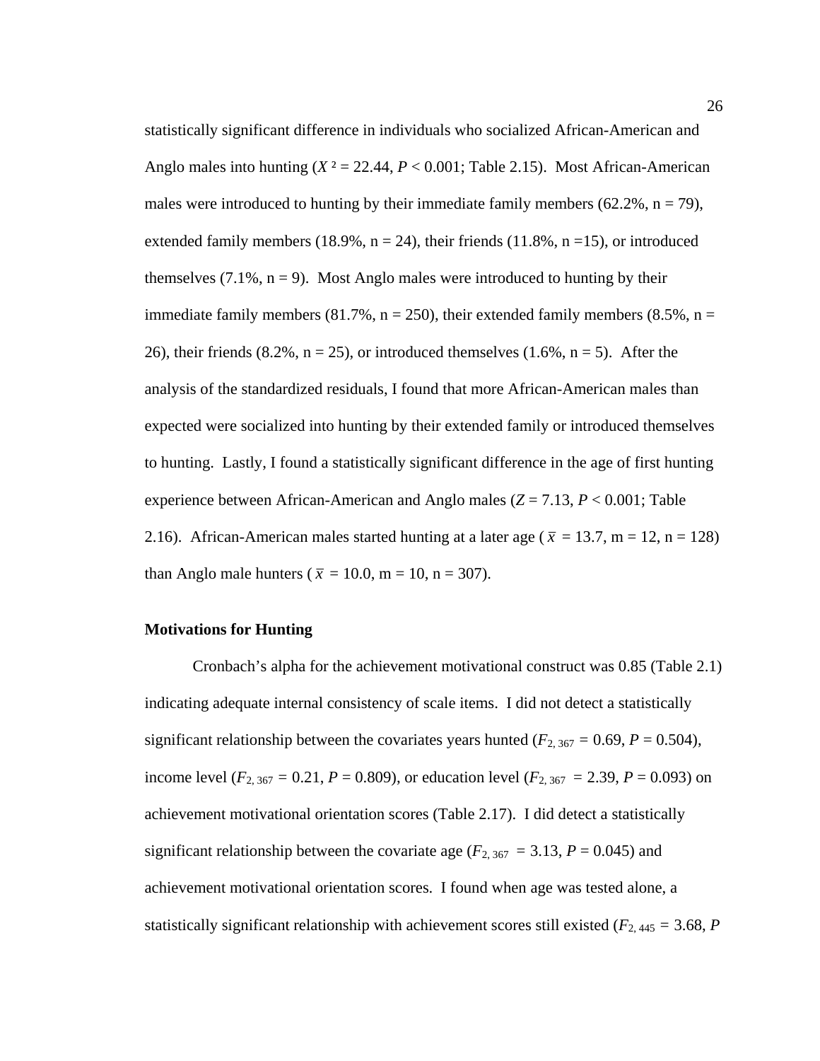statistically significant difference in individuals who socialized African-American and Anglo males into hunting ($X^2 = 22.44$, $P < 0.001$; Table 2.15). Most African-American males were introduced to hunting by their immediate family members (62.2%, n = 79), extended family members (18.9%, n = 24), their friends (11.8%, n =15), or introduced themselves (7.1%, n = 9). Most Anglo males were introduced to hunting by their immediate family members (81.7%, n = 250), their extended family members (8.5%, n = 26), their friends (8.2%, n = 25), or introduced themselves (1.6%, n = 5). After the analysis of the standardized residuals, I found that more African-American males than expected were socialized into hunting by their extended family or introduced themselves to hunting. Lastly, I found a statistically significant difference in the age of first hunting experience between African-American and Anglo males ($Z = 7.13$, $P < 0.001$; Table 2.16). African-American males started hunting at a later age ($\bar{x} = 13.7$, m = 12, n = 128) than Anglo male hunters ($\bar{x} = 10.0$, m = 10, n = 307).

### Motivations for Hunting

Cronbach's alpha for the achievement motivational construct was 0.85 (Table 2.1) indicating adequate internal consistency of scale items. I did not detect a statistically significant relationship between the covariates years hunted ($F_{2, 367} = 0.69$, $P = 0.504$), income level ($F_{2, 367} = 0.21$, $P = 0.809$), or education level ($F_{2, 367} = 2.39$, $P = 0.093$) on achievement motivational orientation scores (Table 2.17). I did detect a statistically significant relationship between the covariate age ($F_{2, 367} = 3.13$, $P = 0.045$) and achievement motivational orientation scores. I found when age was tested alone, a statistically significant relationship with achievement scores still existed ($F_{2, 445} = 3.68$, $P$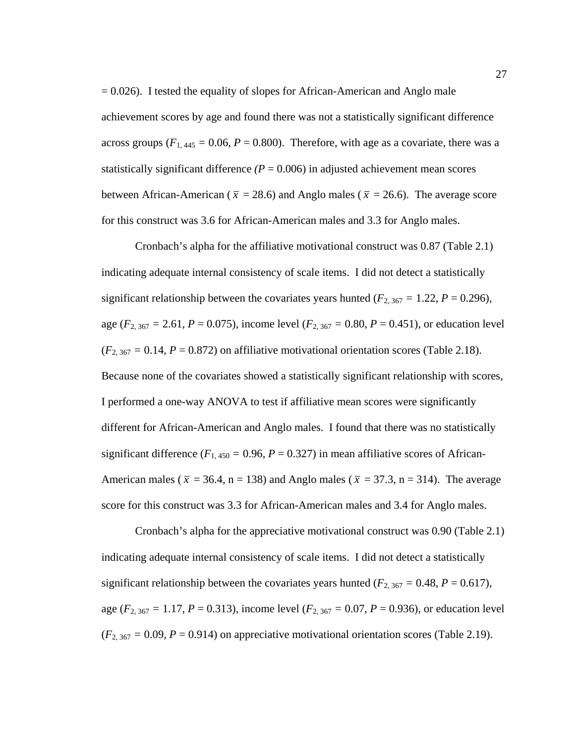= 0.026). I tested the equality of slopes for African-American and Anglo male achievement scores by age and found there was not a statistically significant difference across groups ($F_{1,\,445}$ = 0.06, $P$ = 0.800). Therefore, with age as a covariate, there was a statistically significant difference ($P$ = 0.006) in adjusted achievement mean scores between African-American ($\bar{x}$ = 28.6) and Anglo males ($\bar{x}$ = 26.6). The average score for this construct was 3.6 for African-American males and 3.3 for Anglo males.

Cronbach's alpha for the affiliative motivational construct was 0.87 (Table 2.1) indicating adequate internal consistency of scale items. I did not detect a statistically significant relationship between the covariates years hunted ($F_{2,\,367}$ = 1.22, $P$ = 0.296), age ($F_{2,\,367}$ = 2.61, $P$ = 0.075), income level ($F_{2,\,367}$ = 0.80, $P$ = 0.451), or education level ($F_{2,\,367}$ = 0.14, $P$ = 0.872) on affiliative motivational orientation scores (Table 2.18). Because none of the covariates showed a statistically significant relationship with scores, I performed a one-way ANOVA to test if affiliative mean scores were significantly different for African-American and Anglo males. I found that there was no statistically significant difference ($F_{1,\,450}$ = 0.96, $P$ = 0.327) in mean affiliative scores of African-American males ($\bar{x}$ = 36.4, n = 138) and Anglo males ($\bar{x}$ = 37.3, n = 314). The average score for this construct was 3.3 for African-American males and 3.4 for Anglo males.

Cronbach's alpha for the appreciative motivational construct was 0.90 (Table 2.1) indicating adequate internal consistency of scale items. I did not detect a statistically significant relationship between the covariates years hunted ($F_{2,\,367}$ = 0.48, $P$ = 0.617), age ($F_{2,\,367}$ = 1.17, $P$ = 0.313), income level ($F_{2,\,367}$ = 0.07, $P$ = 0.936), or education level ($F_{2,\,367}$ = 0.09, $P$ = 0.914) on appreciative motivational orientation scores (Table 2.19).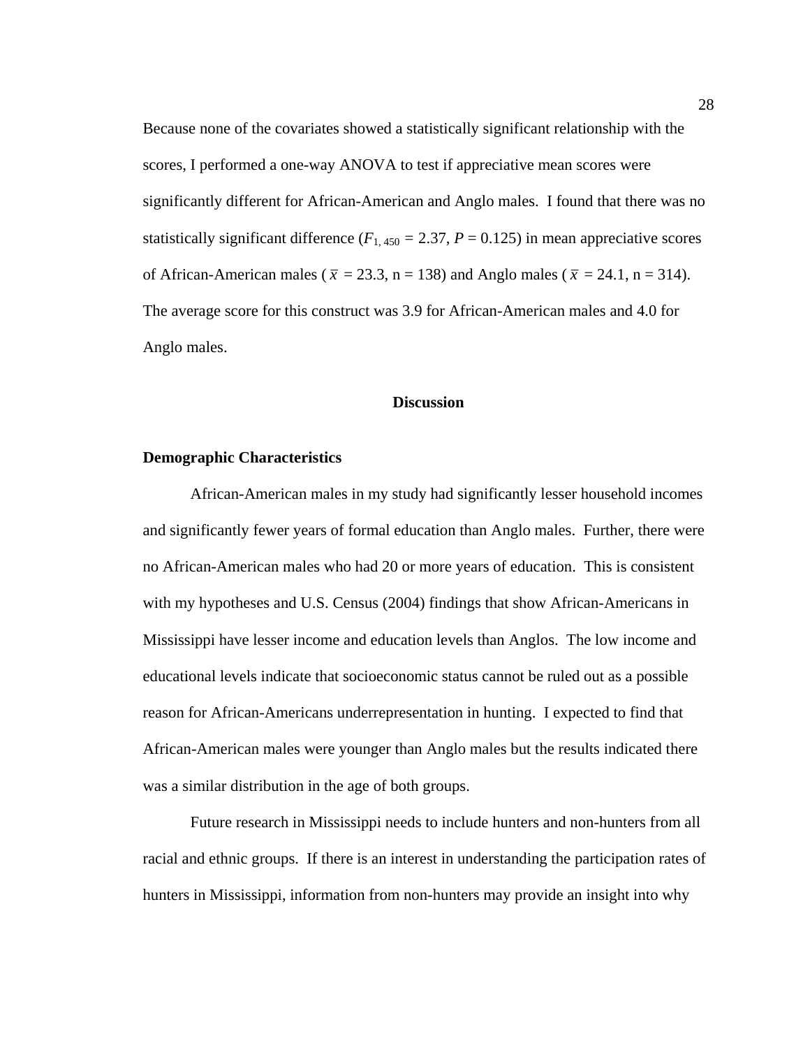Because none of the covariates showed a statistically significant relationship with the scores, I performed a one-way ANOVA to test if appreciative mean scores were significantly different for African-American and Anglo males. I found that there was no statistically significant difference ($F_{1, 450} = 2.37$, $P = 0.125$) in mean appreciative scores of African-American males ($\bar{x} = 23.3$, n = 138) and Anglo males ($\bar{x} = 24.1$, n = 314). The average score for this construct was 3.9 for African-American males and 4.0 for Anglo males.

## Discussion

### Demographic Characteristics

African-American males in my study had significantly lesser household incomes and significantly fewer years of formal education than Anglo males. Further, there were no African-American males who had 20 or more years of education. This is consistent with my hypotheses and U.S. Census (2004) findings that show African-Americans in Mississippi have lesser income and education levels than Anglos. The low income and educational levels indicate that socioeconomic status cannot be ruled out as a possible reason for African-Americans underrepresentation in hunting. I expected to find that African-American males were younger than Anglo males but the results indicated there was a similar distribution in the age of both groups.

Future research in Mississippi needs to include hunters and non-hunters from all racial and ethnic groups. If there is an interest in understanding the participation rates of hunters in Mississippi, information from non-hunters may provide an insight into why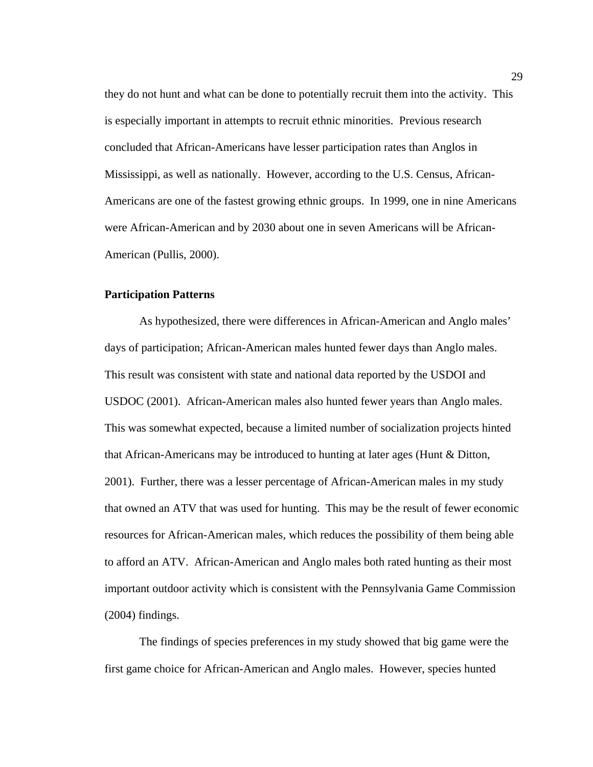they do not hunt and what can be done to potentially recruit them into the activity. This is especially important in attempts to recruit ethnic minorities. Previous research concluded that African-Americans have lesser participation rates than Anglos in Mississippi, as well as nationally. However, according to the U.S. Census, African-Americans are one of the fastest growing ethnic groups. In 1999, one in nine Americans were African-American and by 2030 about one in seven Americans will be African-American (Pullis, 2000).

**Participation Patterns**

As hypothesized, there were differences in African-American and Anglo males' days of participation; African-American males hunted fewer days than Anglo males. This result was consistent with state and national data reported by the USDOI and USDOC (2001). African-American males also hunted fewer years than Anglo males. This was somewhat expected, because a limited number of socialization projects hinted that African-Americans may be introduced to hunting at later ages (Hunt & Ditton, 2001). Further, there was a lesser percentage of African-American males in my study that owned an ATV that was used for hunting. This may be the result of fewer economic resources for African-American males, which reduces the possibility of them being able to afford an ATV. African-American and Anglo males both rated hunting as their most important outdoor activity which is consistent with the Pennsylvania Game Commission (2004) findings.

The findings of species preferences in my study showed that big game were the first game choice for African-American and Anglo males. However, species hunted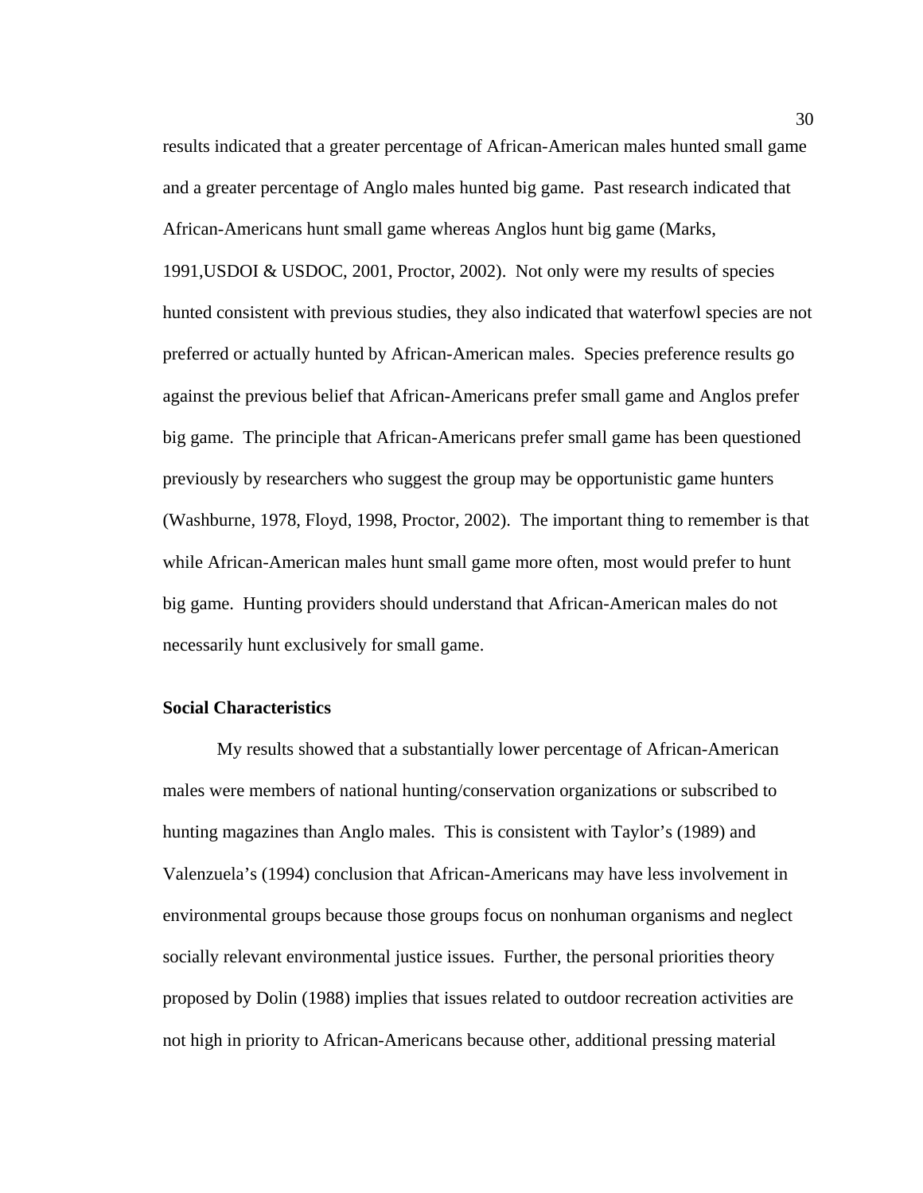results indicated that a greater percentage of African-American males hunted small game and a greater percentage of Anglo males hunted big game. Past research indicated that African-Americans hunt small game whereas Anglos hunt big game (Marks, 1991,USDOI & USDOC, 2001, Proctor, 2002). Not only were my results of species hunted consistent with previous studies, they also indicated that waterfowl species are not preferred or actually hunted by African-American males. Species preference results go against the previous belief that African-Americans prefer small game and Anglos prefer big game. The principle that African-Americans prefer small game has been questioned previously by researchers who suggest the group may be opportunistic game hunters (Washburne, 1978, Floyd, 1998, Proctor, 2002). The important thing to remember is that while African-American males hunt small game more often, most would prefer to hunt big game. Hunting providers should understand that African-American males do not necessarily hunt exclusively for small game.

**Social Characteristics**

My results showed that a substantially lower percentage of African-American males were members of national hunting/conservation organizations or subscribed to hunting magazines than Anglo males. This is consistent with Taylor's (1989) and Valenzuela's (1994) conclusion that African-Americans may have less involvement in environmental groups because those groups focus on nonhuman organisms and neglect socially relevant environmental justice issues. Further, the personal priorities theory proposed by Dolin (1988) implies that issues related to outdoor recreation activities are not high in priority to African-Americans because other, additional pressing material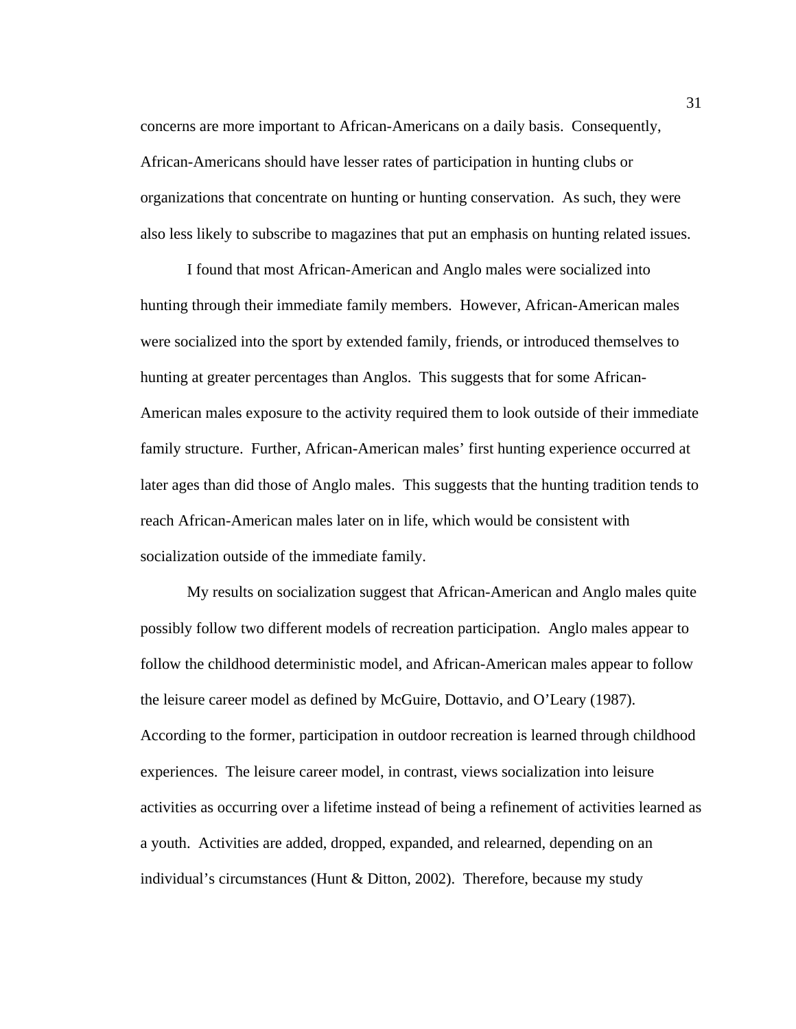concerns are more important to African-Americans on a daily basis. Consequently, African-Americans should have lesser rates of participation in hunting clubs or organizations that concentrate on hunting or hunting conservation. As such, they were also less likely to subscribe to magazines that put an emphasis on hunting related issues.

I found that most African-American and Anglo males were socialized into hunting through their immediate family members. However, African-American males were socialized into the sport by extended family, friends, or introduced themselves to hunting at greater percentages than Anglos. This suggests that for some African-American males exposure to the activity required them to look outside of their immediate family structure. Further, African-American males' first hunting experience occurred at later ages than did those of Anglo males. This suggests that the hunting tradition tends to reach African-American males later on in life, which would be consistent with socialization outside of the immediate family.

My results on socialization suggest that African-American and Anglo males quite possibly follow two different models of recreation participation. Anglo males appear to follow the childhood deterministic model, and African-American males appear to follow the leisure career model as defined by McGuire, Dottavio, and O'Leary (1987). According to the former, participation in outdoor recreation is learned through childhood experiences. The leisure career model, in contrast, views socialization into leisure activities as occurring over a lifetime instead of being a refinement of activities learned as a youth. Activities are added, dropped, expanded, and relearned, depending on an individual's circumstances (Hunt & Ditton, 2002). Therefore, because my study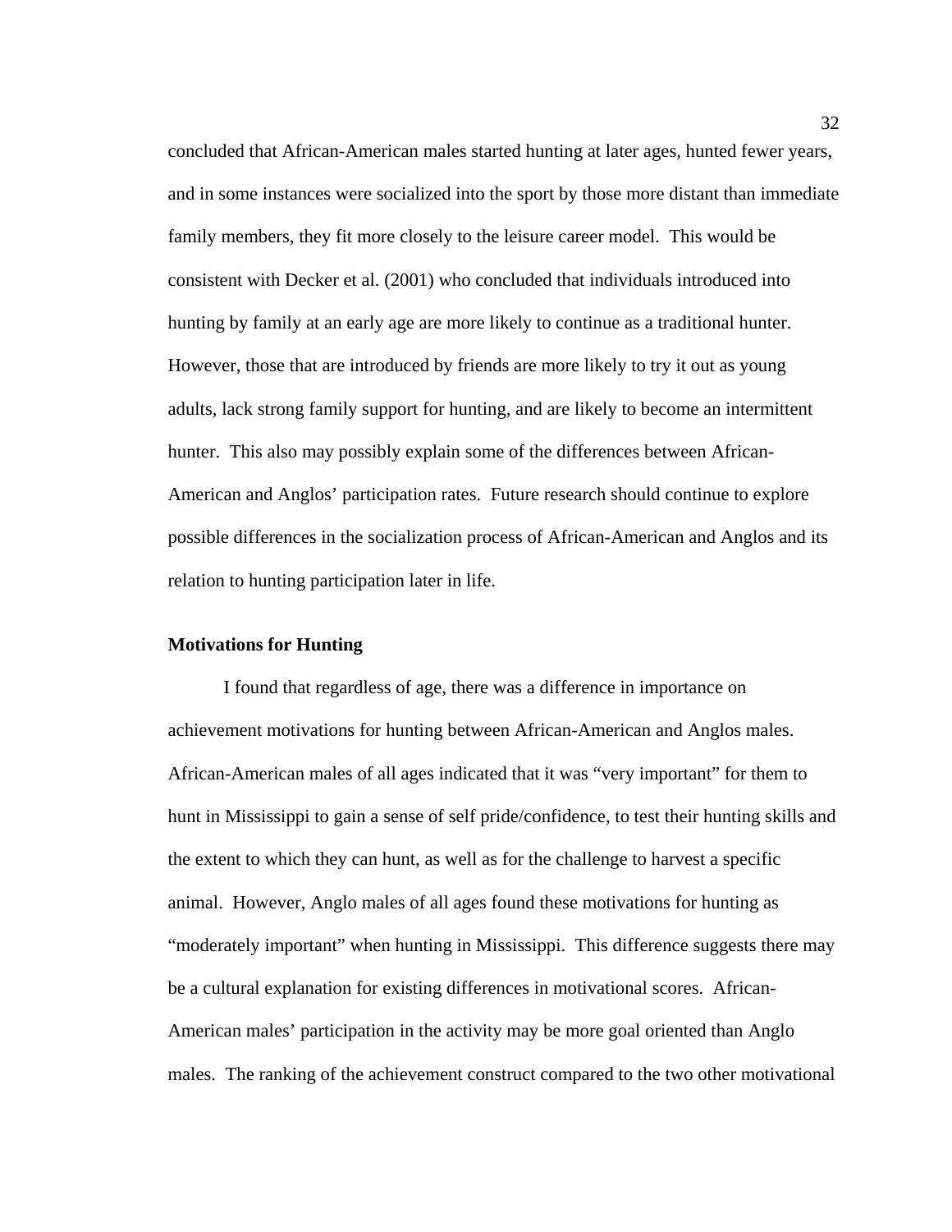concluded that African-American males started hunting at later ages, hunted fewer years, and in some instances were socialized into the sport by those more distant than immediate family members, they fit more closely to the leisure career model. This would be consistent with Decker et al. (2001) who concluded that individuals introduced into hunting by family at an early age are more likely to continue as a traditional hunter. However, those that are introduced by friends are more likely to try it out as young adults, lack strong family support for hunting, and are likely to become an intermittent hunter. This also may possibly explain some of the differences between African-American and Anglos' participation rates. Future research should continue to explore possible differences in the socialization process of African-American and Anglos and its relation to hunting participation later in life.

**Motivations for Hunting**

I found that regardless of age, there was a difference in importance on achievement motivations for hunting between African-American and Anglos males. African-American males of all ages indicated that it was "very important" for them to hunt in Mississippi to gain a sense of self pride/confidence, to test their hunting skills and the extent to which they can hunt, as well as for the challenge to harvest a specific animal. However, Anglo males of all ages found these motivations for hunting as "moderately important" when hunting in Mississippi. This difference suggests there may be a cultural explanation for existing differences in motivational scores. African-American males' participation in the activity may be more goal oriented than Anglo males. The ranking of the achievement construct compared to the two other motivational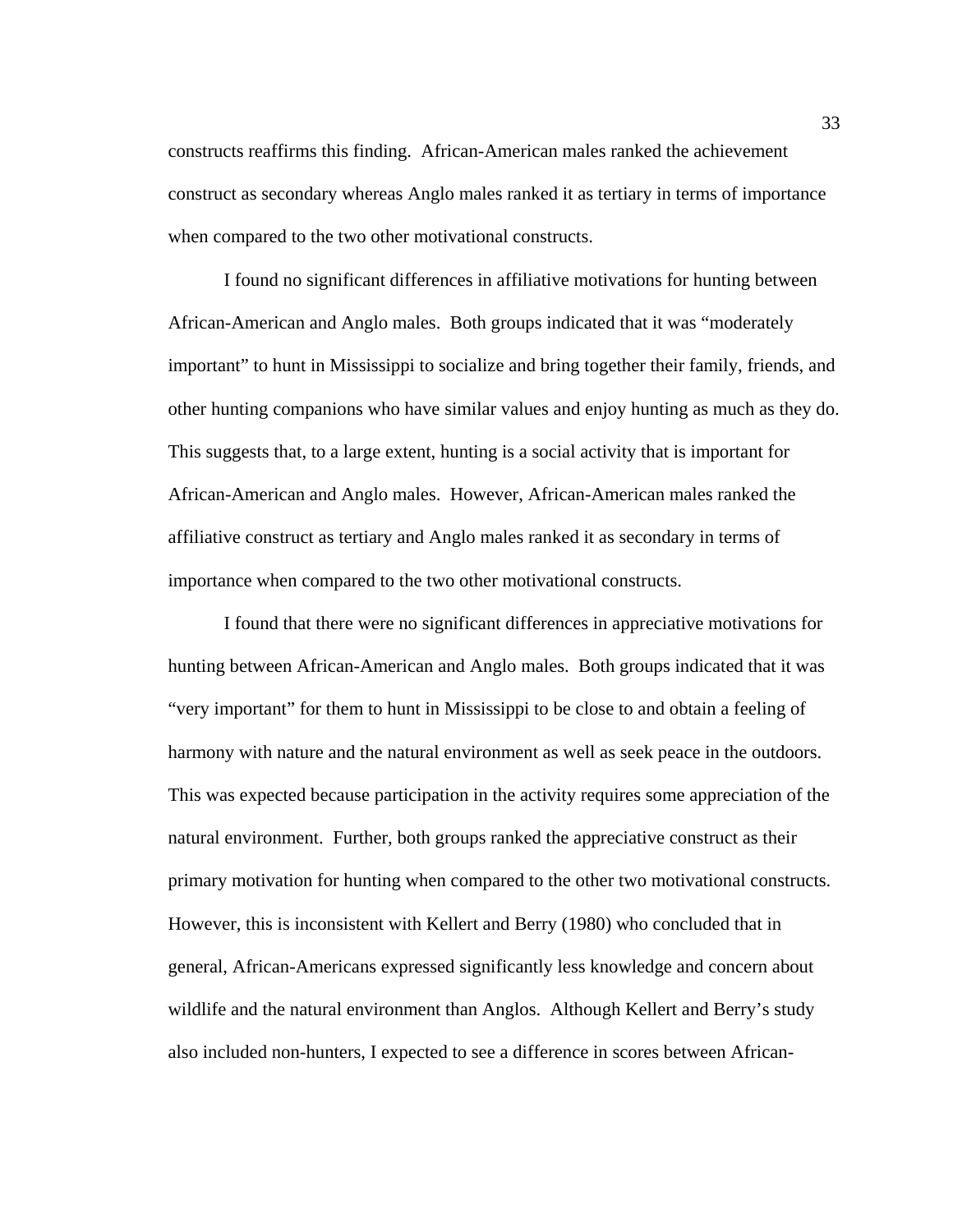constructs reaffirms this finding. African-American males ranked the achievement construct as secondary whereas Anglo males ranked it as tertiary in terms of importance when compared to the two other motivational constructs.

I found no significant differences in affiliative motivations for hunting between African-American and Anglo males. Both groups indicated that it was "moderately important" to hunt in Mississippi to socialize and bring together their family, friends, and other hunting companions who have similar values and enjoy hunting as much as they do. This suggests that, to a large extent, hunting is a social activity that is important for African-American and Anglo males. However, African-American males ranked the affiliative construct as tertiary and Anglo males ranked it as secondary in terms of importance when compared to the two other motivational constructs.

I found that there were no significant differences in appreciative motivations for hunting between African-American and Anglo males. Both groups indicated that it was "very important" for them to hunt in Mississippi to be close to and obtain a feeling of harmony with nature and the natural environment as well as seek peace in the outdoors. This was expected because participation in the activity requires some appreciation of the natural environment. Further, both groups ranked the appreciative construct as their primary motivation for hunting when compared to the other two motivational constructs. However, this is inconsistent with Kellert and Berry (1980) who concluded that in general, African-Americans expressed significantly less knowledge and concern about wildlife and the natural environment than Anglos. Although Kellert and Berry's study also included non-hunters, I expected to see a difference in scores between African-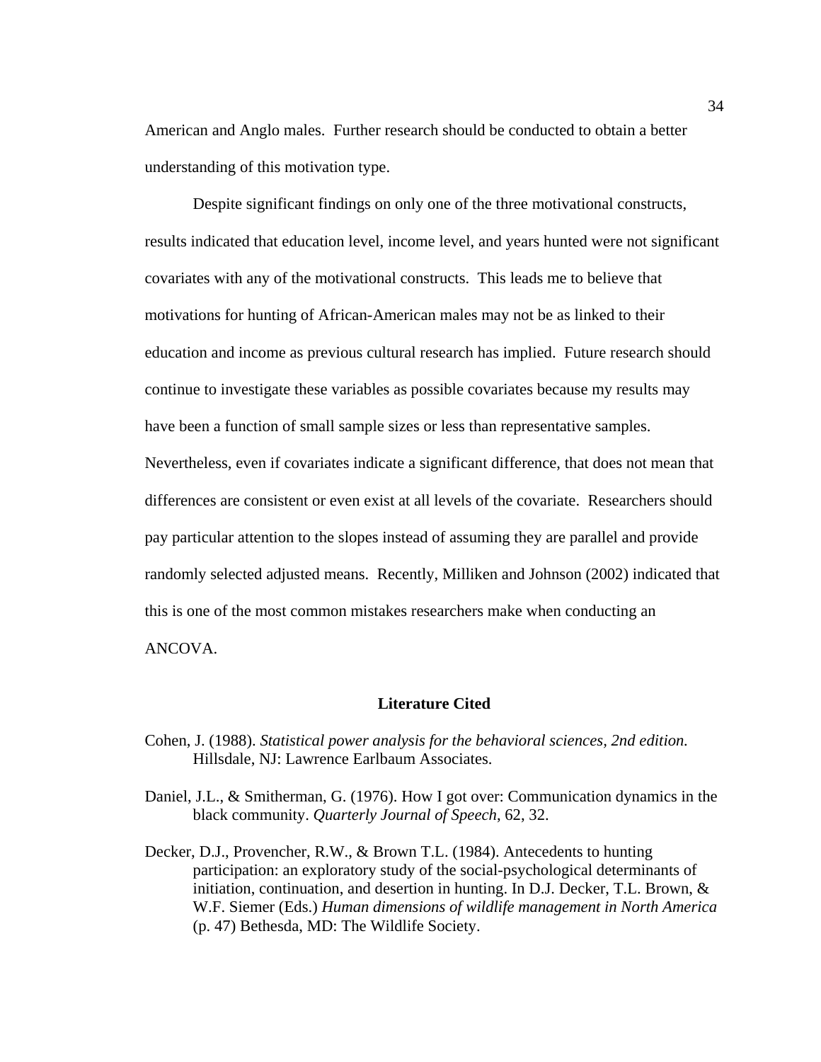American and Anglo males. Further research should be conducted to obtain a better understanding of this motivation type.

Despite significant findings on only one of the three motivational constructs, results indicated that education level, income level, and years hunted were not significant covariates with any of the motivational constructs. This leads me to believe that motivations for hunting of African-American males may not be as linked to their education and income as previous cultural research has implied. Future research should continue to investigate these variables as possible covariates because my results may have been a function of small sample sizes or less than representative samples. Nevertheless, even if covariates indicate a significant difference, that does not mean that differences are consistent or even exist at all levels of the covariate. Researchers should pay particular attention to the slopes instead of assuming they are parallel and provide randomly selected adjusted means. Recently, Milliken and Johnson (2002) indicated that this is one of the most common mistakes researchers make when conducting an ANCOVA.

## Literature Cited

Cohen, J. (1988). *Statistical power analysis for the behavioral sciences, 2nd edition.* Hillsdale, NJ: Lawrence Earlbaum Associates.

Daniel, J.L., & Smitherman, G. (1976). How I got over: Communication dynamics in the black community. *Quarterly Journal of Speech*, 62, 32.

Decker, D.J., Provencher, R.W., & Brown T.L. (1984). Antecedents to hunting participation: an exploratory study of the social-psychological determinants of initiation, continuation, and desertion in hunting. In D.J. Decker, T.L. Brown, & W.F. Siemer (Eds.) *Human dimensions of wildlife management in North America* (p. 47) Bethesda, MD: The Wildlife Society.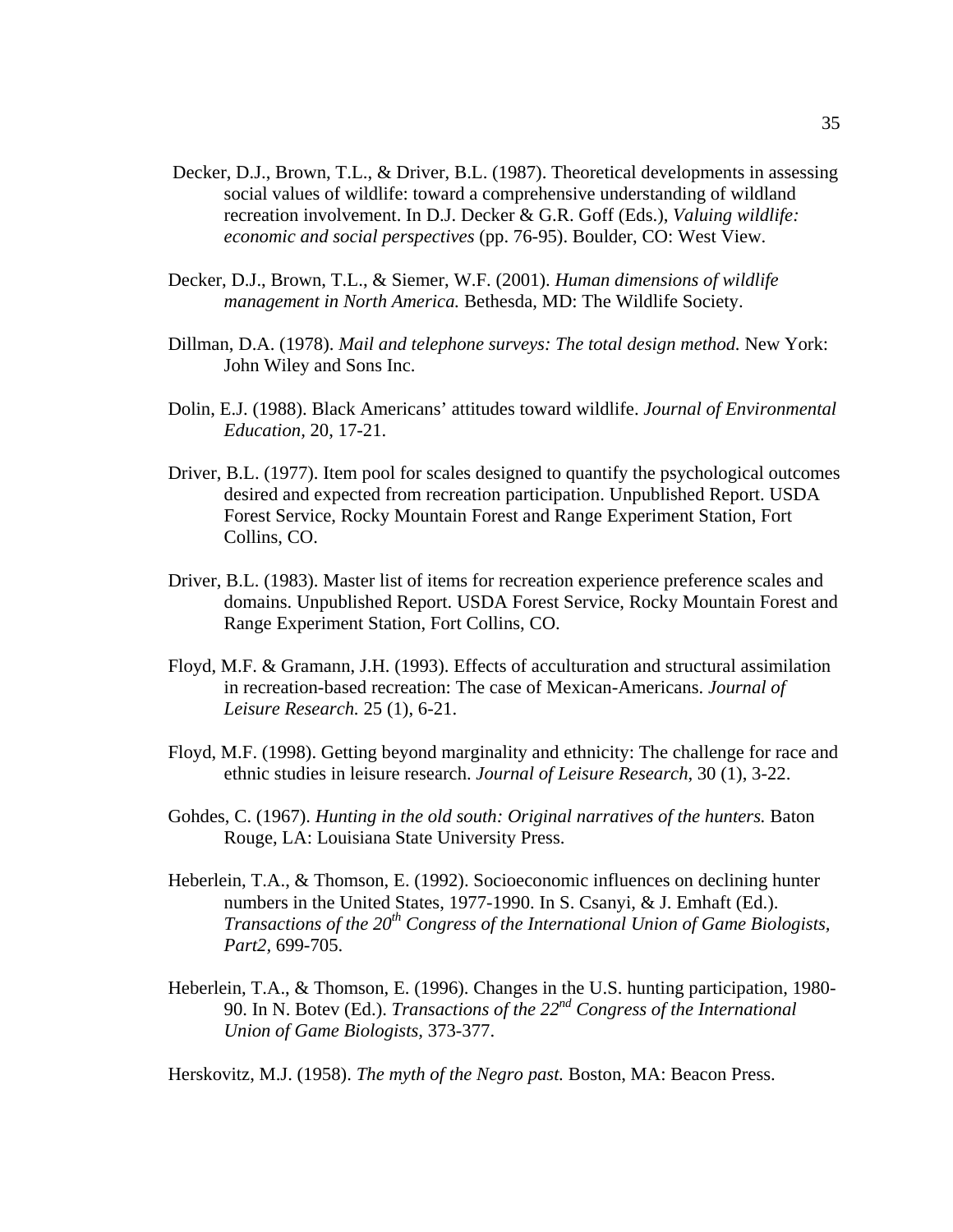Decker, D.J., Brown, T.L., & Driver, B.L. (1987). Theoretical developments in assessing social values of wildlife: toward a comprehensive understanding of wildland recreation involvement. In D.J. Decker & G.R. Goff (Eds.), *Valuing wildlife: economic and social perspectives* (pp. 76-95). Boulder, CO: West View.

Decker, D.J., Brown, T.L., & Siemer, W.F. (2001). *Human dimensions of wildlife management in North America.* Bethesda, MD: The Wildlife Society.

Dillman, D.A. (1978). *Mail and telephone surveys: The total design method.* New York: John Wiley and Sons Inc.

Dolin, E.J. (1988). Black Americans' attitudes toward wildlife. *Journal of Environmental Education*, 20, 17-21.

Driver, B.L. (1977). Item pool for scales designed to quantify the psychological outcomes desired and expected from recreation participation. Unpublished Report. USDA Forest Service, Rocky Mountain Forest and Range Experiment Station, Fort Collins, CO.

Driver, B.L. (1983). Master list of items for recreation experience preference scales and domains. Unpublished Report. USDA Forest Service, Rocky Mountain Forest and Range Experiment Station, Fort Collins, CO.

Floyd, M.F. & Gramann, J.H. (1993). Effects of acculturation and structural assimilation in recreation-based recreation: The case of Mexican-Americans. *Journal of Leisure Research.* 25 (1), 6-21.

Floyd, M.F. (1998). Getting beyond marginality and ethnicity: The challenge for race and ethnic studies in leisure research. *Journal of Leisure Research*, 30 (1), 3-22.

Gohdes, C. (1967). *Hunting in the old south: Original narratives of the hunters.* Baton Rouge, LA: Louisiana State University Press.

Heberlein, T.A., & Thomson, E. (1992). Socioeconomic influences on declining hunter numbers in the United States, 1977-1990. In S. Csanyi, & J. Emhaft (Ed.). *Transactions of the 20th Congress of the International Union of Game Biologists, Part2*, 699-705.

Heberlein, T.A., & Thomson, E. (1996). Changes in the U.S. hunting participation, 1980-90. In N. Botev (Ed.). *Transactions of the 22nd Congress of the International Union of Game Biologists*, 373-377.

Herskovitz, M.J. (1958). *The myth of the Negro past.* Boston, MA: Beacon Press.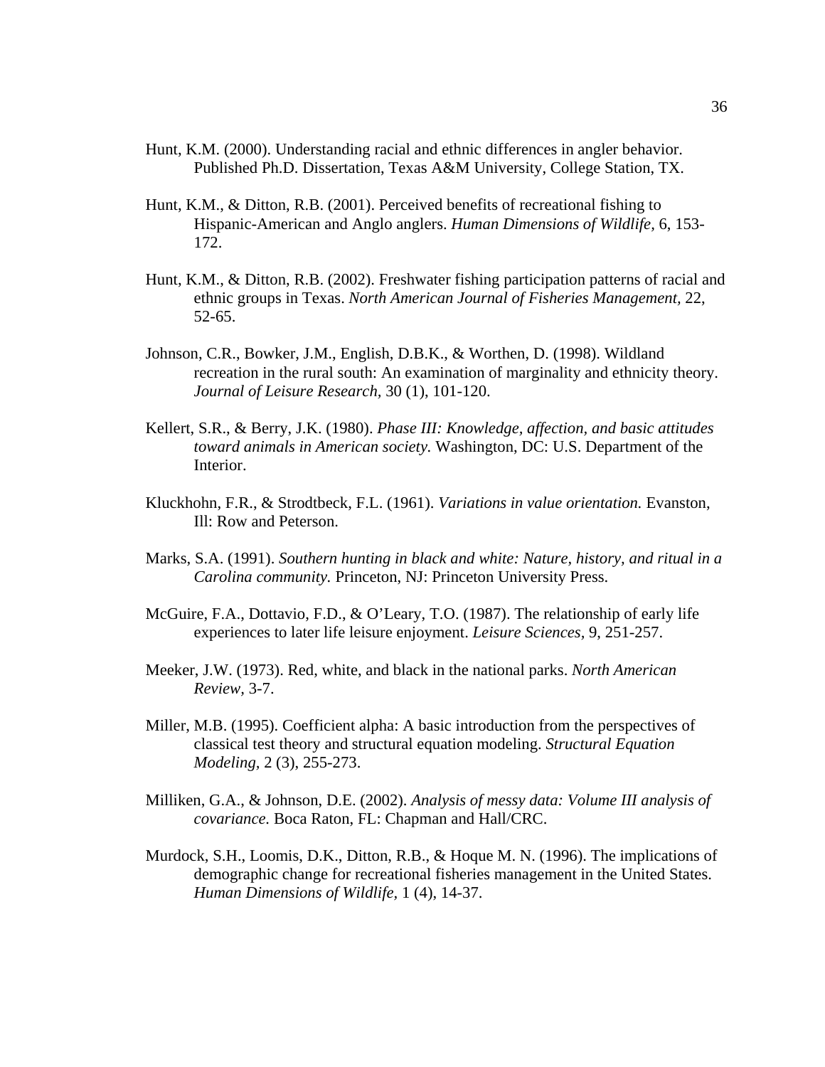Hunt, K.M. (2000). Understanding racial and ethnic differences in angler behavior. Published Ph.D. Dissertation, Texas A&M University, College Station, TX.

Hunt, K.M., & Ditton, R.B. (2001). Perceived benefits of recreational fishing to Hispanic-American and Anglo anglers. *Human Dimensions of Wildlife,* 6, 153-172.

Hunt, K.M., & Ditton, R.B. (2002). Freshwater fishing participation patterns of racial and ethnic groups in Texas. *North American Journal of Fisheries Management,* 22, 52-65.

Johnson, C.R., Bowker, J.M., English, D.B.K., & Worthen, D. (1998). Wildland recreation in the rural south: An examination of marginality and ethnicity theory. *Journal of Leisure Research,* 30 (1), 101-120.

Kellert, S.R., & Berry, J.K. (1980). *Phase III: Knowledge, affection, and basic attitudes toward animals in American society.* Washington, DC: U.S. Department of the Interior.

Kluckhohn, F.R., & Strodtbeck, F.L. (1961). *Variations in value orientation.* Evanston, Ill: Row and Peterson.

Marks, S.A. (1991). *Southern hunting in black and white: Nature, history, and ritual in a Carolina community.* Princeton, NJ: Princeton University Press.

McGuire, F.A., Dottavio, F.D., & O'Leary, T.O. (1987). The relationship of early life experiences to later life leisure enjoyment. *Leisure Sciences,* 9, 251-257.

Meeker, J.W. (1973). Red, white, and black in the national parks. *North American Review,* 3-7.

Miller, M.B. (1995). Coefficient alpha: A basic introduction from the perspectives of classical test theory and structural equation modeling. *Structural Equation Modeling,* 2 (3), 255-273.

Milliken, G.A., & Johnson, D.E. (2002). *Analysis of messy data: Volume III analysis of covariance.* Boca Raton, FL: Chapman and Hall/CRC.

Murdock, S.H., Loomis, D.K., Ditton, R.B., & Hoque M. N. (1996). The implications of demographic change for recreational fisheries management in the United States. *Human Dimensions of Wildlife,* 1 (4), 14-37.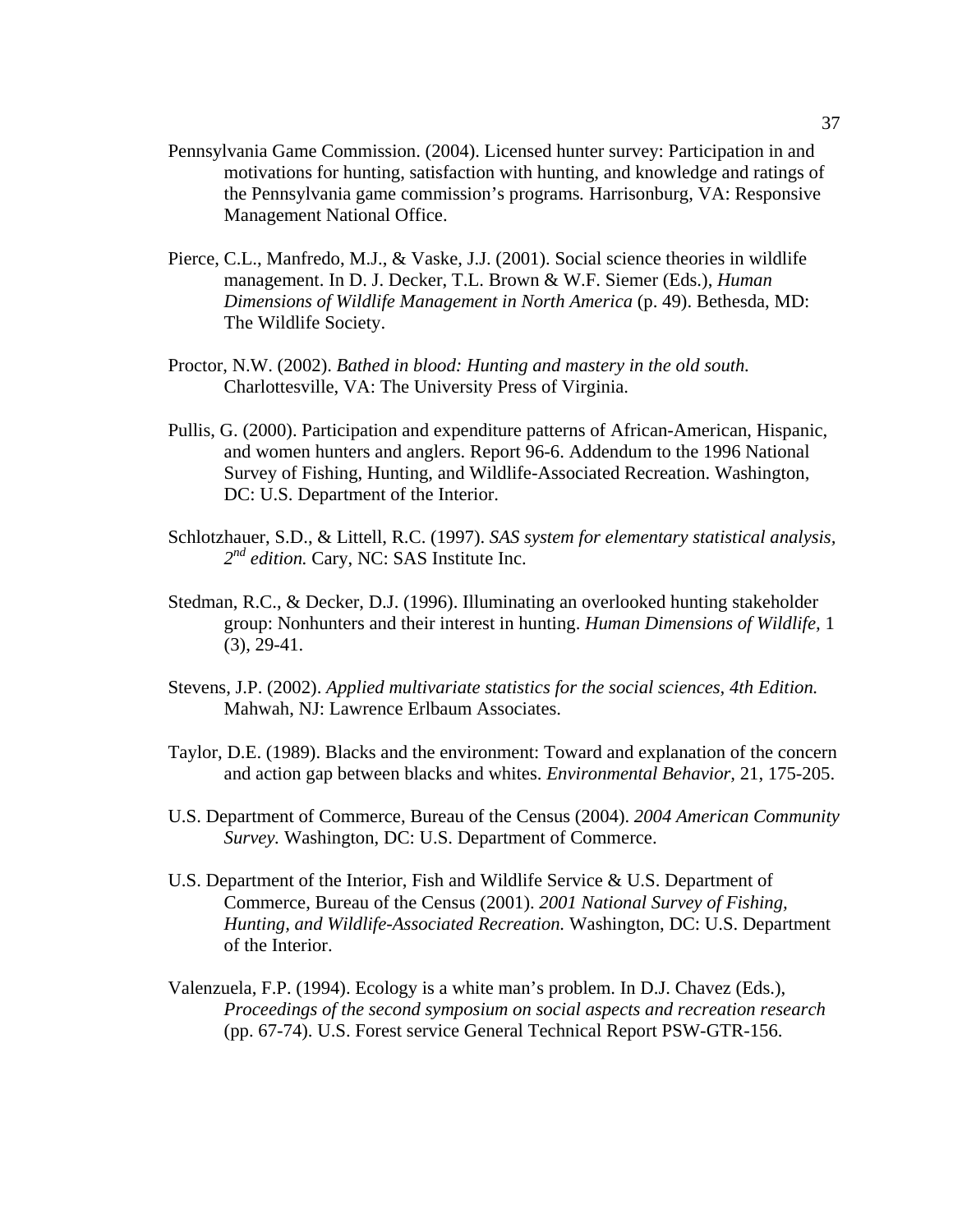Pennsylvania Game Commission. (2004). Licensed hunter survey: Participation in and motivations for hunting, satisfaction with hunting, and knowledge and ratings of the Pennsylvania game commission's programs*.* Harrisonburg, VA: Responsive Management National Office.

Pierce, C.L., Manfredo, M.J., & Vaske, J.J. (2001). Social science theories in wildlife management. In D. J. Decker, T.L. Brown & W.F. Siemer (Eds.), *Human Dimensions of Wildlife Management in North America* (p. 49). Bethesda, MD: The Wildlife Society.

Proctor, N.W. (2002). *Bathed in blood: Hunting and mastery in the old south.* Charlottesville, VA: The University Press of Virginia.

Pullis, G. (2000). Participation and expenditure patterns of African-American, Hispanic, and women hunters and anglers. Report 96-6. Addendum to the 1996 National Survey of Fishing, Hunting, and Wildlife-Associated Recreation. Washington, DC: U.S. Department of the Interior.

Schlotzhauer, S.D., & Littell, R.C. (1997). *SAS system for elementary statistical analysis, 2nd edition.* Cary, NC: SAS Institute Inc.

Stedman, R.C., & Decker, D.J. (1996). Illuminating an overlooked hunting stakeholder group: Nonhunters and their interest in hunting. *Human Dimensions of Wildlife,* 1 (3), 29-41.

Stevens, J.P. (2002). *Applied multivariate statistics for the social sciences, 4th Edition.* Mahwah, NJ: Lawrence Erlbaum Associates.

Taylor, D.E. (1989). Blacks and the environment: Toward and explanation of the concern and action gap between blacks and whites. *Environmental Behavior,* 21, 175-205.

U.S. Department of Commerce, Bureau of the Census (2004). *2004 American Community Survey.* Washington, DC: U.S. Department of Commerce.

U.S. Department of the Interior, Fish and Wildlife Service & U.S. Department of Commerce, Bureau of the Census (2001). *2001 National Survey of Fishing, Hunting, and Wildlife-Associated Recreation.* Washington, DC: U.S. Department of the Interior.

Valenzuela, F.P. (1994). Ecology is a white man's problem. In D.J. Chavez (Eds.), *Proceedings of the second symposium on social aspects and recreation research* (pp. 67-74). U.S. Forest service General Technical Report PSW-GTR-156.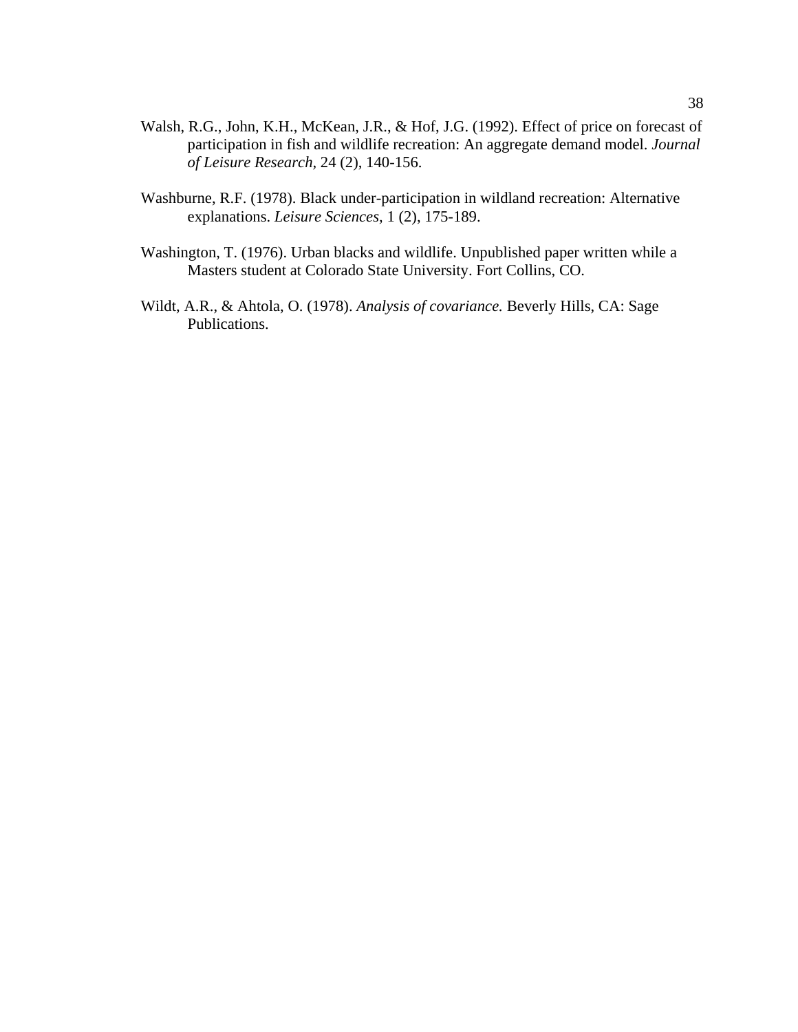Walsh, R.G., John, K.H., McKean, J.R., & Hof, J.G. (1992). Effect of price on forecast of participation in fish and wildlife recreation: An aggregate demand model. *Journal of Leisure Research,* 24 (2), 140-156.

Washburne, R.F. (1978). Black under-participation in wildland recreation: Alternative explanations. *Leisure Sciences,* 1 (2), 175-189.

Washington, T. (1976). Urban blacks and wildlife. Unpublished paper written while a Masters student at Colorado State University. Fort Collins, CO.

Wildt, A.R., & Ahtola, O. (1978). *Analysis of covariance.* Beverly Hills, CA: Sage Publications.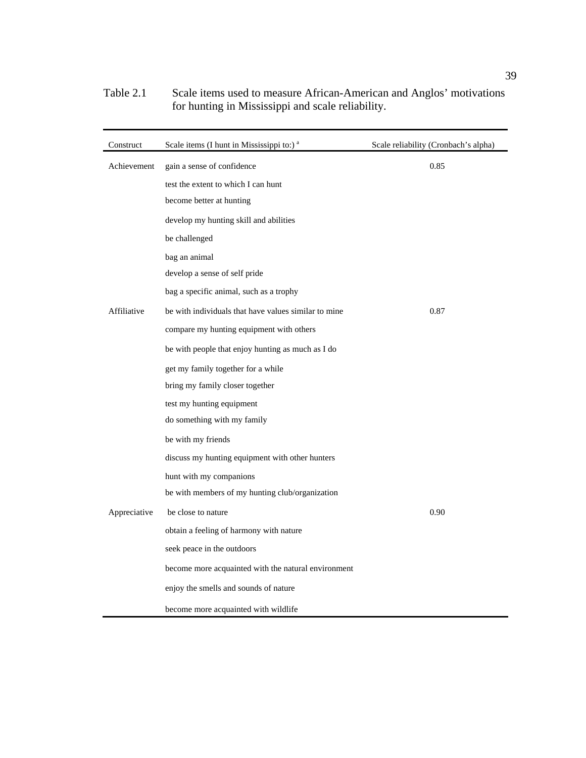Table 2.1 Scale items used to measure African-American and Anglos' motivations for hunting in Mississippi and scale reliability.

| Construct | Scale items (I hunt in Mississippi to:) [a] | Scale reliability (Cronbach's alpha) |
|---|---|---|
| Achievement | gain a sense of confidence | 0.85 |
| | test the extent to which I can hunt | |
| | become better at hunting | |
| | develop my hunting skill and abilities | |
| | be challenged | |
| | bag an animal | |
| | develop a sense of self pride | |
| | bag a specific animal, such as a trophy | |
| Affiliative | be with individuals that have values similar to mine | 0.87 |
| | compare my hunting equipment with others | |
| | be with people that enjoy hunting as much as I do | |
| | get my family together for a while | |
| | bring my family closer together | |
| | test my hunting equipment | |
| | do something with my family | |
| | be with my friends | |
| | discuss my hunting equipment with other hunters | |
| | hunt with my companions | |
| | be with members of my hunting club/organization | |
| Appreciative | be close to nature | 0.90 |
| | obtain a feeling of harmony with nature | |
| | seek peace in the outdoors | |
| | become more acquainted with the natural environment | |
| | enjoy the smells and sounds of nature | |
| | become more acquainted with wildlife | |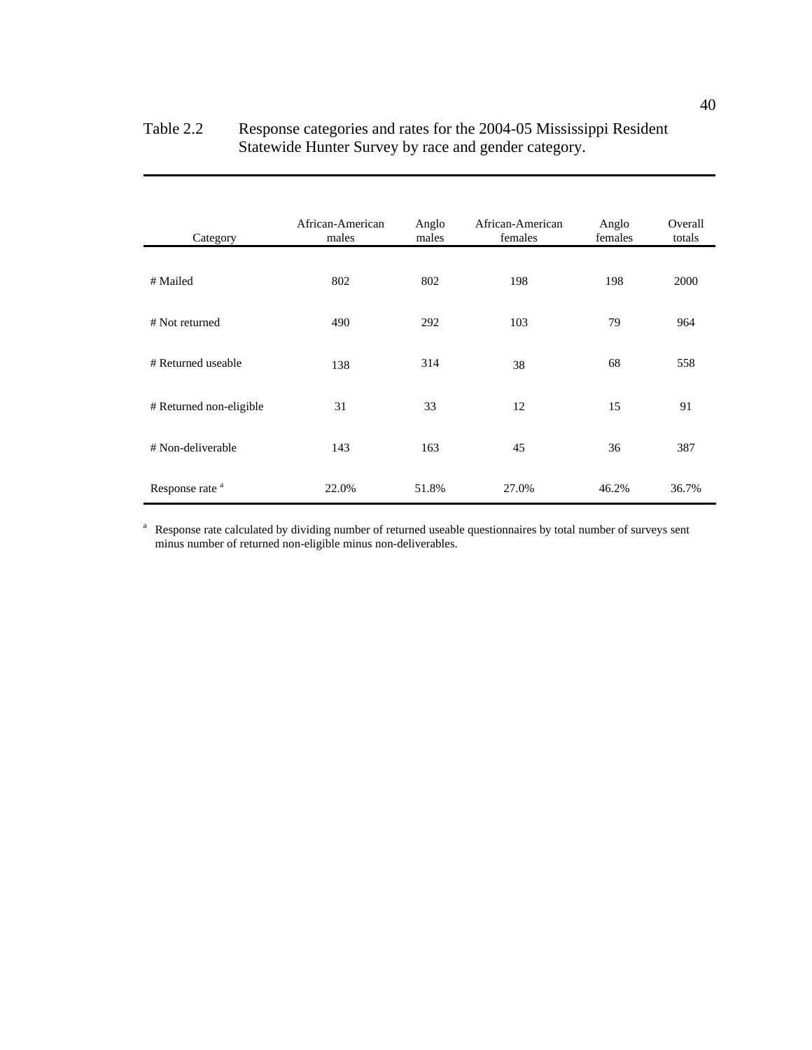Table 2.2 Response categories and rates for the 2004-05 Mississippi Resident Statewide Hunter Survey by race and gender category.

| Category | African-American males | Anglo males | African-American females | Anglo females | Overall totals |
|---|---|---|---|---|---|
| # Mailed | 802 | 802 | 198 | 198 | 2000 |
| # Not returned | 490 | 292 | 103 | 79 | 964 |
| # Returned useable | 138 | 314 | 38 | 68 | 558 |
| # Returned non-eligible | 31 | 33 | 12 | 15 | 91 |
| # Non-deliverable | 143 | 163 | 45 | 36 | 387 |
| Response rate [a] | 22.0% | 51.8% | 27.0% | 46.2% | 36.7% |

[a] Response rate calculated by dividing number of returned useable questionnaires by total number of surveys sent minus number of returned non-eligible minus non-deliverables.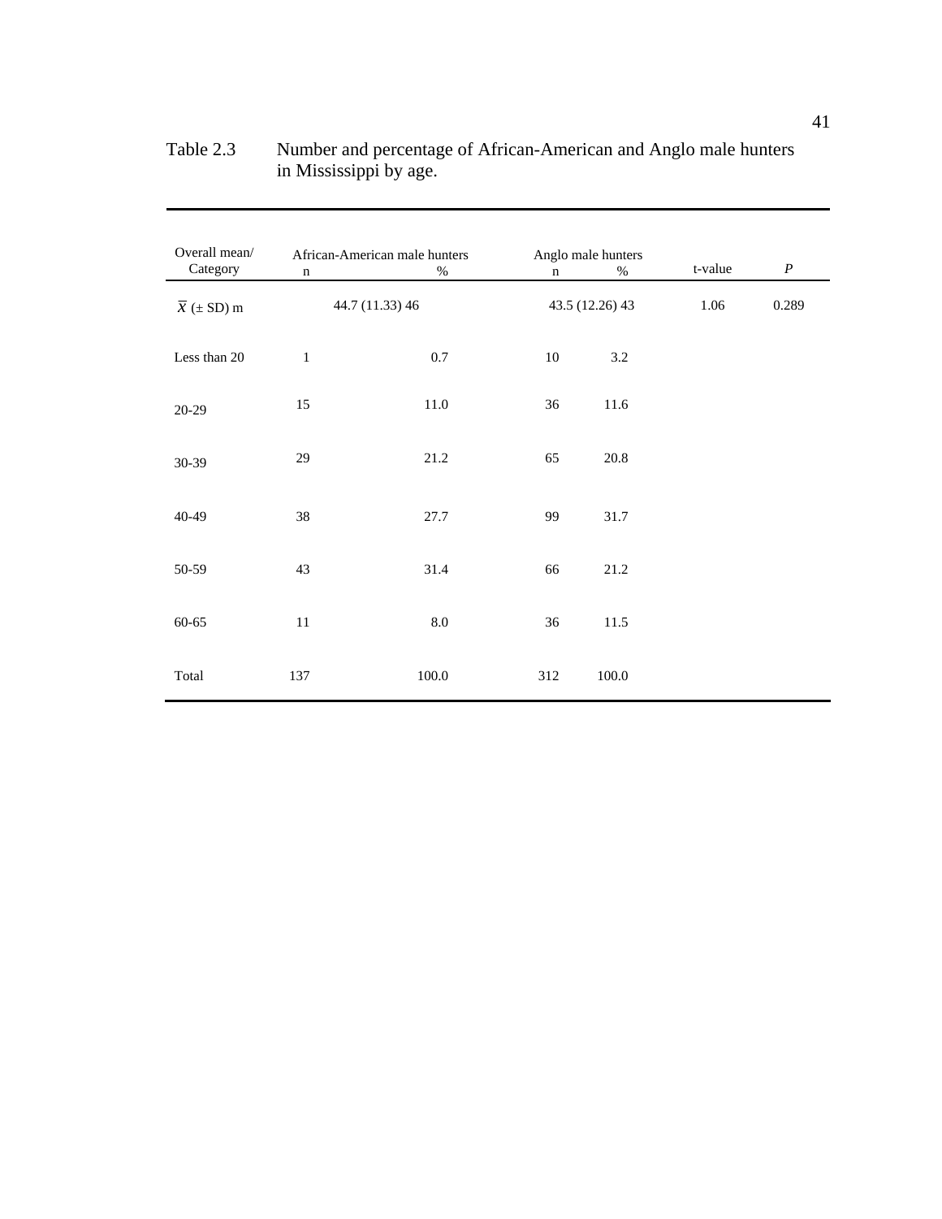Table 2.3 Number and percentage of African-American and Anglo male hunters in Mississippi by age.

| Overall mean/ Category | African-American male hunters | | Anglo male hunters | | t-value | $P$ |
|---|---|---|---|---|---|---|
| | n | % | n | % | | |
| $\overline{X}$ (± SD) m | 44.7 (11.33) 46 | | 43.5 (12.26) 43 | | 1.06 | 0.289 |
| Less than 20 | 1 | 0.7 | 10 | 3.2 | | |
| 20-29 | 15 | 11.0 | 36 | 11.6 | | |
| 30-39 | 29 | 21.2 | 65 | 20.8 | | |
| 40-49 | 38 | 27.7 | 99 | 31.7 | | |
| 50-59 | 43 | 31.4 | 66 | 21.2 | | |
| 60-65 | 11 | 8.0 | 36 | 11.5 | | |
| Total | 137 | 100.0 | 312 | 100.0 | | |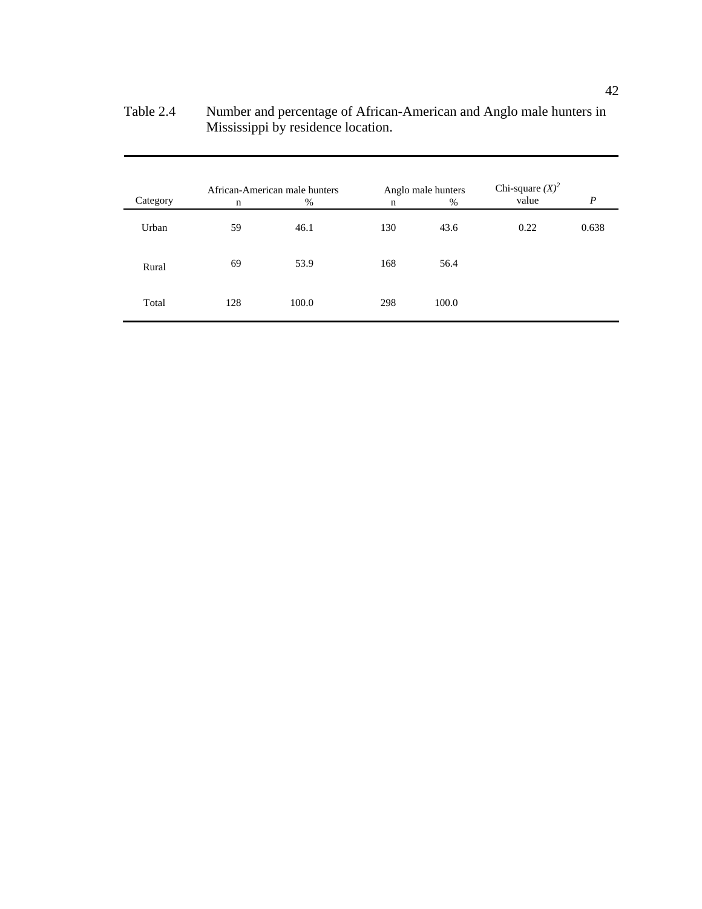Table 2.4 Number and percentage of African-American and Anglo male hunters in Mississippi by residence location.

| Category | African-American male hunters | | Anglo male hunters | | Chi-square $(X)^2$ value | *P* |
|---|---|---|---|---|---|---|
| | n | % | n | % | | |
| Urban | 59 | 46.1 | 130 | 43.6 | 0.22 | 0.638 |
| Rural | 69 | 53.9 | 168 | 56.4 | | |
| Total | 128 | 100.0 | 298 | 100.0 | | |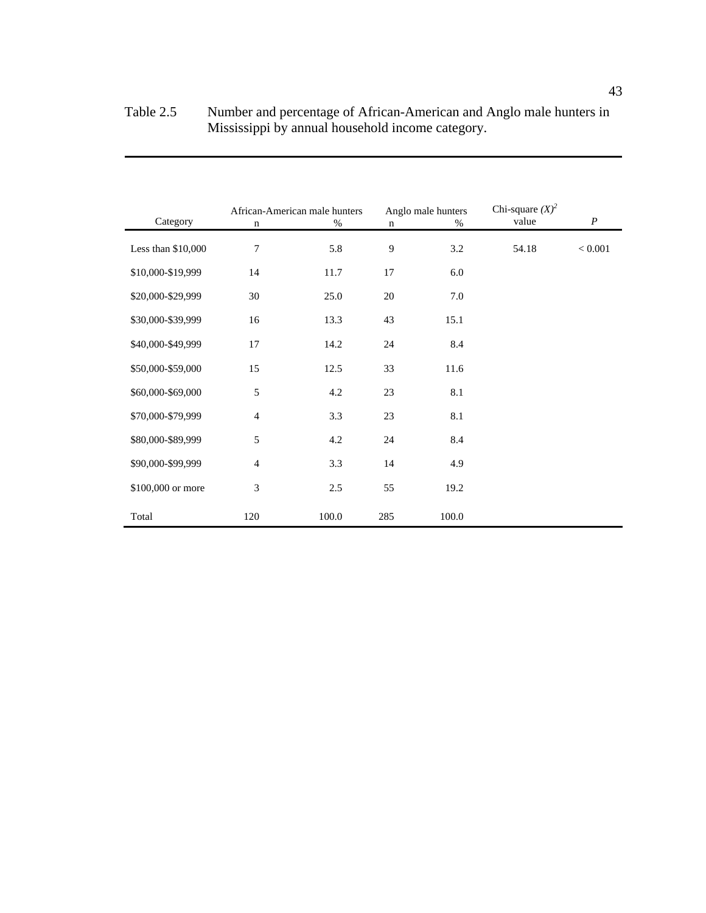Table 2.5 Number and percentage of African-American and Anglo male hunters in Mississippi by annual household income category.

| Category | African-American male hunters n | % | Anglo male hunters n | % | Chi-square $(X)^2$ value | $P$ |
|---|---|---|---|---|---|---|
| Less than $10,000 | 7 | 5.8 | 9 | 3.2 | 54.18 | < 0.001 |
| $10,000-$19,999 | 14 | 11.7 | 17 | 6.0 | | |
| $20,000-$29,999 | 30 | 25.0 | 20 | 7.0 | | |
| $30,000-$39,999 | 16 | 13.3 | 43 | 15.1 | | |
| $40,000-$49,999 | 17 | 14.2 | 24 | 8.4 | | |
| $50,000-$59,000 | 15 | 12.5 | 33 | 11.6 | | |
| $60,000-$69,000 | 5 | 4.2 | 23 | 8.1 | | |
| $70,000-$79,999 | 4 | 3.3 | 23 | 8.1 | | |
| $80,000-$89,999 | 5 | 4.2 | 24 | 8.4 | | |
| $90,000-$99,999 | 4 | 3.3 | 14 | 4.9 | | |
| $100,000 or more | 3 | 2.5 | 55 | 19.2 | | |
| Total | 120 | 100.0 | 285 | 100.0 | | |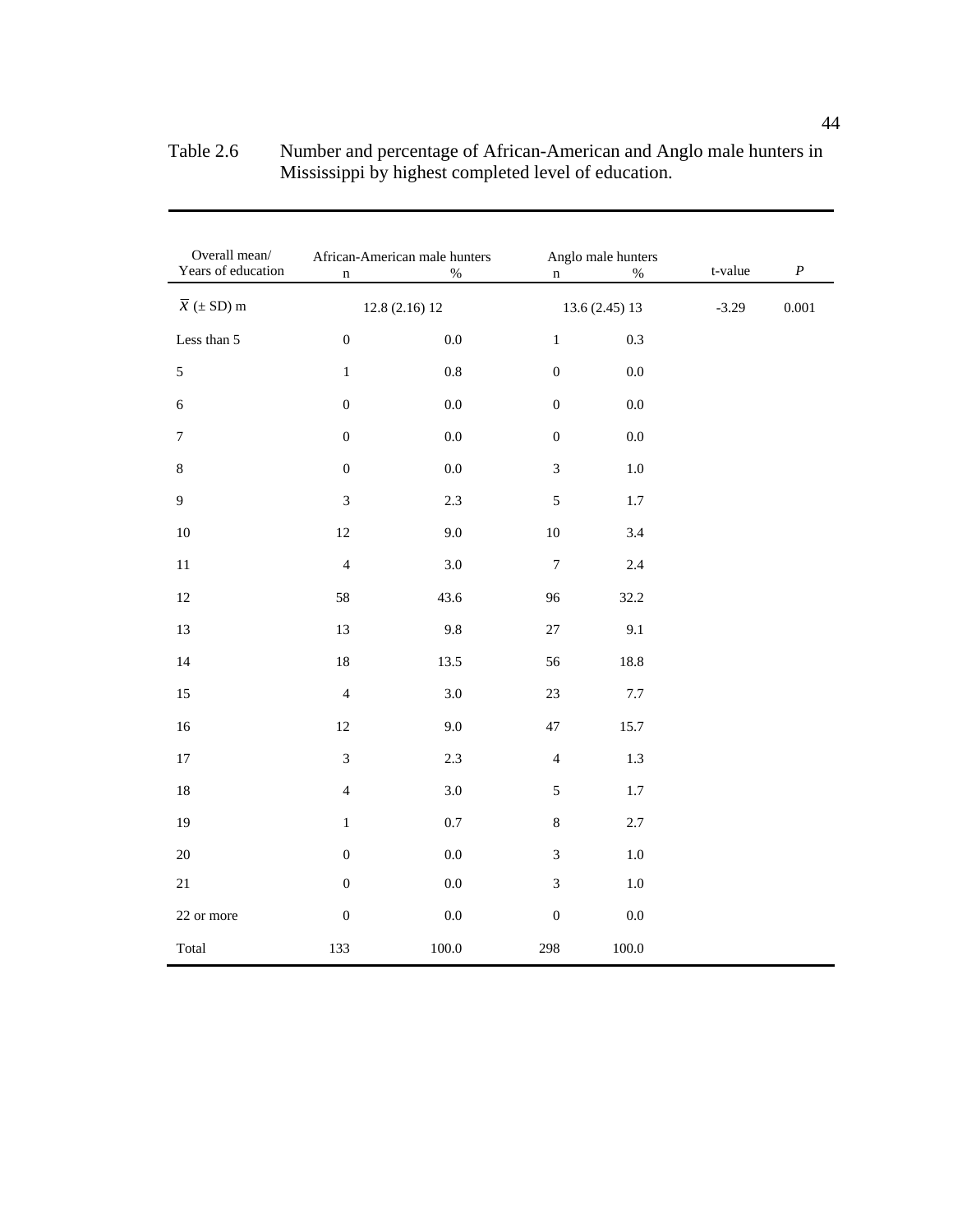Table 2.6 Number and percentage of African-American and Anglo male hunters in Mississippi by highest completed level of education.

| Overall mean/ Years of education | African-American male hunters n | % | Anglo male hunters n | % | t-value | *P* |
|---|---|---|---|---|---|---|
| $\overline{X}$ (± SD) m | 12.8 (2.16) 12 | | 13.6 (2.45) 13 | | -3.29 | 0.001 |
| Less than 5 | 0 | 0.0 | 1 | 0.3 | | |
| 5 | 1 | 0.8 | 0 | 0.0 | | |
| 6 | 0 | 0.0 | 0 | 0.0 | | |
| 7 | 0 | 0.0 | 0 | 0.0 | | |
| 8 | 0 | 0.0 | 3 | 1.0 | | |
| 9 | 3 | 2.3 | 5 | 1.7 | | |
| 10 | 12 | 9.0 | 10 | 3.4 | | |
| 11 | 4 | 3.0 | 7 | 2.4 | | |
| 12 | 58 | 43.6 | 96 | 32.2 | | |
| 13 | 13 | 9.8 | 27 | 9.1 | | |
| 14 | 18 | 13.5 | 56 | 18.8 | | |
| 15 | 4 | 3.0 | 23 | 7.7 | | |
| 16 | 12 | 9.0 | 47 | 15.7 | | |
| 17 | 3 | 2.3 | 4 | 1.3 | | |
| 18 | 4 | 3.0 | 5 | 1.7 | | |
| 19 | 1 | 0.7 | 8 | 2.7 | | |
| 20 | 0 | 0.0 | 3 | 1.0 | | |
| 21 | 0 | 0.0 | 3 | 1.0 | | |
| 22 or more | 0 | 0.0 | 0 | 0.0 | | |
| Total | 133 | 100.0 | 298 | 100.0 | | |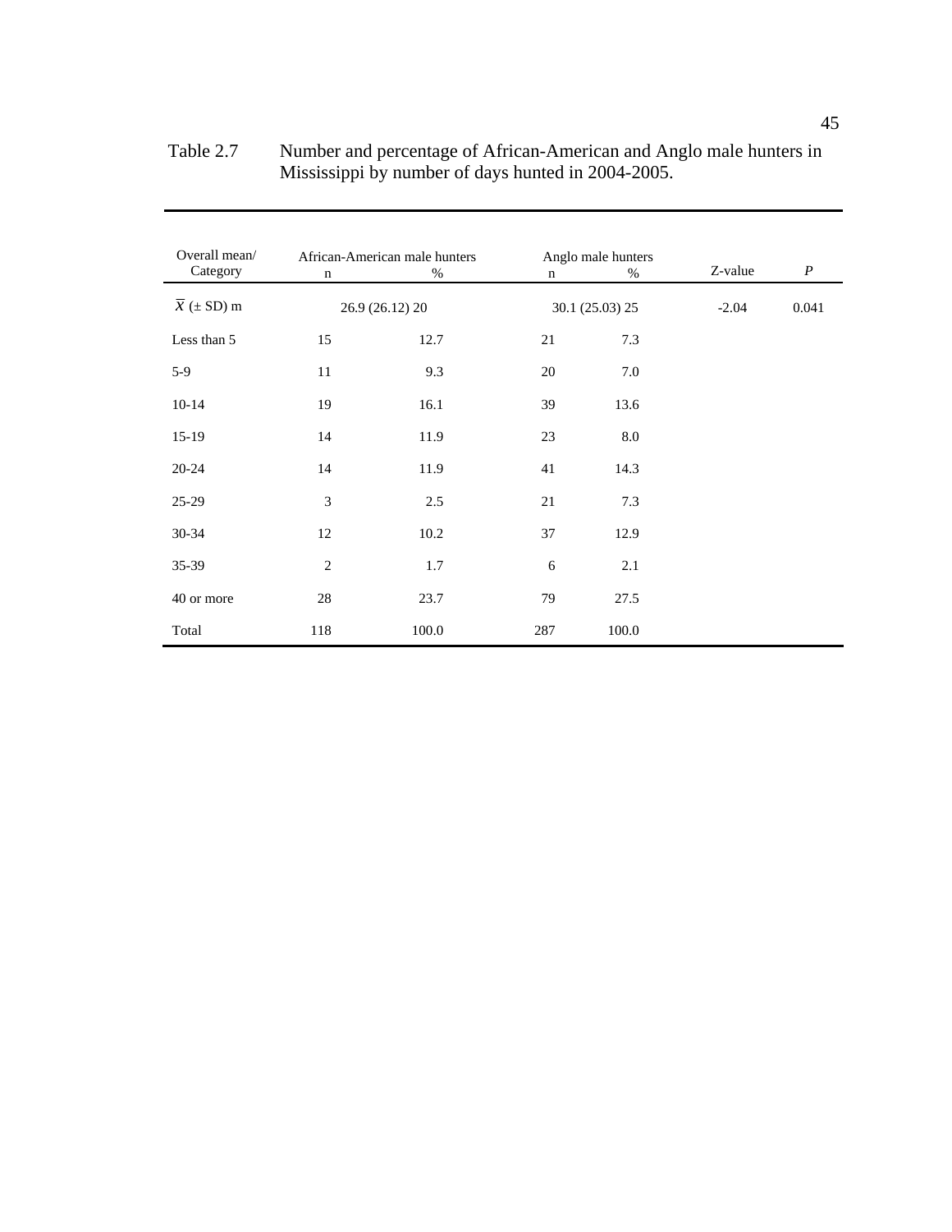Table 2.7 Number and percentage of African-American and Anglo male hunters in Mississippi by number of days hunted in 2004-2005.

| Overall mean/ Category | African-American male hunters n | % | Anglo male hunters n | % | Z-value | *P* |
|---|---|---|---|---|---|---|
| $\overline{X}$ (± SD) m | 26.9 (26.12) 20 | | 30.1 (25.03) 25 | | -2.04 | 0.041 |
| Less than 5 | 15 | 12.7 | 21 | 7.3 | | |
| 5-9 | 11 | 9.3 | 20 | 7.0 | | |
| 10-14 | 19 | 16.1 | 39 | 13.6 | | |
| 15-19 | 14 | 11.9 | 23 | 8.0 | | |
| 20-24 | 14 | 11.9 | 41 | 14.3 | | |
| 25-29 | 3 | 2.5 | 21 | 7.3 | | |
| 30-34 | 12 | 10.2 | 37 | 12.9 | | |
| 35-39 | 2 | 1.7 | 6 | 2.1 | | |
| 40 or more | 28 | 23.7 | 79 | 27.5 | | |
| Total | 118 | 100.0 | 287 | 100.0 | | |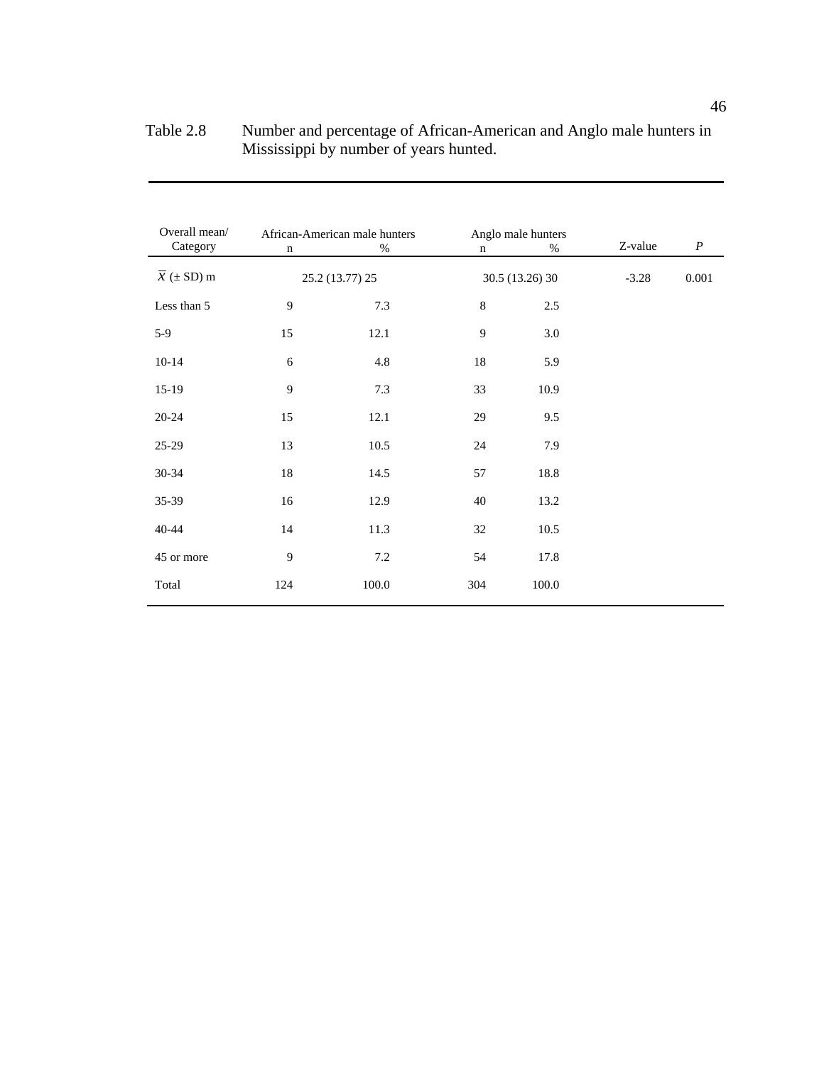Table 2.8 Number and percentage of African-American and Anglo male hunters in Mississippi by number of years hunted.

| Overall mean/ Category | African-American male hunters n | % | Anglo male hunters n | % | Z-value | *P* |
|---|---|---|---|---|---|---|
| $\overline{X}$ (± SD) m | 25.2 (13.77) 25 | | 30.5 (13.26) 30 | | -3.28 | 0.001 |
| Less than 5 | 9 | 7.3 | 8 | 2.5 | | |
| 5-9 | 15 | 12.1 | 9 | 3.0 | | |
| 10-14 | 6 | 4.8 | 18 | 5.9 | | |
| 15-19 | 9 | 7.3 | 33 | 10.9 | | |
| 20-24 | 15 | 12.1 | 29 | 9.5 | | |
| 25-29 | 13 | 10.5 | 24 | 7.9 | | |
| 30-34 | 18 | 14.5 | 57 | 18.8 | | |
| 35-39 | 16 | 12.9 | 40 | 13.2 | | |
| 40-44 | 14 | 11.3 | 32 | 10.5 | | |
| 45 or more | 9 | 7.2 | 54 | 17.8 | | |
| Total | 124 | 100.0 | 304 | 100.0 | | |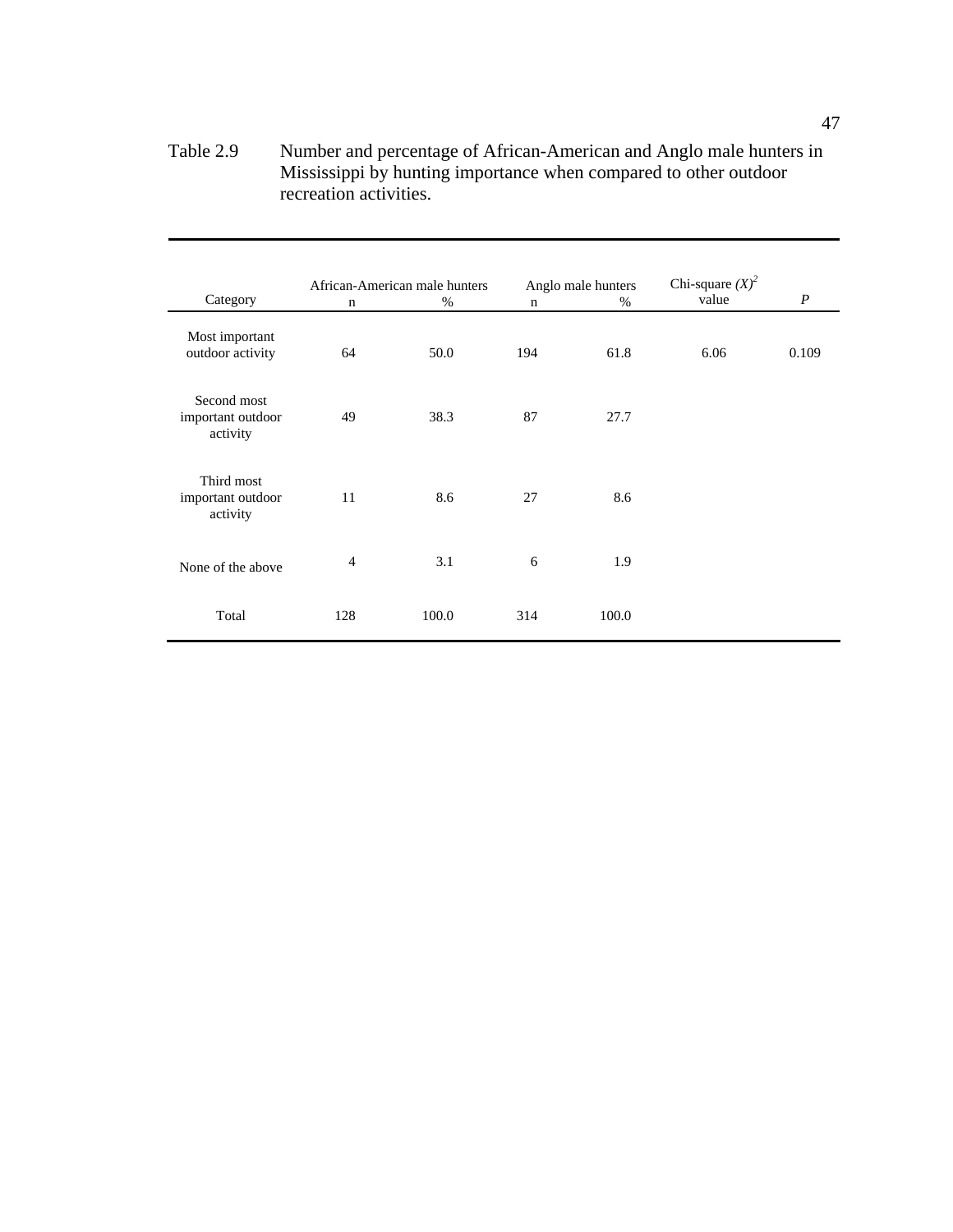Table 2.9 Number and percentage of African-American and Anglo male hunters in Mississippi by hunting importance when compared to other outdoor recreation activities.

| Category | African-American male hunters | | Anglo male hunters | | Chi-square $(X)^2$ value | *P* |
|---|---|---|---|---|---|---|
| | n | % | n | % | | |
| Most important outdoor activity | 64 | 50.0 | 194 | 61.8 | 6.06 | 0.109 |
| Second most important outdoor activity | 49 | 38.3 | 87 | 27.7 | | |
| Third most important outdoor activity | 11 | 8.6 | 27 | 8.6 | | |
| None of the above | 4 | 3.1 | 6 | 1.9 | | |
| Total | 128 | 100.0 | 314 | 100.0 | | |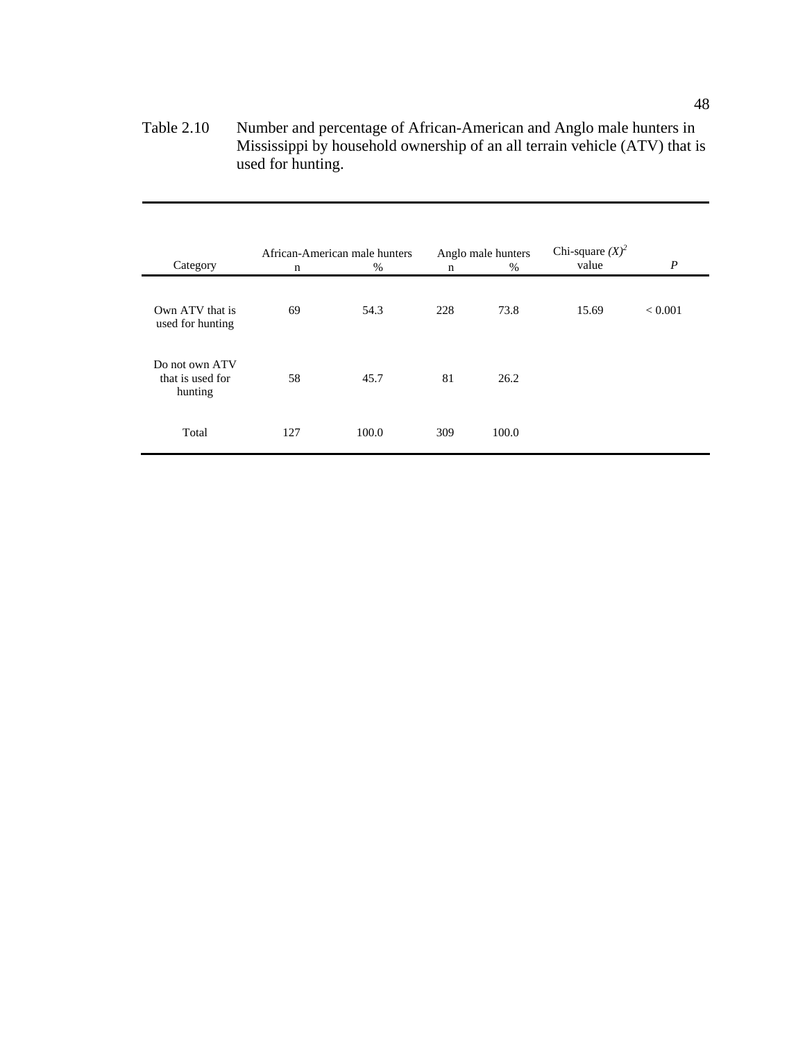Table 2.10 Number and percentage of African-American and Anglo male hunters in Mississippi by household ownership of an all terrain vehicle (ATV) that is used for hunting.

| Category | African-American male hunters | | Anglo male hunters | | Chi-square $(X)^2$ value | *P* |
|---|---|---|---|---|---|---|
| | n | % | n | % | | |
| Own ATV that is used for hunting | 69 | 54.3 | 228 | 73.8 | 15.69 | < 0.001 |
| Do not own ATV that is used for hunting | 58 | 45.7 | 81 | 26.2 | | |
| Total | 127 | 100.0 | 309 | 100.0 | | |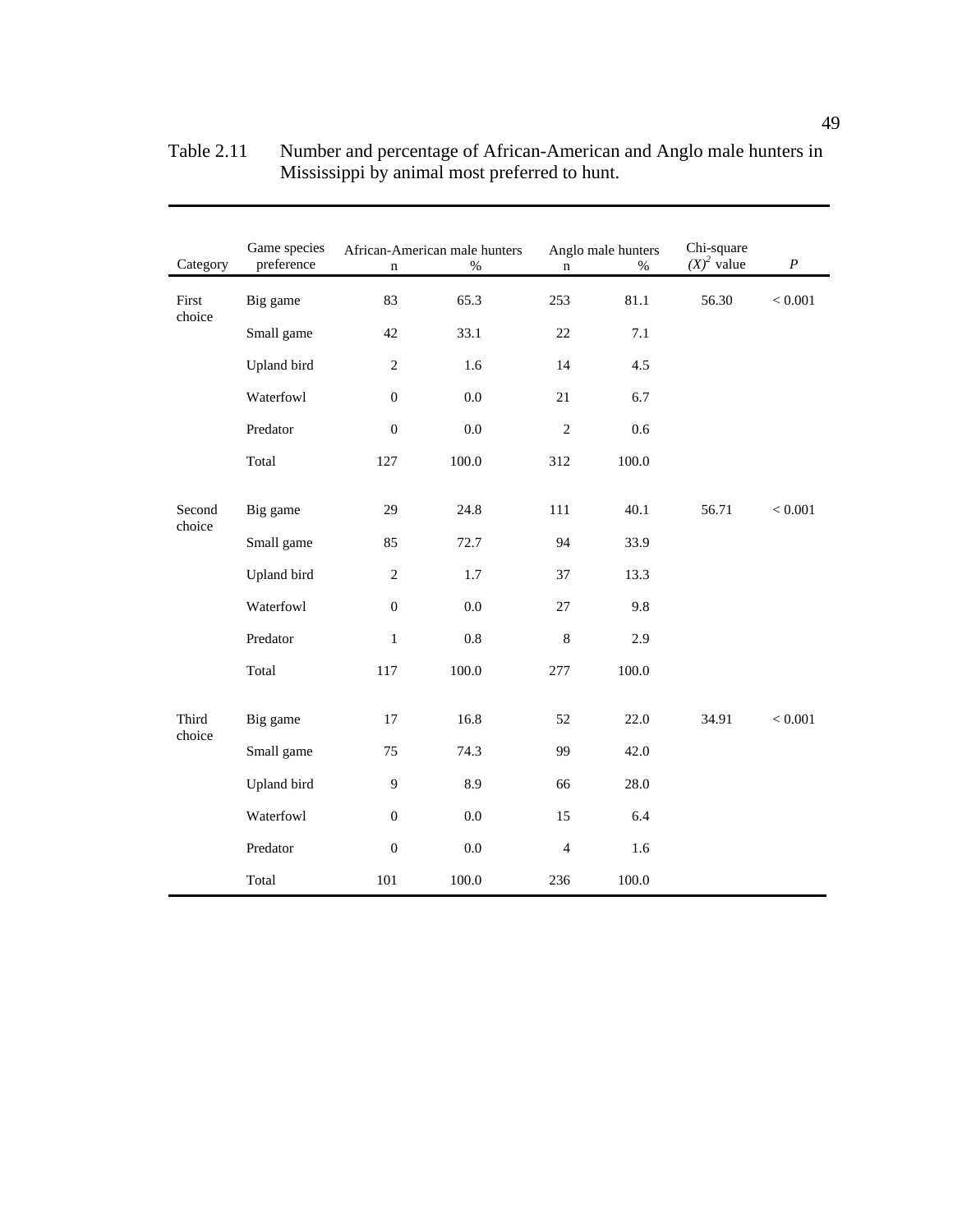Table 2.11 Number and percentage of African-American and Anglo male hunters in Mississippi by animal most preferred to hunt.

| Category | Game species preference | African-American male hunters | | Anglo male hunters | | Chi-square $(X)^2$ value | *P* |
|---|---|---|---|---|---|---|---|
| | | n | % | n | % | | |
| First choice | Big game | 83 | 65.3 | 253 | 81.1 | 56.30 | < 0.001 |
| | Small game | 42 | 33.1 | 22 | 7.1 | | |
| | Upland bird | 2 | 1.6 | 14 | 4.5 | | |
| | Waterfowl | 0 | 0.0 | 21 | 6.7 | | |
| | Predator | 0 | 0.0 | 2 | 0.6 | | |
| | Total | 127 | 100.0 | 312 | 100.0 | | |
| Second choice | Big game | 29 | 24.8 | 111 | 40.1 | 56.71 | < 0.001 |
| | Small game | 85 | 72.7 | 94 | 33.9 | | |
| | Upland bird | 2 | 1.7 | 37 | 13.3 | | |
| | Waterfowl | 0 | 0.0 | 27 | 9.8 | | |
| | Predator | 1 | 0.8 | 8 | 2.9 | | |
| | Total | 117 | 100.0 | 277 | 100.0 | | |
| Third choice | Big game | 17 | 16.8 | 52 | 22.0 | 34.91 | < 0.001 |
| | Small game | 75 | 74.3 | 99 | 42.0 | | |
| | Upland bird | 9 | 8.9 | 66 | 28.0 | | |
| | Waterfowl | 0 | 0.0 | 15 | 6.4 | | |
| | Predator | 0 | 0.0 | 4 | 1.6 | | |
| | Total | 101 | 100.0 | 236 | 100.0 | | |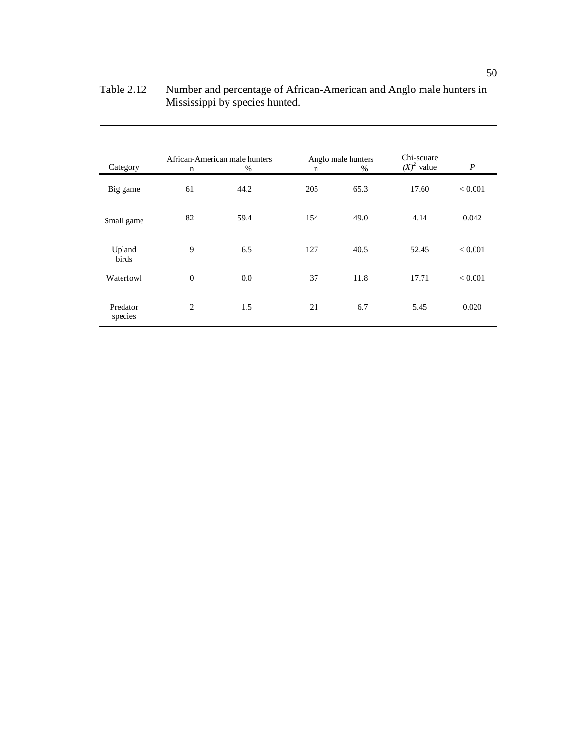Table 2.12 Number and percentage of African-American and Anglo male hunters in Mississippi by species hunted.

| Category | African-American male hunters | | Anglo male hunters | | Chi-square $(X)^2$ value | *P* |
|---|---|---|---|---|---|---|
| | n | % | n | % | | |
| Big game | 61 | 44.2 | 205 | 65.3 | 17.60 | < 0.001 |
| Small game | 82 | 59.4 | 154 | 49.0 | 4.14 | 0.042 |
| Upland birds | 9 | 6.5 | 127 | 40.5 | 52.45 | < 0.001 |
| Waterfowl | 0 | 0.0 | 37 | 11.8 | 17.71 | < 0.001 |
| Predator species | 2 | 1.5 | 21 | 6.7 | 5.45 | 0.020 |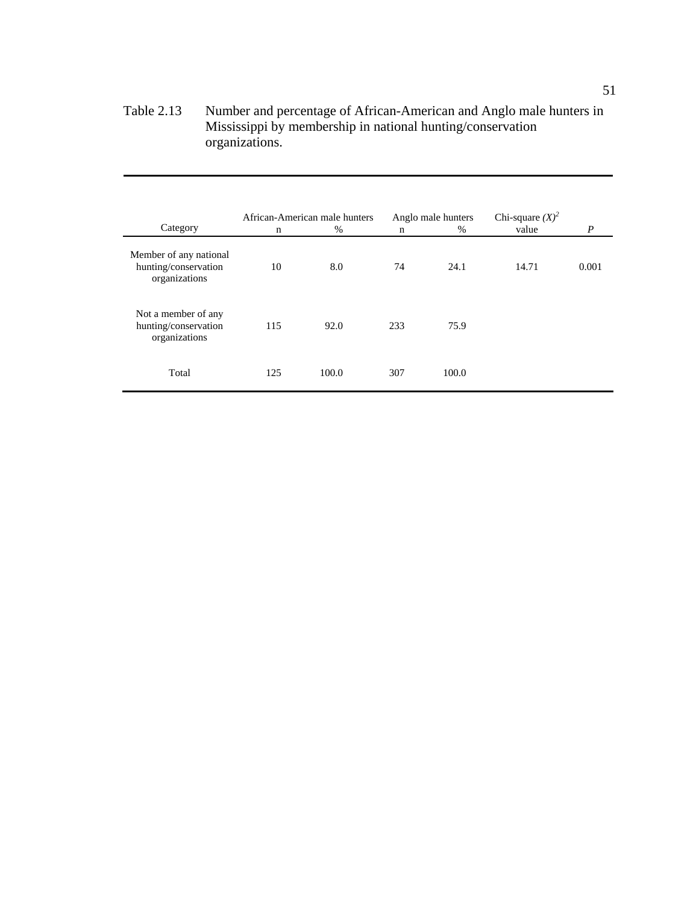Table 2.13 Number and percentage of African-American and Anglo male hunters in Mississippi by membership in national hunting/conservation organizations.

| Category | African-American male hunters | | Anglo male hunters | | Chi-square $(X)^2$ | |
|---|---|---|---|---|---|---|
| | n | % | n | % | value | *P* |
| Member of any national hunting/conservation organizations | 10 | 8.0 | 74 | 24.1 | 14.71 | 0.001 |
| Not a member of any hunting/conservation organizations | 115 | 92.0 | 233 | 75.9 | | |
| Total | 125 | 100.0 | 307 | 100.0 | | |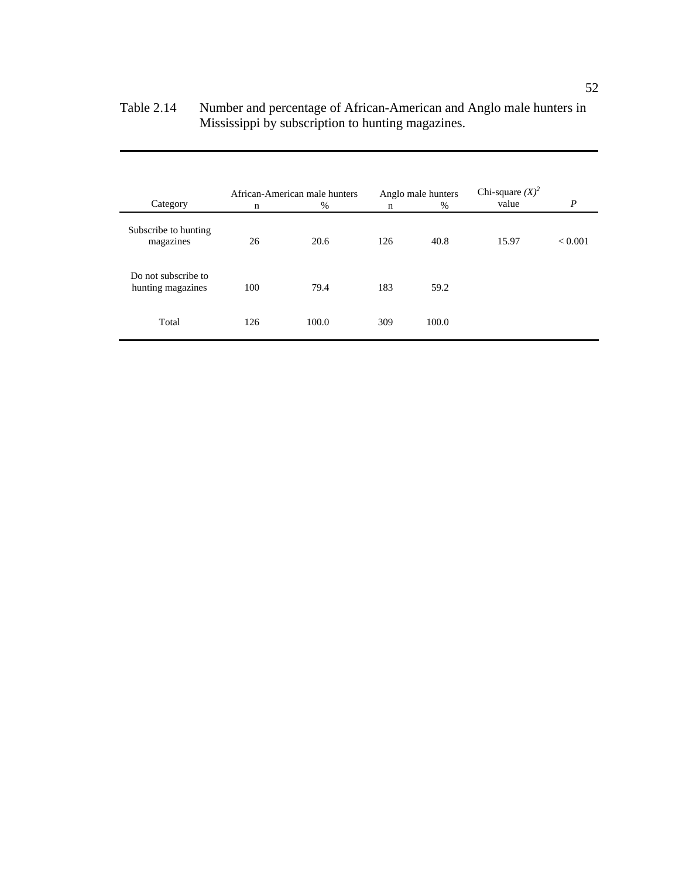Table 2.14 Number and percentage of African-American and Anglo male hunters in Mississippi by subscription to hunting magazines.

| Category | African-American male hunters | | Anglo male hunters | | Chi-square $(X)^2$ value | $P$ |
|---|---|---|---|---|---|---|
| | n | % | n | % | | |
| Subscribe to hunting magazines | 26 | 20.6 | 126 | 40.8 | 15.97 | < 0.001 |
| Do not subscribe to hunting magazines | 100 | 79.4 | 183 | 59.2 | | |
| Total | 126 | 100.0 | 309 | 100.0 | | |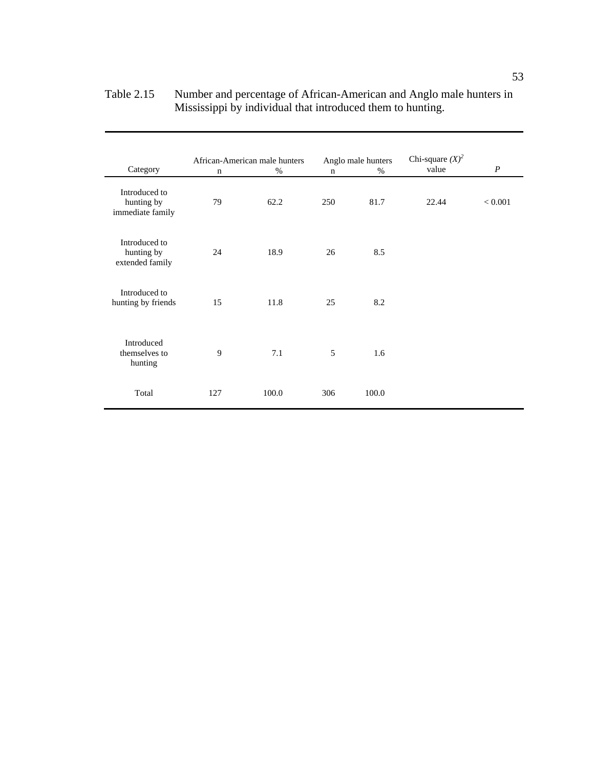Table 2.15 Number and percentage of African-American and Anglo male hunters in Mississippi by individual that introduced them to hunting.

| Category | African-American male hunters | | Anglo male hunters | | Chi-square $(X)^2$ value | *P* |
|---|---|---|---|---|---|---|
| | n | % | n | % | | |
| Introduced to hunting by immediate family | 79 | 62.2 | 250 | 81.7 | 22.44 | < 0.001 |
| Introduced to hunting by extended family | 24 | 18.9 | 26 | 8.5 | | |
| Introduced to hunting by friends | 15 | 11.8 | 25 | 8.2 | | |
| Introduced themselves to hunting | 9 | 7.1 | 5 | 1.6 | | |
| Total | 127 | 100.0 | 306 | 100.0 | | |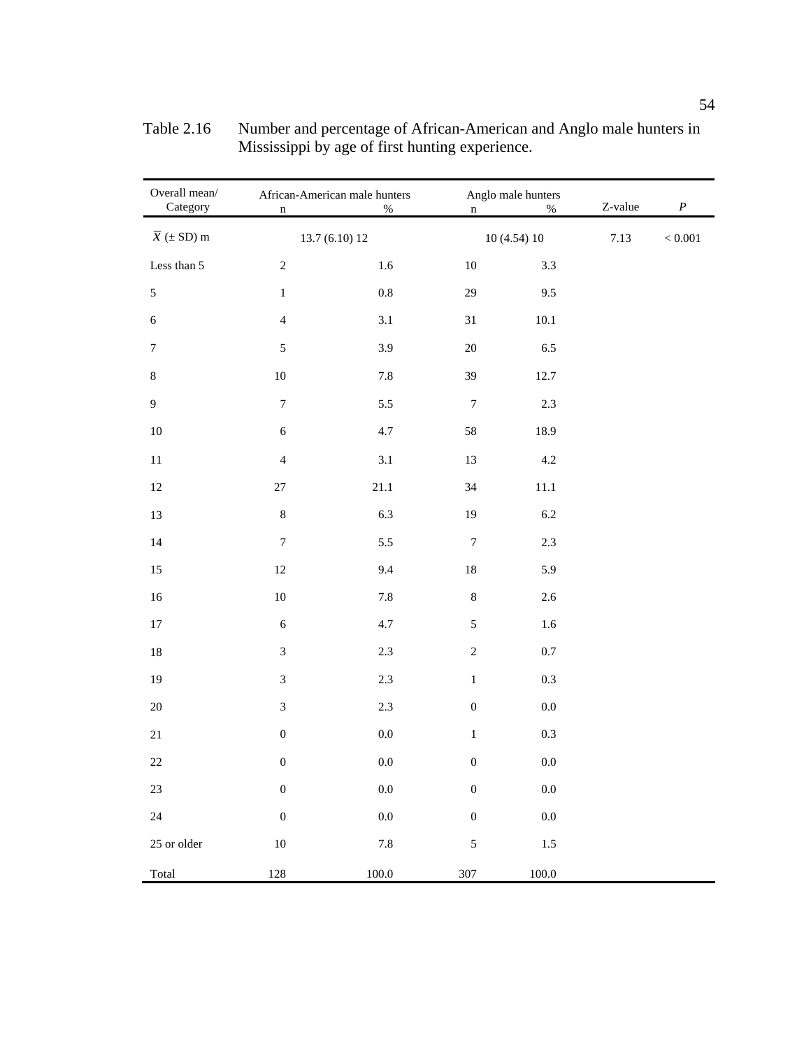Table 2.16 Number and percentage of African-American and Anglo male hunters in Mississippi by age of first hunting experience.

| Overall mean/ Category | African-American male hunters n | % | Anglo male hunters n | % | Z-value | *P* |
|---|---|---|---|---|---|---|
| $\overline{X}$ (± SD) m | 13.7 (6.10) 12 | | 10 (4.54) 10 | | 7.13 | < 0.001 |
| Less than 5 | 2 | 1.6 | 10 | 3.3 | | |
| 5 | 1 | 0.8 | 29 | 9.5 | | |
| 6 | 4 | 3.1 | 31 | 10.1 | | |
| 7 | 5 | 3.9 | 20 | 6.5 | | |
| 8 | 10 | 7.8 | 39 | 12.7 | | |
| 9 | 7 | 5.5 | 7 | 2.3 | | |
| 10 | 6 | 4.7 | 58 | 18.9 | | |
| 11 | 4 | 3.1 | 13 | 4.2 | | |
| 12 | 27 | 21.1 | 34 | 11.1 | | |
| 13 | 8 | 6.3 | 19 | 6.2 | | |
| 14 | 7 | 5.5 | 7 | 2.3 | | |
| 15 | 12 | 9.4 | 18 | 5.9 | | |
| 16 | 10 | 7.8 | 8 | 2.6 | | |
| 17 | 6 | 4.7 | 5 | 1.6 | | |
| 18 | 3 | 2.3 | 2 | 0.7 | | |
| 19 | 3 | 2.3 | 1 | 0.3 | | |
| 20 | 3 | 2.3 | 0 | 0.0 | | |
| 21 | 0 | 0.0 | 1 | 0.3 | | |
| 22 | 0 | 0.0 | 0 | 0.0 | | |
| 23 | 0 | 0.0 | 0 | 0.0 | | |
| 24 | 0 | 0.0 | 0 | 0.0 | | |
| 25 or older | 10 | 7.8 | 5 | 1.5 | | |
| Total | 128 | 100.0 | 307 | 100.0 | | |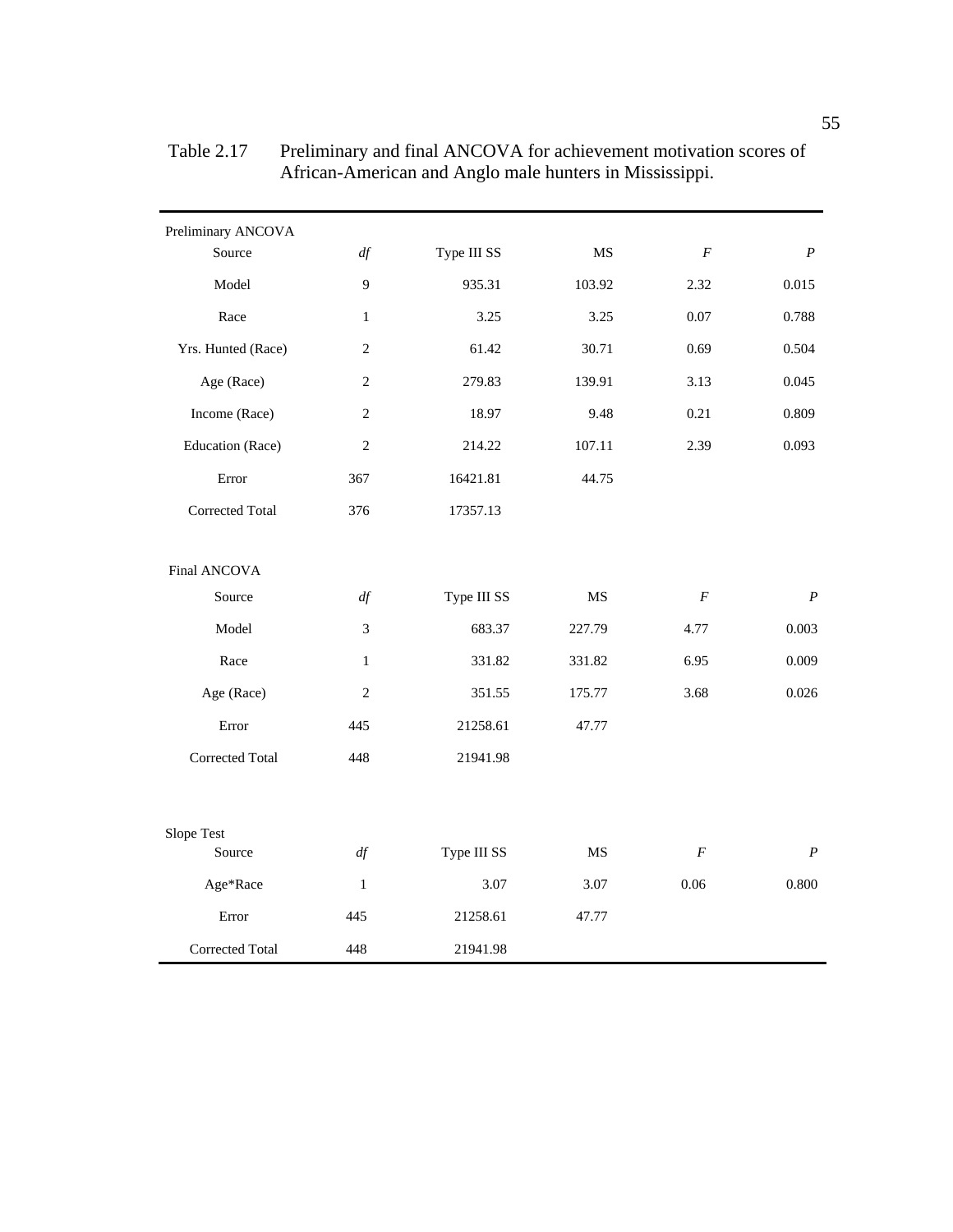Table 2.17 Preliminary and final ANCOVA for achievement motivation scores of African-American and Anglo male hunters in Mississippi.

| Preliminary ANCOVA | | | | | |
|---|---|---|---|---|---|
| Source | *df* | Type III SS | MS | *F* | *P* |
| Model | 9 | 935.31 | 103.92 | 2.32 | 0.015 |
| Race | 1 | 3.25 | 3.25 | 0.07 | 0.788 |
| Yrs. Hunted (Race) | 2 | 61.42 | 30.71 | 0.69 | 0.504 |
| Age (Race) | 2 | 279.83 | 139.91 | 3.13 | 0.045 |
| Income (Race) | 2 | 18.97 | 9.48 | 0.21 | 0.809 |
| Education (Race) | 2 | 214.22 | 107.11 | 2.39 | 0.093 |
| Error | 367 | 16421.81 | 44.75 | | |
| Corrected Total | 376 | 17357.13 | | | |
| **Final ANCOVA** | | | | | |
| Source | *df* | Type III SS | MS | *F* | *P* |
| Model | 3 | 683.37 | 227.79 | 4.77 | 0.003 |
| Race | 1 | 331.82 | 331.82 | 6.95 | 0.009 |
| Age (Race) | 2 | 351.55 | 175.77 | 3.68 | 0.026 |
| Error | 445 | 21258.61 | 47.77 | | |
| Corrected Total | 448 | 21941.98 | | | |
| **Slope Test** | | | | | |
| Source | *df* | Type III SS | MS | *F* | *P* |
| Age*Race | 1 | 3.07 | 3.07 | 0.06 | 0.800 |
| Error | 445 | 21258.61 | 47.77 | | |
| Corrected Total | 448 | 21941.98 | | | |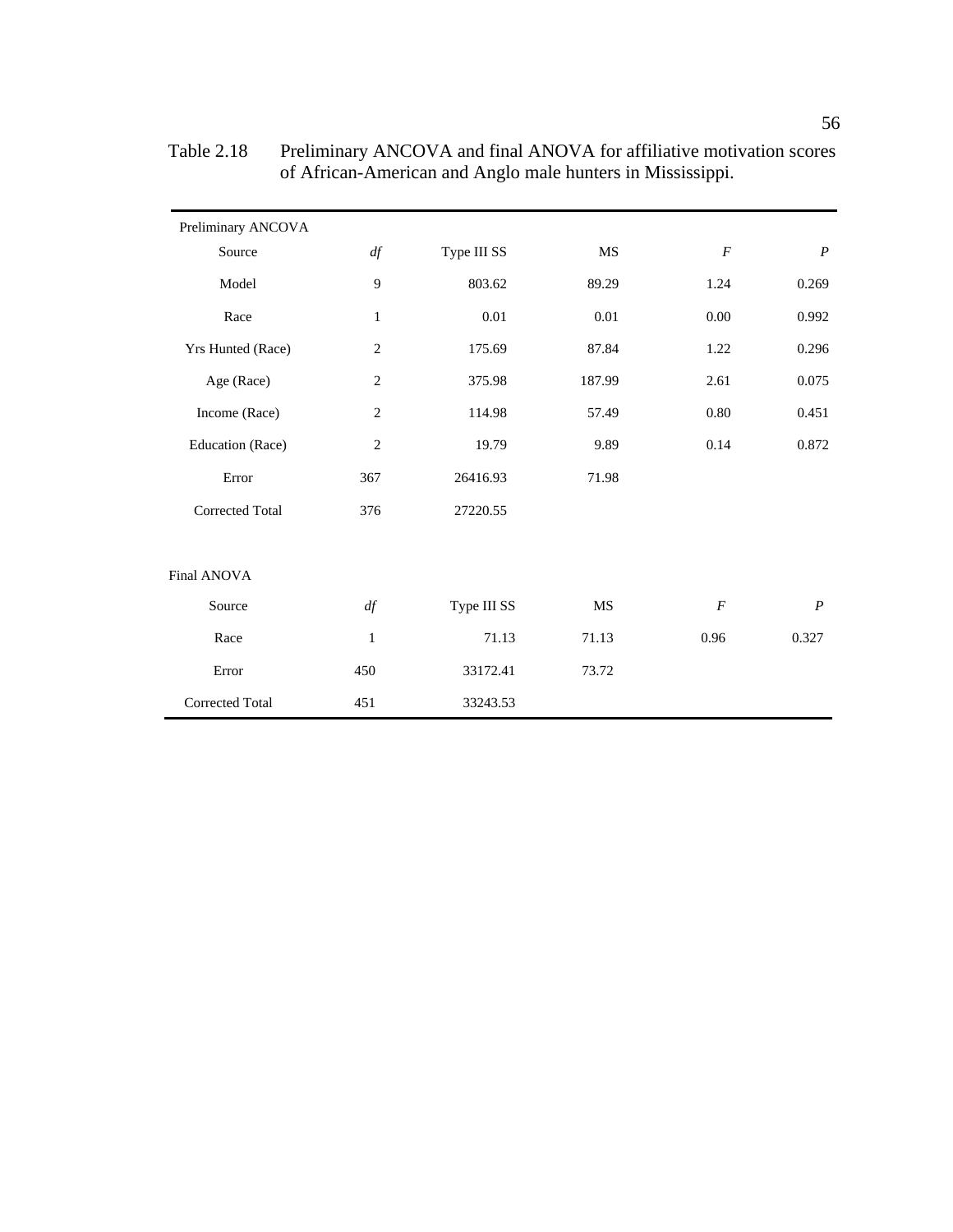Table 2.18 Preliminary ANCOVA and final ANOVA for affiliative motivation scores of African-American and Anglo male hunters in Mississippi.

| Preliminary ANCOVA | | | | | |
|---|---|---|---|---|---|
| Source | *df* | Type III SS | MS | *F* | *P* |
| Model | 9 | 803.62 | 89.29 | 1.24 | 0.269 |
| Race | 1 | 0.01 | 0.01 | 0.00 | 0.992 |
| Yrs Hunted (Race) | 2 | 175.69 | 87.84 | 1.22 | 0.296 |
| Age (Race) | 2 | 375.98 | 187.99 | 2.61 | 0.075 |
| Income (Race) | 2 | 114.98 | 57.49 | 0.80 | 0.451 |
| Education (Race) | 2 | 19.79 | 9.89 | 0.14 | 0.872 |
| Error | 367 | 26416.93 | 71.98 | | |
| Corrected Total | 376 | 27220.55 | | | |
| | | | | | |
| Final ANOVA | | | | | |
| Source | *df* | Type III SS | MS | *F* | *P* |
| Race | 1 | 71.13 | 71.13 | 0.96 | 0.327 |
| Error | 450 | 33172.41 | 73.72 | | |
| Corrected Total | 451 | 33243.53 | | | |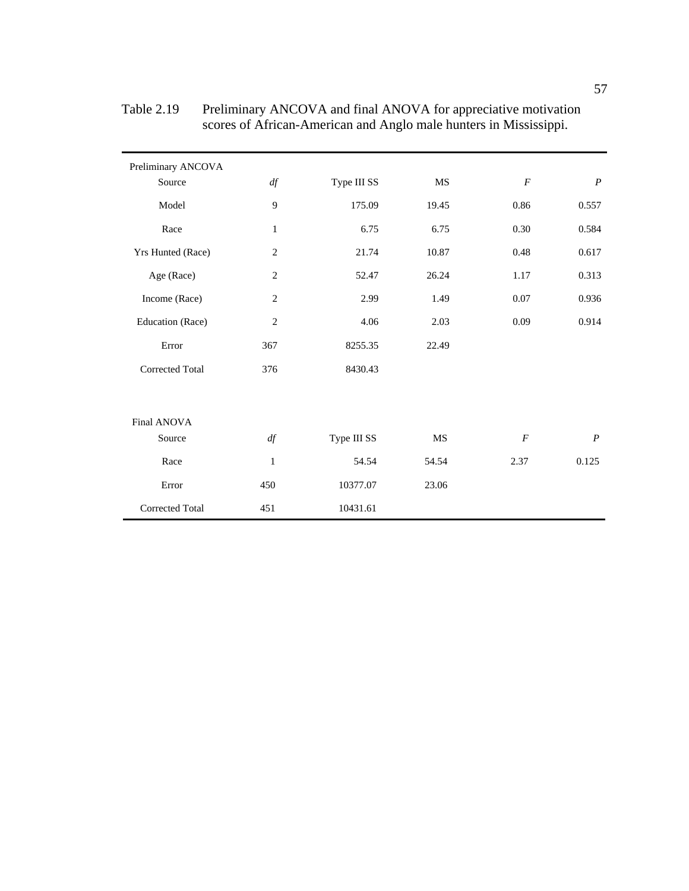Table 2.19 Preliminary ANCOVA and final ANOVA for appreciative motivation scores of African-American and Anglo male hunters in Mississippi.

| Preliminary ANCOVA | | | | | |
|---|---|---|---|---|---|
| Source | *df* | Type III SS | MS | *F* | *P* |
| Model | 9 | 175.09 | 19.45 | 0.86 | 0.557 |
| Race | 1 | 6.75 | 6.75 | 0.30 | 0.584 |
| Yrs Hunted (Race) | 2 | 21.74 | 10.87 | 0.48 | 0.617 |
| Age (Race) | 2 | 52.47 | 26.24 | 1.17 | 0.313 |
| Income (Race) | 2 | 2.99 | 1.49 | 0.07 | 0.936 |
| Education (Race) | 2 | 4.06 | 2.03 | 0.09 | 0.914 |
| Error | 367 | 8255.35 | 22.49 | | |
| Corrected Total | 376 | 8430.43 | | | |
| | | | | | |
| **Final ANOVA** | | | | | |
| Source | *df* | Type III SS | MS | *F* | *P* |
| Race | 1 | 54.54 | 54.54 | 2.37 | 0.125 |
| Error | 450 | 10377.07 | 23.06 | | |
| Corrected Total | 451 | 10431.61 | | | |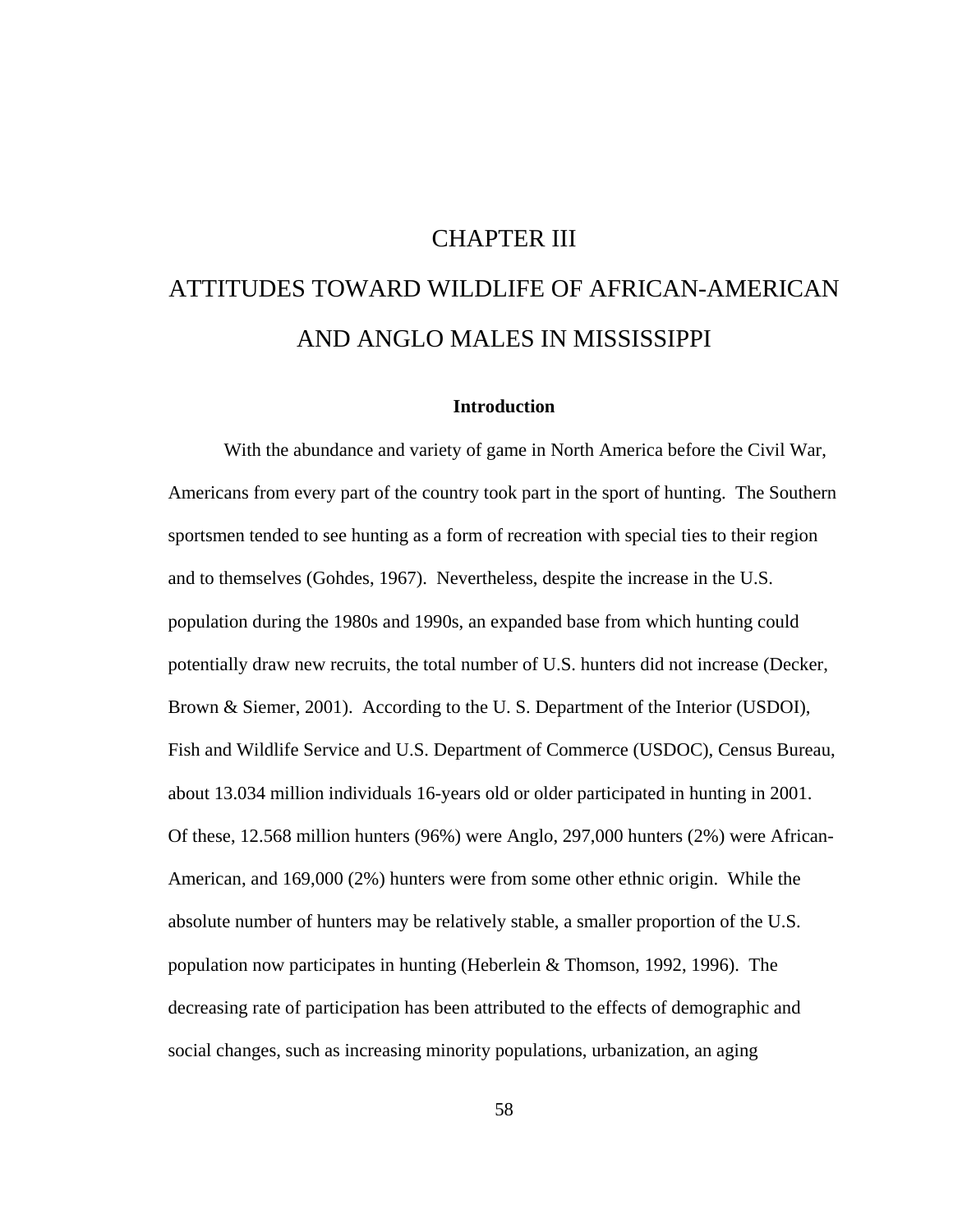# CHAPTER III

# ATTITUDES TOWARD WILDLIFE OF AFRICAN-AMERICAN AND ANGLO MALES IN MISSISSIPPI

## Introduction

With the abundance and variety of game in North America before the Civil War, Americans from every part of the country took part in the sport of hunting. The Southern sportsmen tended to see hunting as a form of recreation with special ties to their region and to themselves (Gohdes, 1967). Nevertheless, despite the increase in the U.S. population during the 1980s and 1990s, an expanded base from which hunting could potentially draw new recruits, the total number of U.S. hunters did not increase (Decker, Brown & Siemer, 2001). According to the U. S. Department of the Interior (USDOI), Fish and Wildlife Service and U.S. Department of Commerce (USDOC), Census Bureau, about 13.034 million individuals 16-years old or older participated in hunting in 2001. Of these, 12.568 million hunters (96%) were Anglo, 297,000 hunters (2%) were African-American, and 169,000 (2%) hunters were from some other ethnic origin. While the absolute number of hunters may be relatively stable, a smaller proportion of the U.S. population now participates in hunting (Heberlein & Thomson, 1992, 1996). The decreasing rate of participation has been attributed to the effects of demographic and social changes, such as increasing minority populations, urbanization, an aging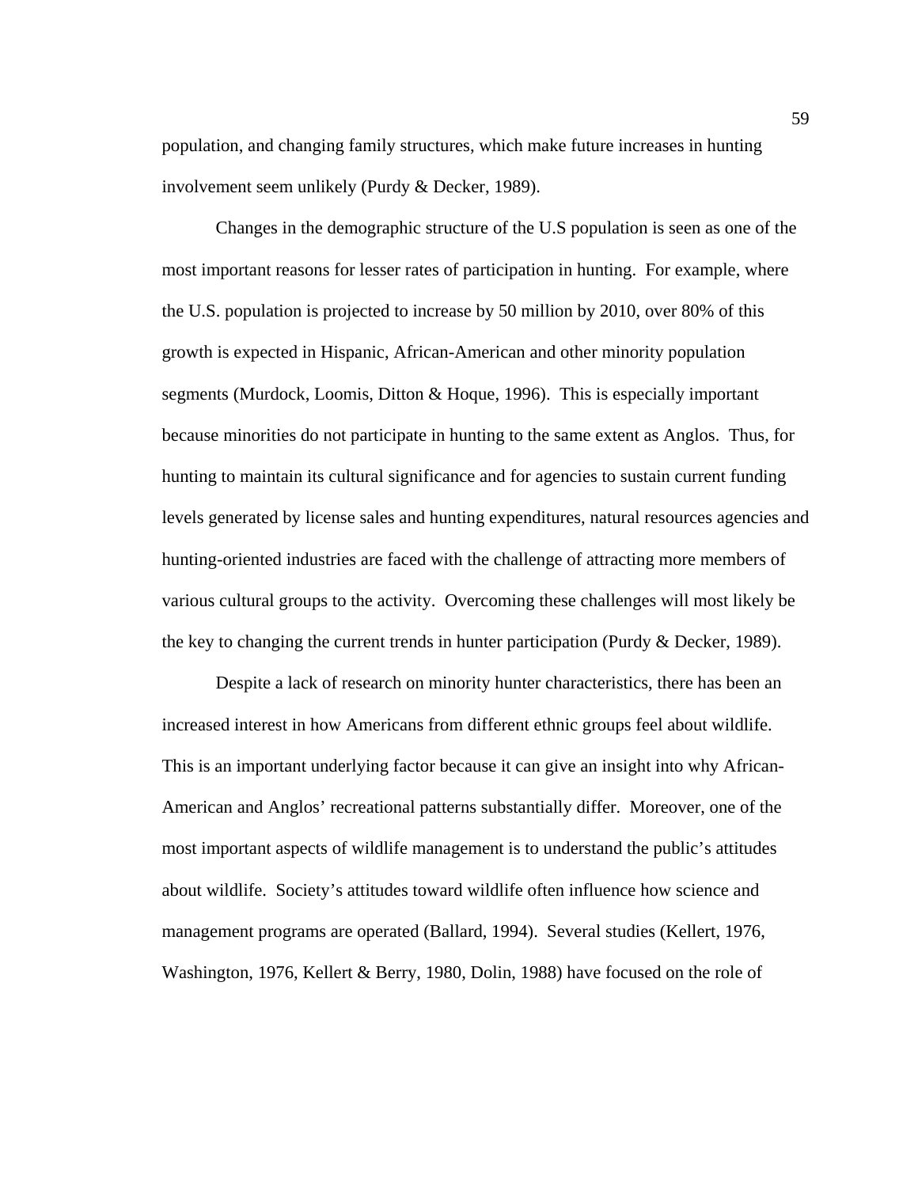population, and changing family structures, which make future increases in hunting involvement seem unlikely (Purdy & Decker, 1989).

Changes in the demographic structure of the U.S population is seen as one of the most important reasons for lesser rates of participation in hunting. For example, where the U.S. population is projected to increase by 50 million by 2010, over 80% of this growth is expected in Hispanic, African-American and other minority population segments (Murdock, Loomis, Ditton & Hoque, 1996). This is especially important because minorities do not participate in hunting to the same extent as Anglos. Thus, for hunting to maintain its cultural significance and for agencies to sustain current funding levels generated by license sales and hunting expenditures, natural resources agencies and hunting-oriented industries are faced with the challenge of attracting more members of various cultural groups to the activity. Overcoming these challenges will most likely be the key to changing the current trends in hunter participation (Purdy & Decker, 1989).

Despite a lack of research on minority hunter characteristics, there has been an increased interest in how Americans from different ethnic groups feel about wildlife. This is an important underlying factor because it can give an insight into why African-American and Anglos' recreational patterns substantially differ. Moreover, one of the most important aspects of wildlife management is to understand the public's attitudes about wildlife. Society's attitudes toward wildlife often influence how science and management programs are operated (Ballard, 1994). Several studies (Kellert, 1976, Washington, 1976, Kellert & Berry, 1980, Dolin, 1988) have focused on the role of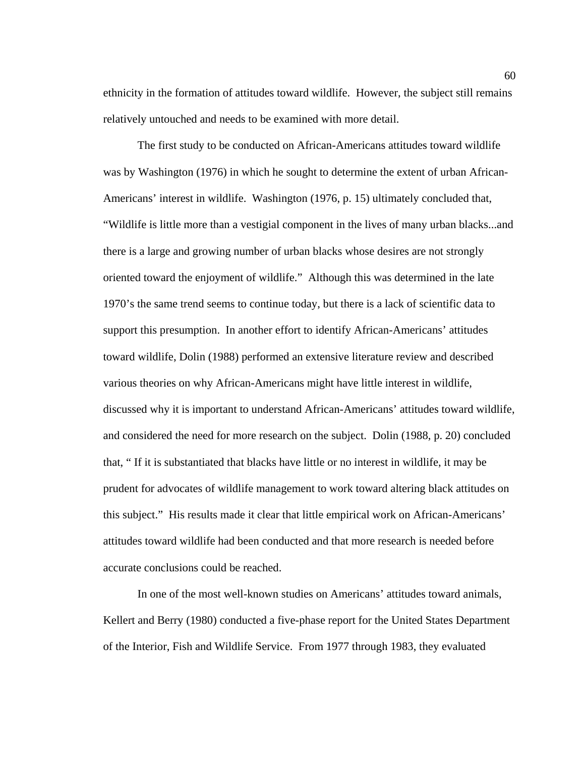ethnicity in the formation of attitudes toward wildlife. However, the subject still remains relatively untouched and needs to be examined with more detail.

The first study to be conducted on African-Americans attitudes toward wildlife was by Washington (1976) in which he sought to determine the extent of urban African-Americans' interest in wildlife. Washington (1976, p. 15) ultimately concluded that, "Wildlife is little more than a vestigial component in the lives of many urban blacks...and there is a large and growing number of urban blacks whose desires are not strongly oriented toward the enjoyment of wildlife." Although this was determined in the late 1970's the same trend seems to continue today, but there is a lack of scientific data to support this presumption. In another effort to identify African-Americans' attitudes toward wildlife, Dolin (1988) performed an extensive literature review and described various theories on why African-Americans might have little interest in wildlife, discussed why it is important to understand African-Americans' attitudes toward wildlife, and considered the need for more research on the subject. Dolin (1988, p. 20) concluded that, " If it is substantiated that blacks have little or no interest in wildlife, it may be prudent for advocates of wildlife management to work toward altering black attitudes on this subject." His results made it clear that little empirical work on African-Americans' attitudes toward wildlife had been conducted and that more research is needed before accurate conclusions could be reached.

In one of the most well-known studies on Americans' attitudes toward animals, Kellert and Berry (1980) conducted a five-phase report for the United States Department of the Interior, Fish and Wildlife Service. From 1977 through 1983, they evaluated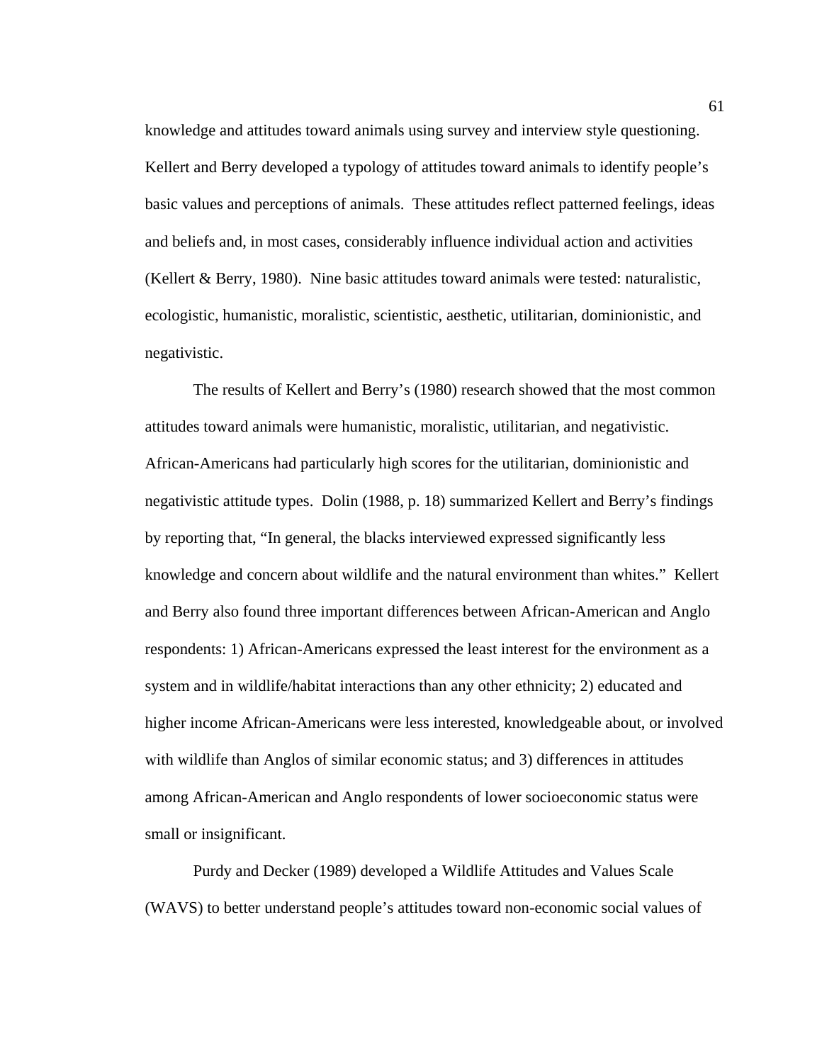knowledge and attitudes toward animals using survey and interview style questioning. Kellert and Berry developed a typology of attitudes toward animals to identify people's basic values and perceptions of animals. These attitudes reflect patterned feelings, ideas and beliefs and, in most cases, considerably influence individual action and activities (Kellert & Berry, 1980). Nine basic attitudes toward animals were tested: naturalistic, ecologistic, humanistic, moralistic, scientistic, aesthetic, utilitarian, dominionistic, and negativistic.

The results of Kellert and Berry's (1980) research showed that the most common attitudes toward animals were humanistic, moralistic, utilitarian, and negativistic. African-Americans had particularly high scores for the utilitarian, dominionistic and negativistic attitude types. Dolin (1988, p. 18) summarized Kellert and Berry's findings by reporting that, "In general, the blacks interviewed expressed significantly less knowledge and concern about wildlife and the natural environment than whites." Kellert and Berry also found three important differences between African-American and Anglo respondents: 1) African-Americans expressed the least interest for the environment as a system and in wildlife/habitat interactions than any other ethnicity; 2) educated and higher income African-Americans were less interested, knowledgeable about, or involved with wildlife than Anglos of similar economic status; and 3) differences in attitudes among African-American and Anglo respondents of lower socioeconomic status were small or insignificant.

Purdy and Decker (1989) developed a Wildlife Attitudes and Values Scale (WAVS) to better understand people's attitudes toward non-economic social values of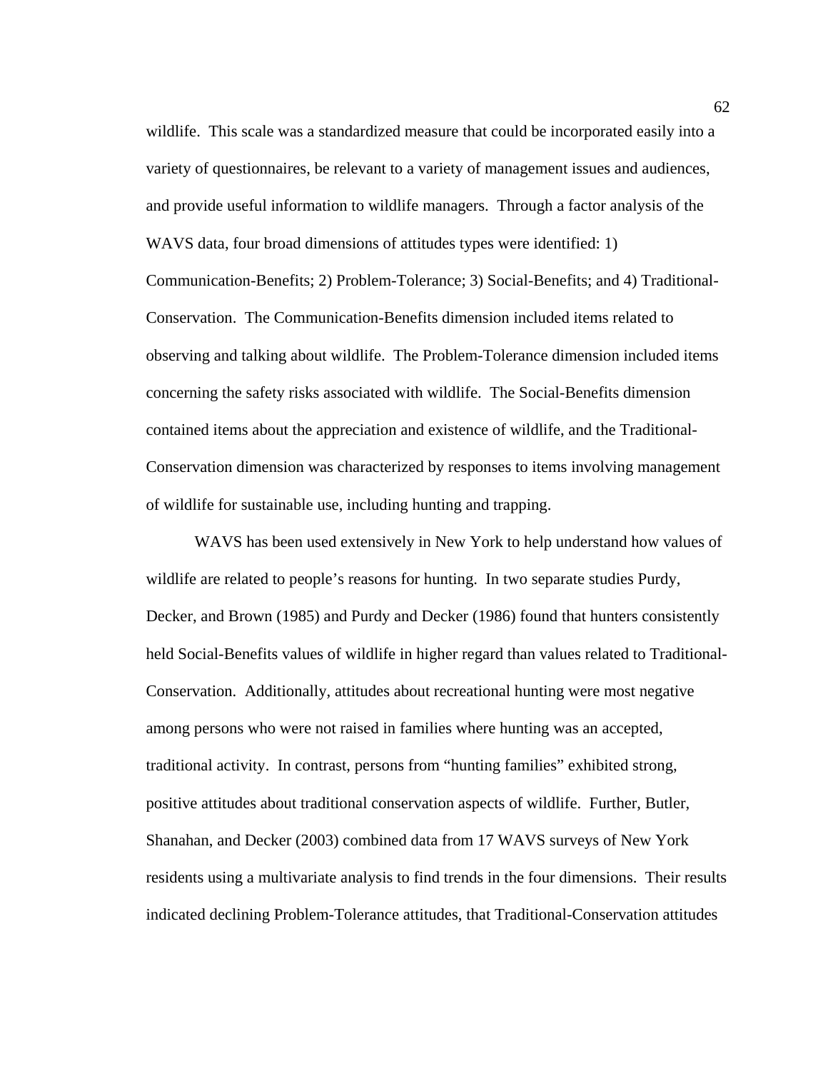wildlife. This scale was a standardized measure that could be incorporated easily into a variety of questionnaires, be relevant to a variety of management issues and audiences, and provide useful information to wildlife managers. Through a factor analysis of the WAVS data, four broad dimensions of attitudes types were identified: 1) Communication-Benefits; 2) Problem-Tolerance; 3) Social-Benefits; and 4) Traditional-Conservation. The Communication-Benefits dimension included items related to observing and talking about wildlife. The Problem-Tolerance dimension included items concerning the safety risks associated with wildlife. The Social-Benefits dimension contained items about the appreciation and existence of wildlife, and the Traditional-Conservation dimension was characterized by responses to items involving management of wildlife for sustainable use, including hunting and trapping.

WAVS has been used extensively in New York to help understand how values of wildlife are related to people's reasons for hunting. In two separate studies Purdy, Decker, and Brown (1985) and Purdy and Decker (1986) found that hunters consistently held Social-Benefits values of wildlife in higher regard than values related to Traditional-Conservation. Additionally, attitudes about recreational hunting were most negative among persons who were not raised in families where hunting was an accepted, traditional activity. In contrast, persons from "hunting families" exhibited strong, positive attitudes about traditional conservation aspects of wildlife. Further, Butler, Shanahan, and Decker (2003) combined data from 17 WAVS surveys of New York residents using a multivariate analysis to find trends in the four dimensions. Their results indicated declining Problem-Tolerance attitudes, that Traditional-Conservation attitudes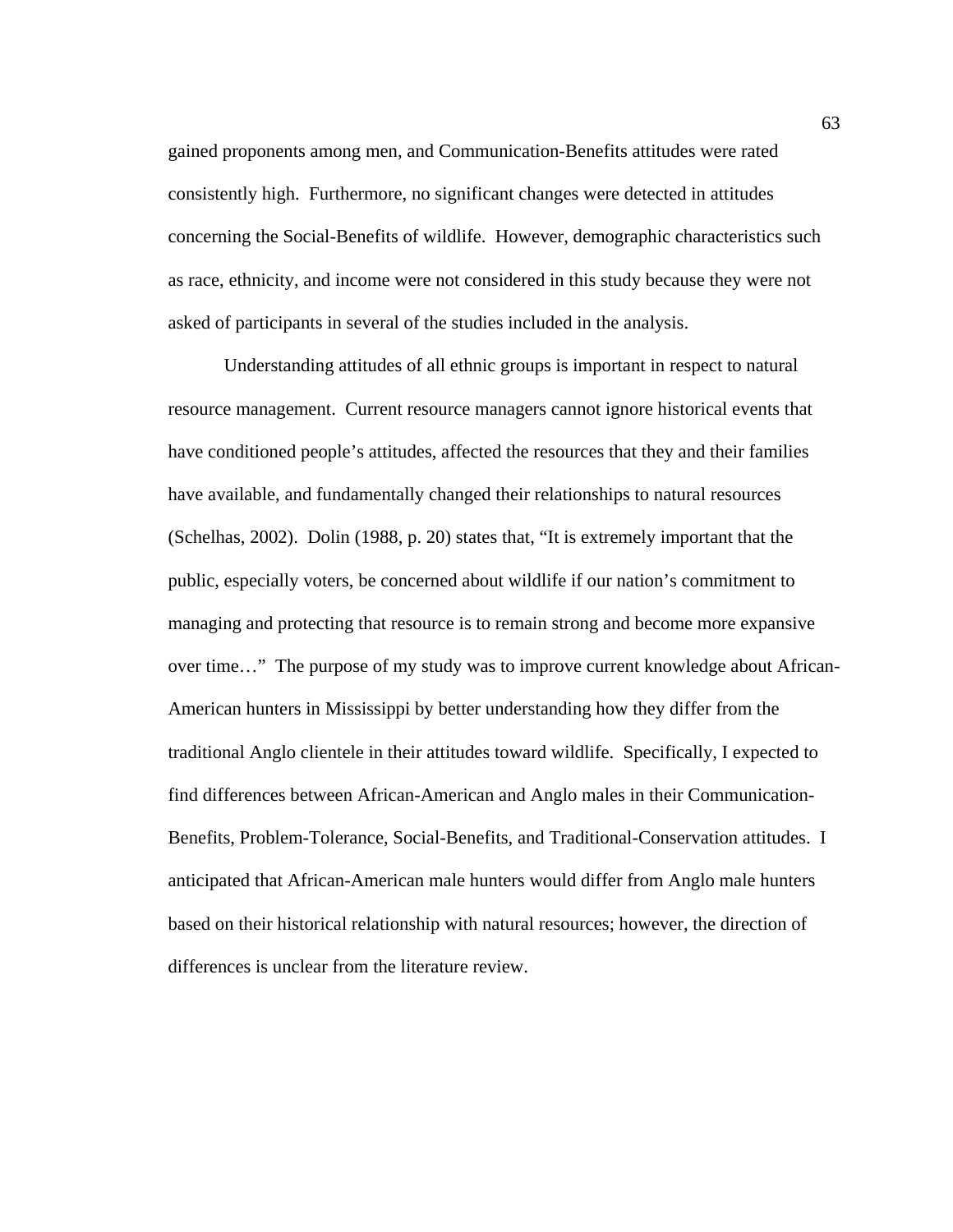gained proponents among men, and Communication-Benefits attitudes were rated consistently high. Furthermore, no significant changes were detected in attitudes concerning the Social-Benefits of wildlife. However, demographic characteristics such as race, ethnicity, and income were not considered in this study because they were not asked of participants in several of the studies included in the analysis.

Understanding attitudes of all ethnic groups is important in respect to natural resource management. Current resource managers cannot ignore historical events that have conditioned people's attitudes, affected the resources that they and their families have available, and fundamentally changed their relationships to natural resources (Schelhas, 2002). Dolin (1988, p. 20) states that, "It is extremely important that the public, especially voters, be concerned about wildlife if our nation's commitment to managing and protecting that resource is to remain strong and become more expansive over time…" The purpose of my study was to improve current knowledge about African-American hunters in Mississippi by better understanding how they differ from the traditional Anglo clientele in their attitudes toward wildlife. Specifically, I expected to find differences between African-American and Anglo males in their Communication-Benefits, Problem-Tolerance, Social-Benefits, and Traditional-Conservation attitudes. I anticipated that African-American male hunters would differ from Anglo male hunters based on their historical relationship with natural resources; however, the direction of differences is unclear from the literature review.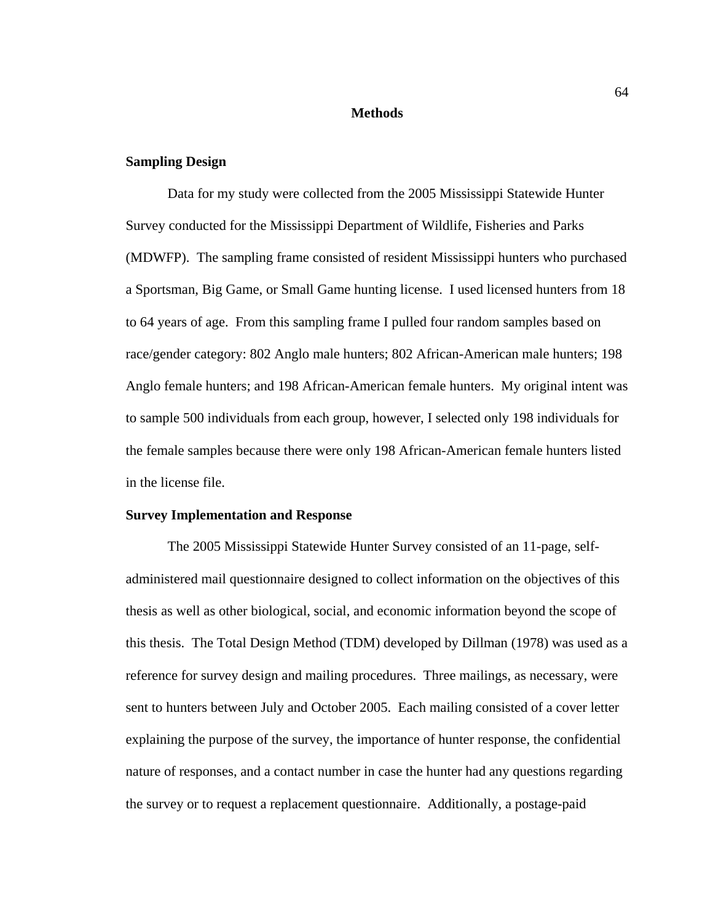## Methods

### Sampling Design

Data for my study were collected from the 2005 Mississippi Statewide Hunter Survey conducted for the Mississippi Department of Wildlife, Fisheries and Parks (MDWFP). The sampling frame consisted of resident Mississippi hunters who purchased a Sportsman, Big Game, or Small Game hunting license. I used licensed hunters from 18 to 64 years of age. From this sampling frame I pulled four random samples based on race/gender category: 802 Anglo male hunters; 802 African-American male hunters; 198 Anglo female hunters; and 198 African-American female hunters. My original intent was to sample 500 individuals from each group, however, I selected only 198 individuals for the female samples because there were only 198 African-American female hunters listed in the license file.

### Survey Implementation and Response

The 2005 Mississippi Statewide Hunter Survey consisted of an 11-page, self-administered mail questionnaire designed to collect information on the objectives of this thesis as well as other biological, social, and economic information beyond the scope of this thesis. The Total Design Method (TDM) developed by Dillman (1978) was used as a reference for survey design and mailing procedures. Three mailings, as necessary, were sent to hunters between July and October 2005. Each mailing consisted of a cover letter explaining the purpose of the survey, the importance of hunter response, the confidential nature of responses, and a contact number in case the hunter had any questions regarding the survey or to request a replacement questionnaire. Additionally, a postage-paid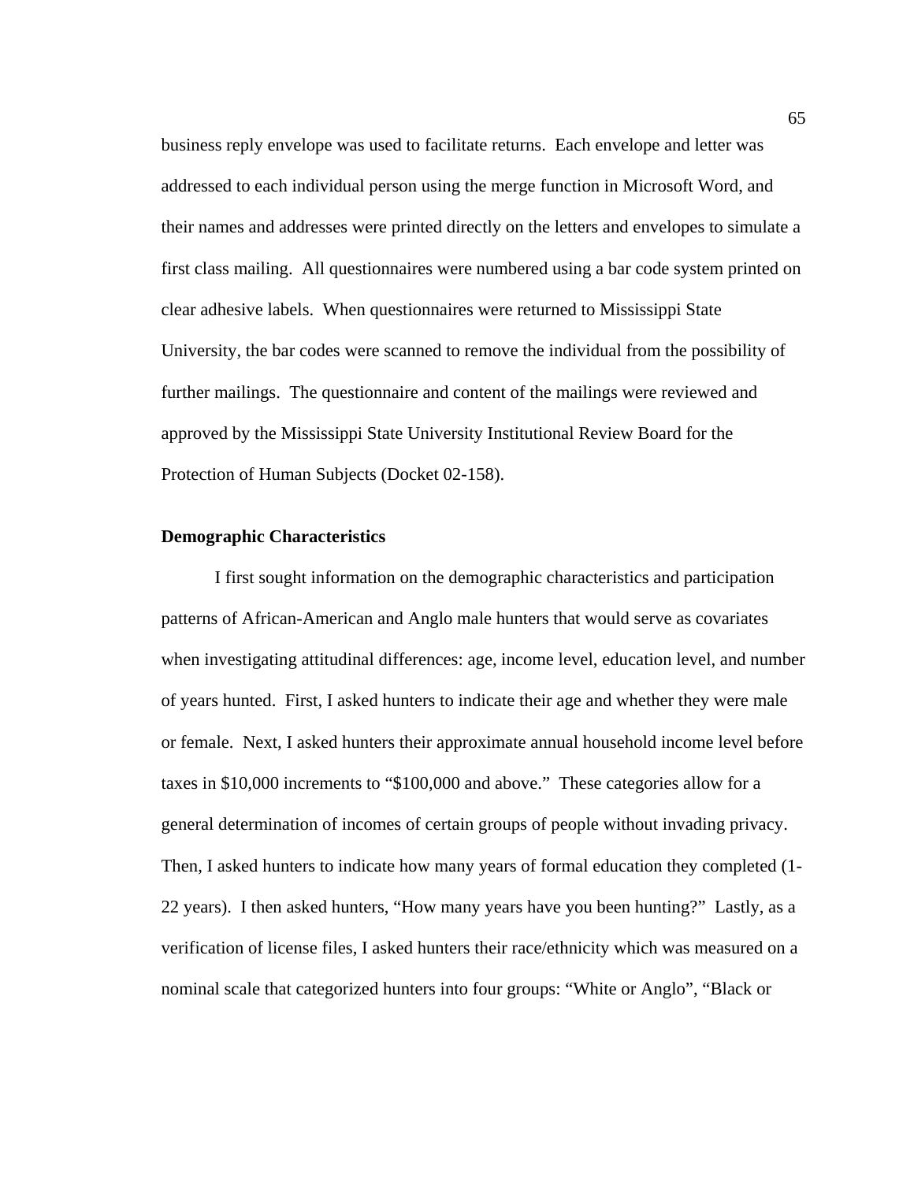business reply envelope was used to facilitate returns. Each envelope and letter was addressed to each individual person using the merge function in Microsoft Word, and their names and addresses were printed directly on the letters and envelopes to simulate a first class mailing. All questionnaires were numbered using a bar code system printed on clear adhesive labels. When questionnaires were returned to Mississippi State University, the bar codes were scanned to remove the individual from the possibility of further mailings. The questionnaire and content of the mailings were reviewed and approved by the Mississippi State University Institutional Review Board for the Protection of Human Subjects (Docket 02-158).

**Demographic Characteristics**

I first sought information on the demographic characteristics and participation patterns of African-American and Anglo male hunters that would serve as covariates when investigating attitudinal differences: age, income level, education level, and number of years hunted. First, I asked hunters to indicate their age and whether they were male or female. Next, I asked hunters their approximate annual household income level before taxes in $10,000 increments to "$100,000 and above." These categories allow for a general determination of incomes of certain groups of people without invading privacy. Then, I asked hunters to indicate how many years of formal education they completed (1-22 years). I then asked hunters, "How many years have you been hunting?" Lastly, as a verification of license files, I asked hunters their race/ethnicity which was measured on a nominal scale that categorized hunters into four groups: "White or Anglo", "Black or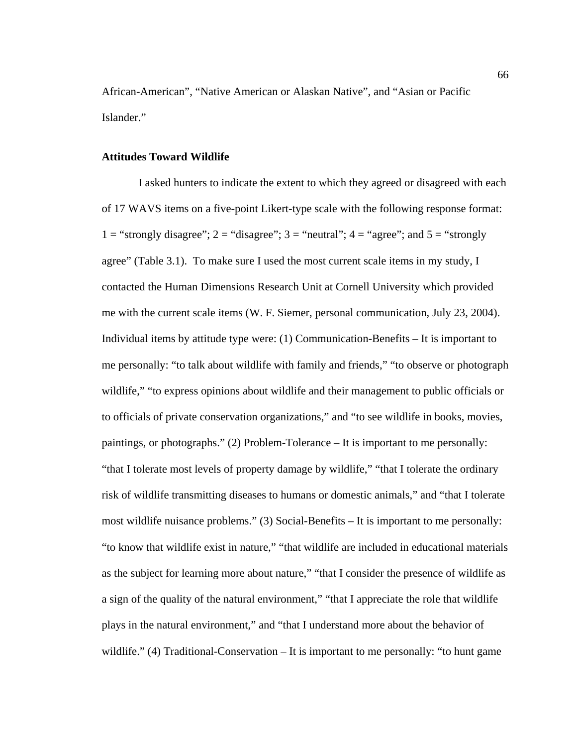African-American", "Native American or Alaskan Native", and "Asian or Pacific Islander."

### Attitudes Toward Wildlife

I asked hunters to indicate the extent to which they agreed or disagreed with each of 17 WAVS items on a five-point Likert-type scale with the following response format: 1 = "strongly disagree"; 2 = "disagree"; 3 = "neutral"; 4 = "agree"; and 5 = "strongly agree" (Table 3.1). To make sure I used the most current scale items in my study, I contacted the Human Dimensions Research Unit at Cornell University which provided me with the current scale items (W. F. Siemer, personal communication, July 23, 2004). Individual items by attitude type were: (1) Communication-Benefits – It is important to me personally: "to talk about wildlife with family and friends," "to observe or photograph wildlife," "to express opinions about wildlife and their management to public officials or to officials of private conservation organizations," and "to see wildlife in books, movies, paintings, or photographs." (2) Problem-Tolerance – It is important to me personally: "that I tolerate most levels of property damage by wildlife," "that I tolerate the ordinary risk of wildlife transmitting diseases to humans or domestic animals," and "that I tolerate most wildlife nuisance problems." (3) Social-Benefits – It is important to me personally: "to know that wildlife exist in nature," "that wildlife are included in educational materials as the subject for learning more about nature," "that I consider the presence of wildlife as a sign of the quality of the natural environment," "that I appreciate the role that wildlife plays in the natural environment," and "that I understand more about the behavior of wildlife." (4) Traditional-Conservation – It is important to me personally: "to hunt game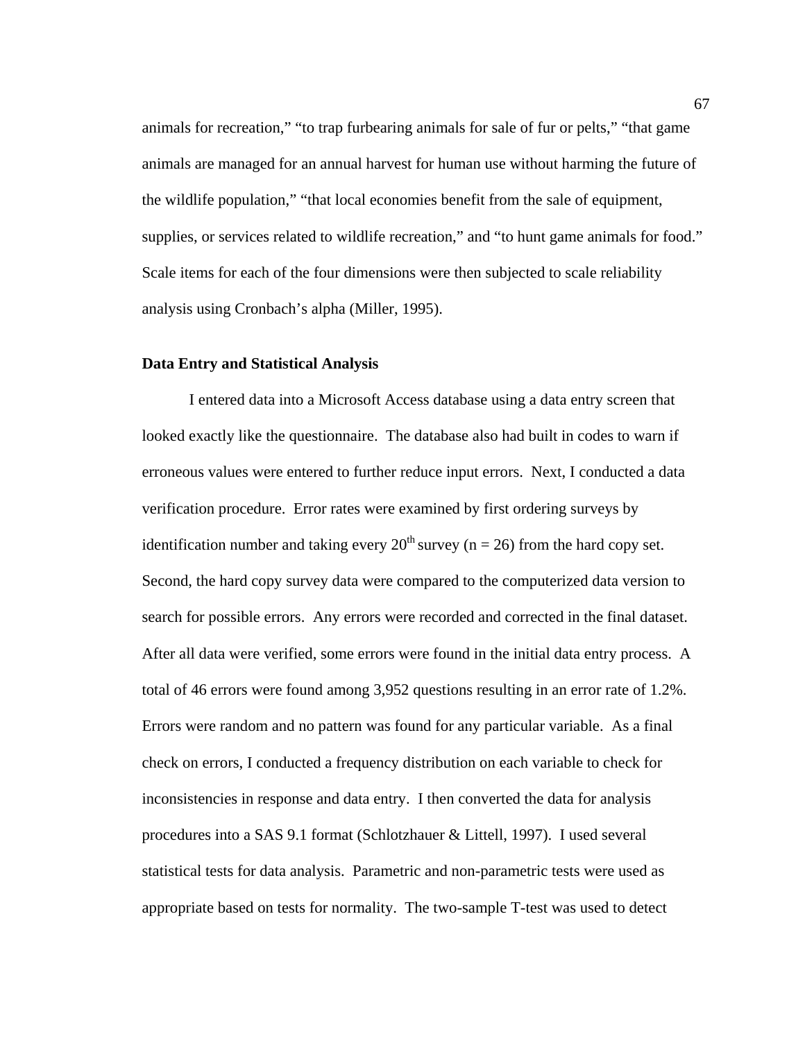animals for recreation," "to trap furbearing animals for sale of fur or pelts," "that game animals are managed for an annual harvest for human use without harming the future of the wildlife population," "that local economies benefit from the sale of equipment, supplies, or services related to wildlife recreation," and "to hunt game animals for food." Scale items for each of the four dimensions were then subjected to scale reliability analysis using Cronbach's alpha (Miller, 1995).

**Data Entry and Statistical Analysis**

I entered data into a Microsoft Access database using a data entry screen that looked exactly like the questionnaire. The database also had built in codes to warn if erroneous values were entered to further reduce input errors. Next, I conducted a data verification procedure. Error rates were examined by first ordering surveys by identification number and taking every 20th survey ($n = 26$) from the hard copy set. Second, the hard copy survey data were compared to the computerized data version to search for possible errors. Any errors were recorded and corrected in the final dataset. After all data were verified, some errors were found in the initial data entry process. A total of 46 errors were found among 3,952 questions resulting in an error rate of 1.2%. Errors were random and no pattern was found for any particular variable. As a final check on errors, I conducted a frequency distribution on each variable to check for inconsistencies in response and data entry. I then converted the data for analysis procedures into a SAS 9.1 format (Schlotzhauer & Littell, 1997). I used several statistical tests for data analysis. Parametric and non-parametric tests were used as appropriate based on tests for normality. The two-sample T-test was used to detect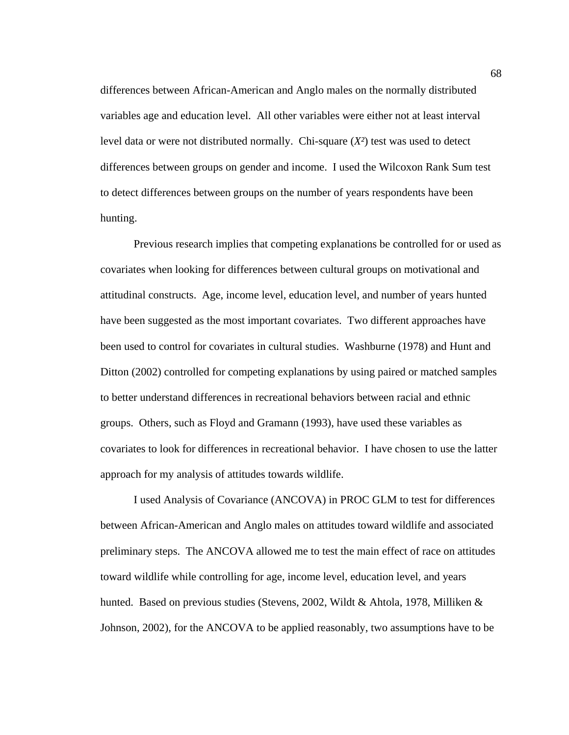differences between African-American and Anglo males on the normally distributed variables age and education level. All other variables were either not at least interval level data or were not distributed normally. Chi-square ($X^2$) test was used to detect differences between groups on gender and income. I used the Wilcoxon Rank Sum test to detect differences between groups on the number of years respondents have been hunting.

Previous research implies that competing explanations be controlled for or used as covariates when looking for differences between cultural groups on motivational and attitudinal constructs. Age, income level, education level, and number of years hunted have been suggested as the most important covariates. Two different approaches have been used to control for covariates in cultural studies. Washburne (1978) and Hunt and Ditton (2002) controlled for competing explanations by using paired or matched samples to better understand differences in recreational behaviors between racial and ethnic groups. Others, such as Floyd and Gramann (1993), have used these variables as covariates to look for differences in recreational behavior. I have chosen to use the latter approach for my analysis of attitudes towards wildlife.

I used Analysis of Covariance (ANCOVA) in PROC GLM to test for differences between African-American and Anglo males on attitudes toward wildlife and associated preliminary steps. The ANCOVA allowed me to test the main effect of race on attitudes toward wildlife while controlling for age, income level, education level, and years hunted. Based on previous studies (Stevens, 2002, Wildt & Ahtola, 1978, Milliken & Johnson, 2002), for the ANCOVA to be applied reasonably, two assumptions have to be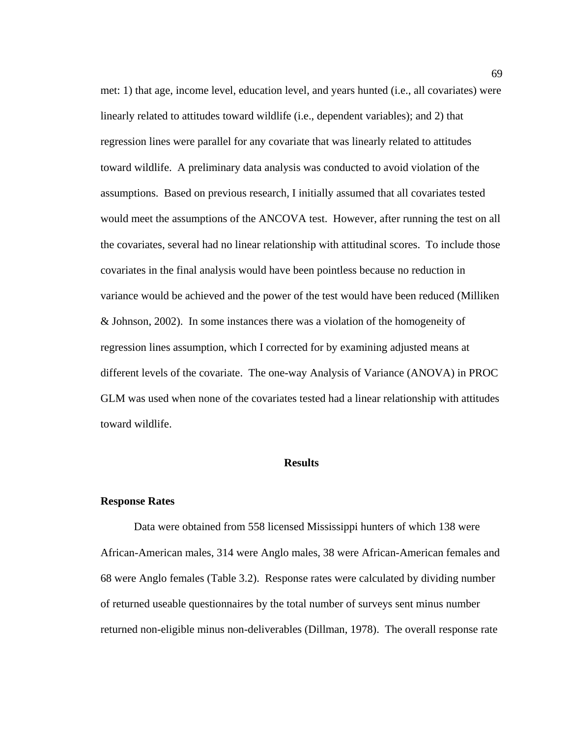met: 1) that age, income level, education level, and years hunted (i.e., all covariates) were linearly related to attitudes toward wildlife (i.e., dependent variables); and 2) that regression lines were parallel for any covariate that was linearly related to attitudes toward wildlife. A preliminary data analysis was conducted to avoid violation of the assumptions. Based on previous research, I initially assumed that all covariates tested would meet the assumptions of the ANCOVA test. However, after running the test on all the covariates, several had no linear relationship with attitudinal scores. To include those covariates in the final analysis would have been pointless because no reduction in variance would be achieved and the power of the test would have been reduced (Milliken & Johnson, 2002). In some instances there was a violation of the homogeneity of regression lines assumption, which I corrected for by examining adjusted means at different levels of the covariate. The one-way Analysis of Variance (ANOVA) in PROC GLM was used when none of the covariates tested had a linear relationship with attitudes toward wildlife.

## Results

### Response Rates

Data were obtained from 558 licensed Mississippi hunters of which 138 were African-American males, 314 were Anglo males, 38 were African-American females and 68 were Anglo females (Table 3.2). Response rates were calculated by dividing number of returned useable questionnaires by the total number of surveys sent minus number returned non-eligible minus non-deliverables (Dillman, 1978). The overall response rate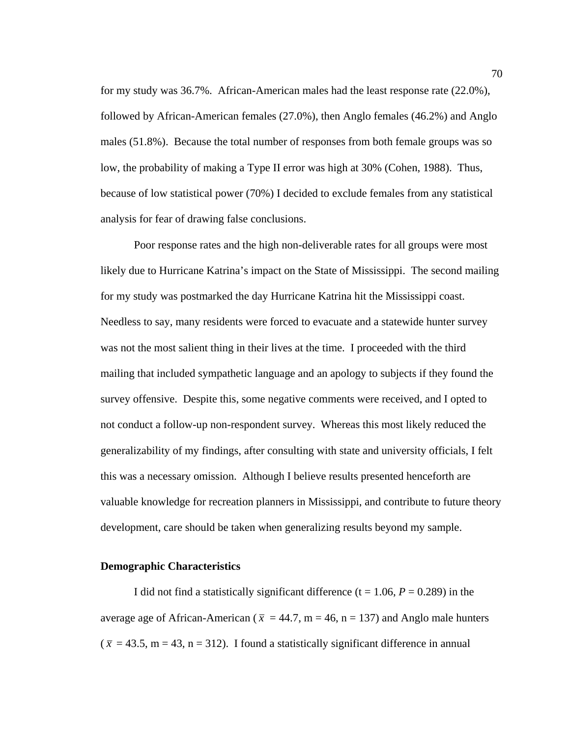for my study was 36.7%. African-American males had the least response rate (22.0%), followed by African-American females (27.0%), then Anglo females (46.2%) and Anglo males (51.8%). Because the total number of responses from both female groups was so low, the probability of making a Type II error was high at 30% (Cohen, 1988). Thus, because of low statistical power (70%) I decided to exclude females from any statistical analysis for fear of drawing false conclusions.

Poor response rates and the high non-deliverable rates for all groups were most likely due to Hurricane Katrina's impact on the State of Mississippi. The second mailing for my study was postmarked the day Hurricane Katrina hit the Mississippi coast. Needless to say, many residents were forced to evacuate and a statewide hunter survey was not the most salient thing in their lives at the time. I proceeded with the third mailing that included sympathetic language and an apology to subjects if they found the survey offensive. Despite this, some negative comments were received, and I opted to not conduct a follow-up non-respondent survey. Whereas this most likely reduced the generalizability of my findings, after consulting with state and university officials, I felt this was a necessary omission. Although I believe results presented henceforth are valuable knowledge for recreation planners in Mississippi, and contribute to future theory development, care should be taken when generalizing results beyond my sample.

**Demographic Characteristics**

I did not find a statistically significant difference ($t = 1.06$, $P = 0.289$) in the average age of African-American ($\bar{x} = 44.7$, $m = 46$, $n = 137$) and Anglo male hunters ($\bar{x} = 43.5$, $m = 43$, $n = 312$). I found a statistically significant difference in annual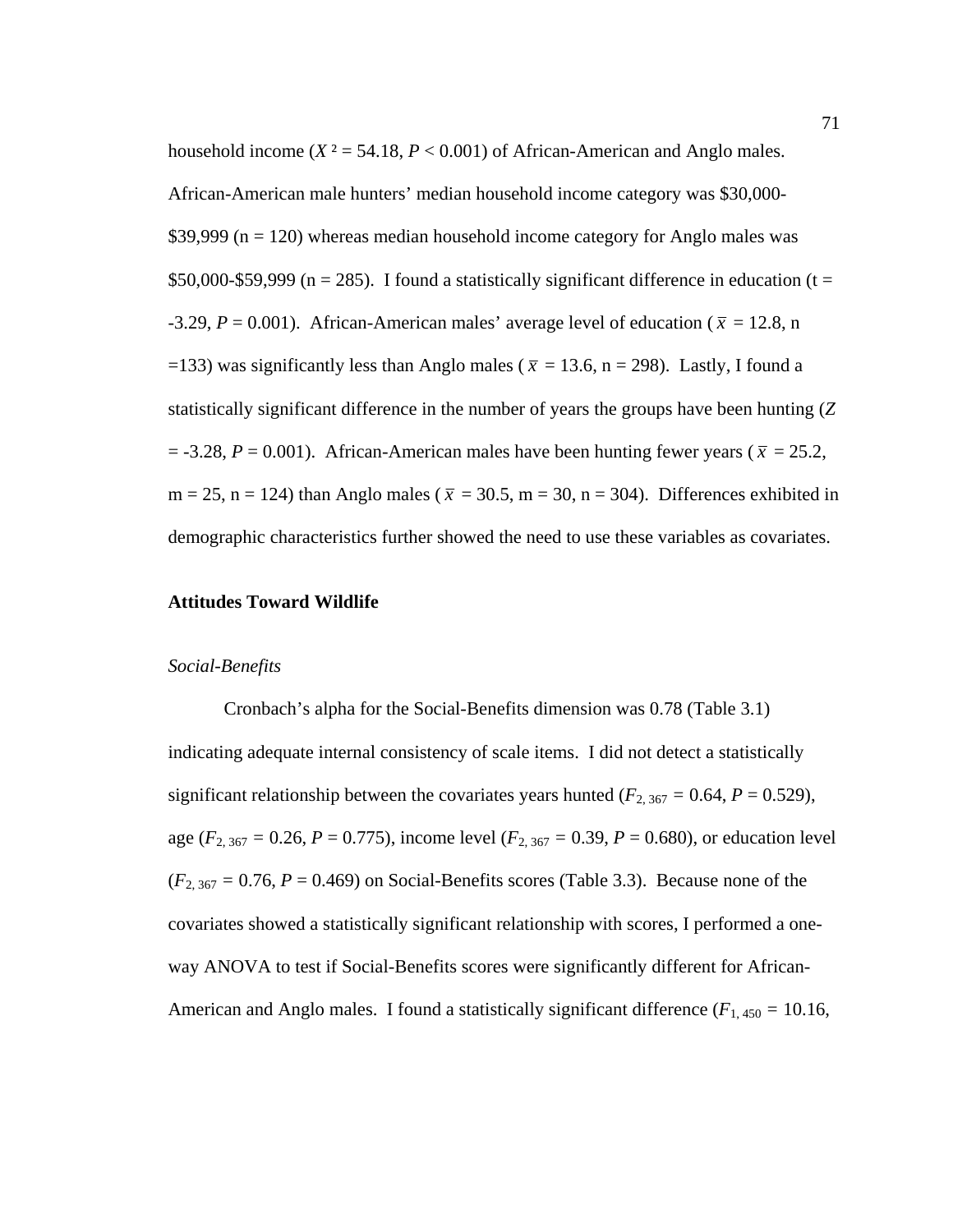household income ($X^2$ = 54.18, $P$ < 0.001) of African-American and Anglo males. African-American male hunters' median household income category was $30,000-$39,999 (n = 120) whereas median household income category for Anglo males was $50,000-$59,999 (n = 285). I found a statistically significant difference in education (t = -3.29, $P$ = 0.001). African-American males' average level of education ($\bar{x}$ = 12.8, n =133) was significantly less than Anglo males ($\bar{x}$ = 13.6, n = 298). Lastly, I found a statistically significant difference in the number of years the groups have been hunting ($Z$ = -3.28, $P$ = 0.001). African-American males have been hunting fewer years ($\bar{x}$ = 25.2, m = 25, n = 124) than Anglo males ($\bar{x}$ = 30.5, m = 30, n = 304). Differences exhibited in demographic characteristics further showed the need to use these variables as covariates.

## Attitudes Toward Wildlife

### *Social-Benefits*

Cronbach's alpha for the Social-Benefits dimension was 0.78 (Table 3.1) indicating adequate internal consistency of scale items. I did not detect a statistically significant relationship between the covariates years hunted ($F_{2, 367}$ = 0.64, $P$ = 0.529), age ($F_{2, 367}$ = 0.26, $P$ = 0.775), income level ($F_{2, 367}$ = 0.39, $P$ = 0.680), or education level ($F_{2, 367}$ = 0.76, $P$ = 0.469) on Social-Benefits scores (Table 3.3). Because none of the covariates showed a statistically significant relationship with scores, I performed a one-way ANOVA to test if Social-Benefits scores were significantly different for African-American and Anglo males. I found a statistically significant difference ($F_{1, 450}$ = 10.16,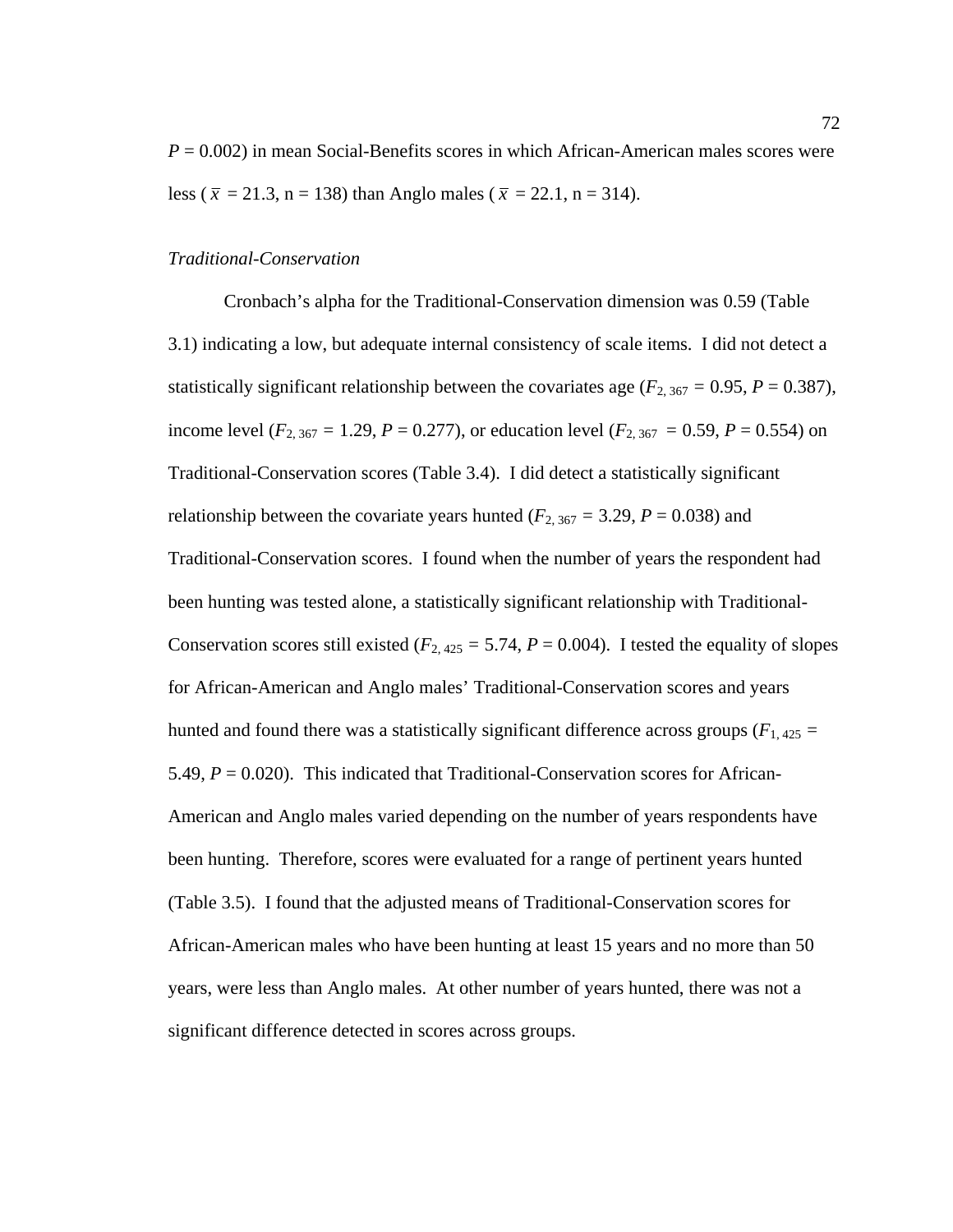$P = 0.002$) in mean Social-Benefits scores in which African-American males scores were less ($\bar{x} = 21.3$, n = 138) than Anglo males ($\bar{x} = 22.1$, n = 314).

*Traditional-Conservation*

Cronbach's alpha for the Traditional-Conservation dimension was 0.59 (Table 3.1) indicating a low, but adequate internal consistency of scale items. I did not detect a statistically significant relationship between the covariates age ($F_{2, 367} = 0.95$, $P = 0.387$), income level ($F_{2, 367} = 1.29$, $P = 0.277$), or education level ($F_{2, 367} = 0.59$, $P = 0.554$) on Traditional-Conservation scores (Table 3.4). I did detect a statistically significant relationship between the covariate years hunted ($F_{2, 367} = 3.29$, $P = 0.038$) and Traditional-Conservation scores. I found when the number of years the respondent had been hunting was tested alone, a statistically significant relationship with Traditional-Conservation scores still existed ($F_{2, 425} = 5.74$, $P = 0.004$). I tested the equality of slopes for African-American and Anglo males' Traditional-Conservation scores and years hunted and found there was a statistically significant difference across groups ($F_{1, 425} = 5.49$, $P = 0.020$). This indicated that Traditional-Conservation scores for African-American and Anglo males varied depending on the number of years respondents have been hunting. Therefore, scores were evaluated for a range of pertinent years hunted (Table 3.5). I found that the adjusted means of Traditional-Conservation scores for African-American males who have been hunting at least 15 years and no more than 50 years, were less than Anglo males. At other number of years hunted, there was not a significant difference detected in scores across groups.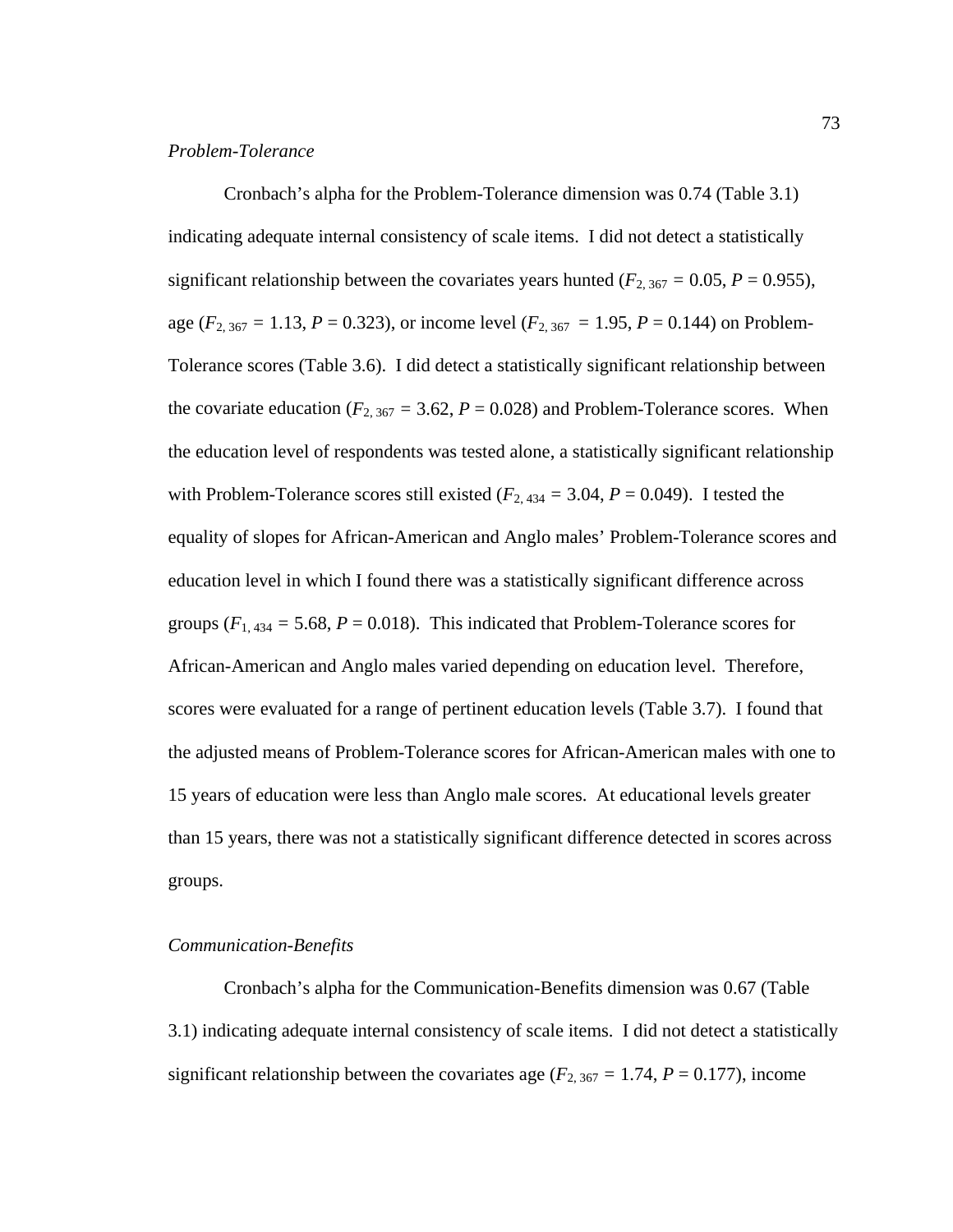*Problem-Tolerance*

Cronbach's alpha for the Problem-Tolerance dimension was 0.74 (Table 3.1) indicating adequate internal consistency of scale items. I did not detect a statistically significant relationship between the covariates years hunted ($F_{2, 367}$ = 0.05, $P$ = 0.955), age ($F_{2, 367}$ = 1.13, $P$ = 0.323), or income level ($F_{2, 367}$ = 1.95, $P$ = 0.144) on Problem-Tolerance scores (Table 3.6). I did detect a statistically significant relationship between the covariate education ($F_{2, 367}$ = 3.62, $P$ = 0.028) and Problem-Tolerance scores. When the education level of respondents was tested alone, a statistically significant relationship with Problem-Tolerance scores still existed ($F_{2, 434}$ = 3.04, $P$ = 0.049). I tested the equality of slopes for African-American and Anglo males' Problem-Tolerance scores and education level in which I found there was a statistically significant difference across groups ($F_{1, 434}$ = 5.68, $P$ = 0.018). This indicated that Problem-Tolerance scores for African-American and Anglo males varied depending on education level. Therefore, scores were evaluated for a range of pertinent education levels (Table 3.7). I found that the adjusted means of Problem-Tolerance scores for African-American males with one to 15 years of education were less than Anglo male scores. At educational levels greater than 15 years, there was not a statistically significant difference detected in scores across groups.

*Communication-Benefits*

Cronbach's alpha for the Communication-Benefits dimension was 0.67 (Table 3.1) indicating adequate internal consistency of scale items. I did not detect a statistically significant relationship between the covariates age ($F_{2, 367}$ = 1.74, $P$ = 0.177), income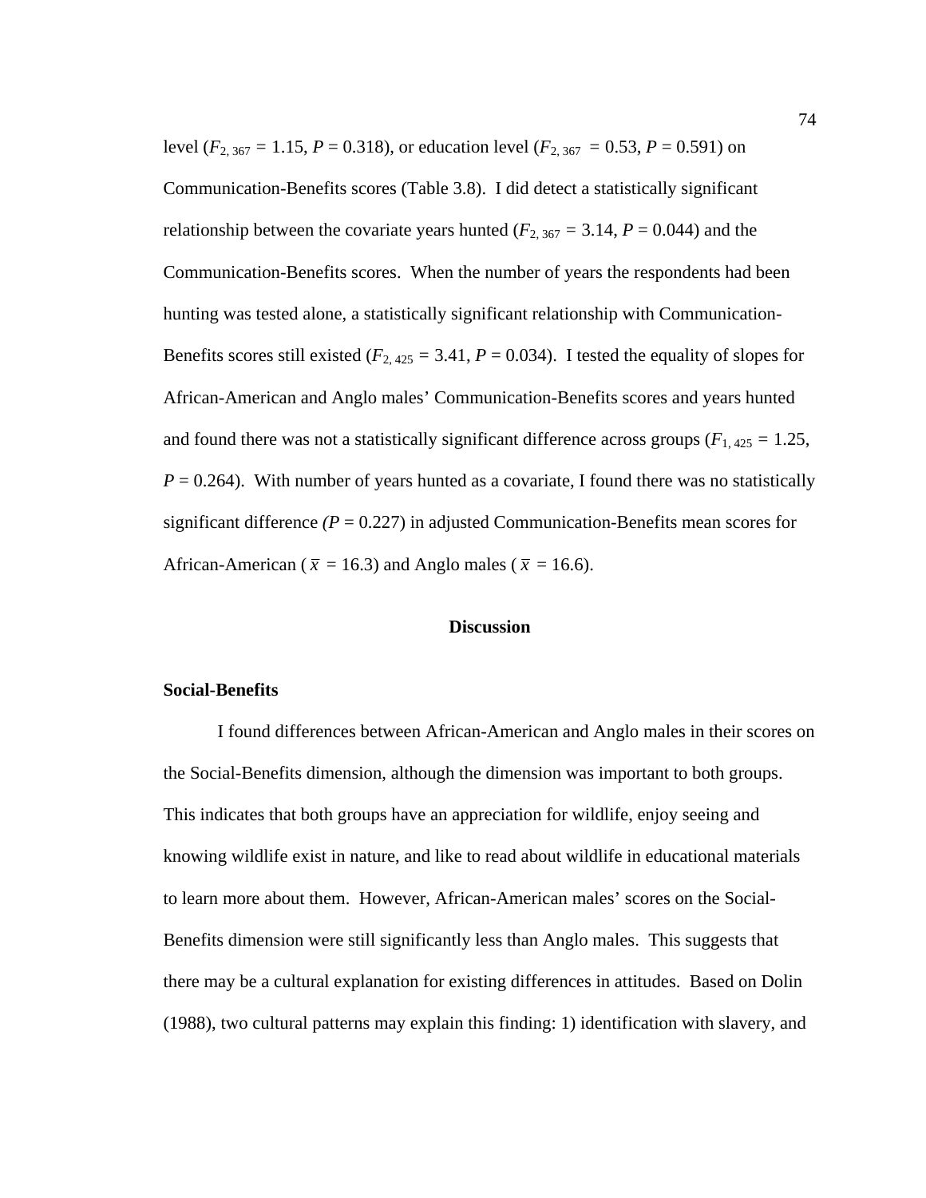level ($F_{2,\,367}$ = 1.15, $P$ = 0.318), or education level ($F_{2,\,367}$ = 0.53, $P$ = 0.591) on Communication-Benefits scores (Table 3.8). I did detect a statistically significant relationship between the covariate years hunted ($F_{2,\,367}$ = 3.14, $P$ = 0.044) and the Communication-Benefits scores. When the number of years the respondents had been hunting was tested alone, a statistically significant relationship with Communication-Benefits scores still existed ($F_{2,\,425}$ = 3.41, $P$ = 0.034). I tested the equality of slopes for African-American and Anglo males' Communication-Benefits scores and years hunted and found there was not a statistically significant difference across groups ($F_{1,\,425}$ = 1.25, $P$ = 0.264). With number of years hunted as a covariate, I found there was no statistically significant difference ($P$ = 0.227) in adjusted Communication-Benefits mean scores for African-American ($\bar{x}$ = 16.3) and Anglo males ($\bar{x}$ = 16.6).

## Discussion

### Social-Benefits

I found differences between African-American and Anglo males in their scores on the Social-Benefits dimension, although the dimension was important to both groups. This indicates that both groups have an appreciation for wildlife, enjoy seeing and knowing wildlife exist in nature, and like to read about wildlife in educational materials to learn more about them. However, African-American males' scores on the Social-Benefits dimension were still significantly less than Anglo males. This suggests that there may be a cultural explanation for existing differences in attitudes. Based on Dolin (1988), two cultural patterns may explain this finding: 1) identification with slavery, and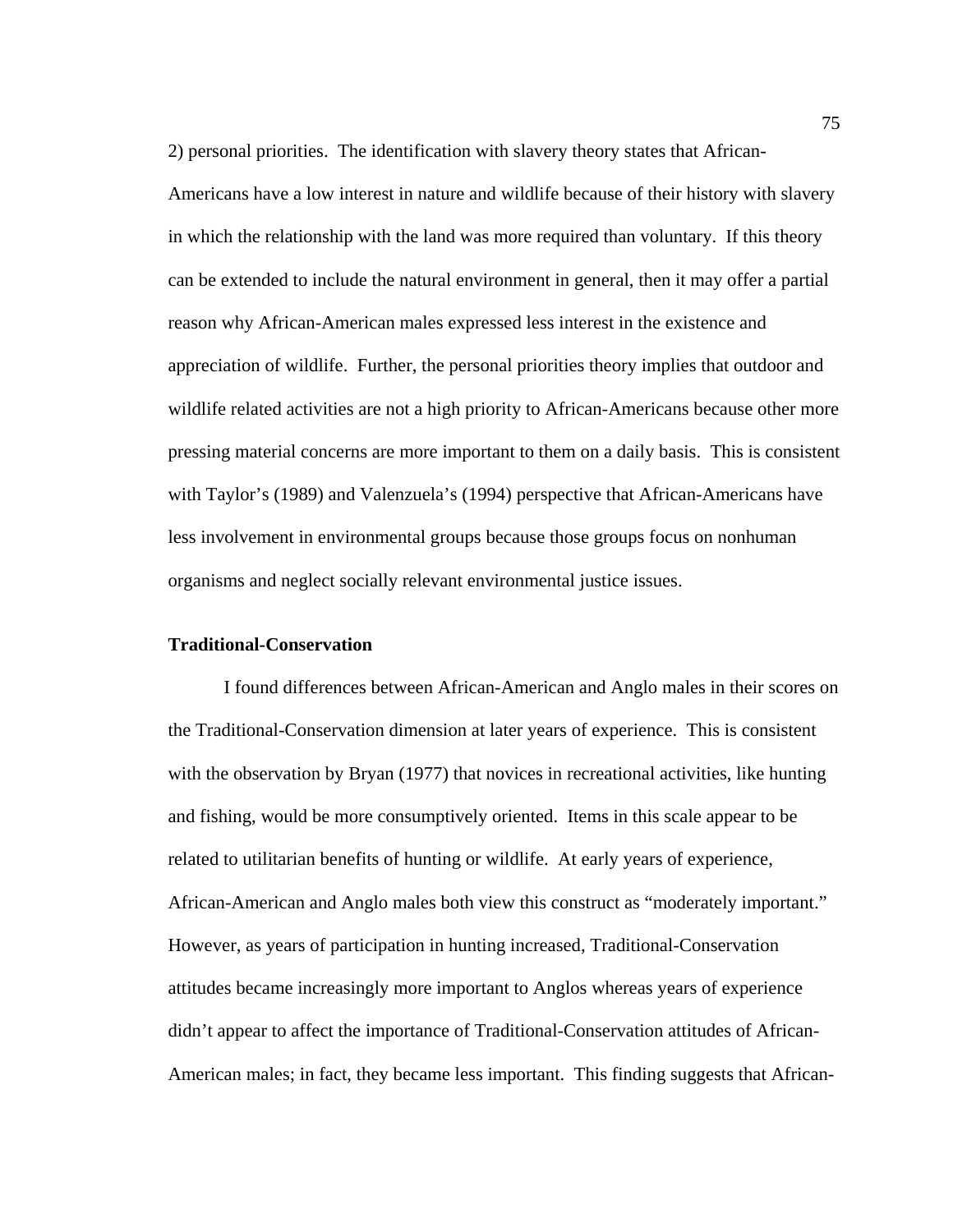2) personal priorities. The identification with slavery theory states that African-Americans have a low interest in nature and wildlife because of their history with slavery in which the relationship with the land was more required than voluntary. If this theory can be extended to include the natural environment in general, then it may offer a partial reason why African-American males expressed less interest in the existence and appreciation of wildlife. Further, the personal priorities theory implies that outdoor and wildlife related activities are not a high priority to African-Americans because other more pressing material concerns are more important to them on a daily basis. This is consistent with Taylor's (1989) and Valenzuela's (1994) perspective that African-Americans have less involvement in environmental groups because those groups focus on nonhuman organisms and neglect socially relevant environmental justice issues.

**Traditional-Conservation**

I found differences between African-American and Anglo males in their scores on the Traditional-Conservation dimension at later years of experience. This is consistent with the observation by Bryan (1977) that novices in recreational activities, like hunting and fishing, would be more consumptively oriented. Items in this scale appear to be related to utilitarian benefits of hunting or wildlife. At early years of experience, African-American and Anglo males both view this construct as "moderately important." However, as years of participation in hunting increased, Traditional-Conservation attitudes became increasingly more important to Anglos whereas years of experience didn't appear to affect the importance of Traditional-Conservation attitudes of African-American males; in fact, they became less important. This finding suggests that African-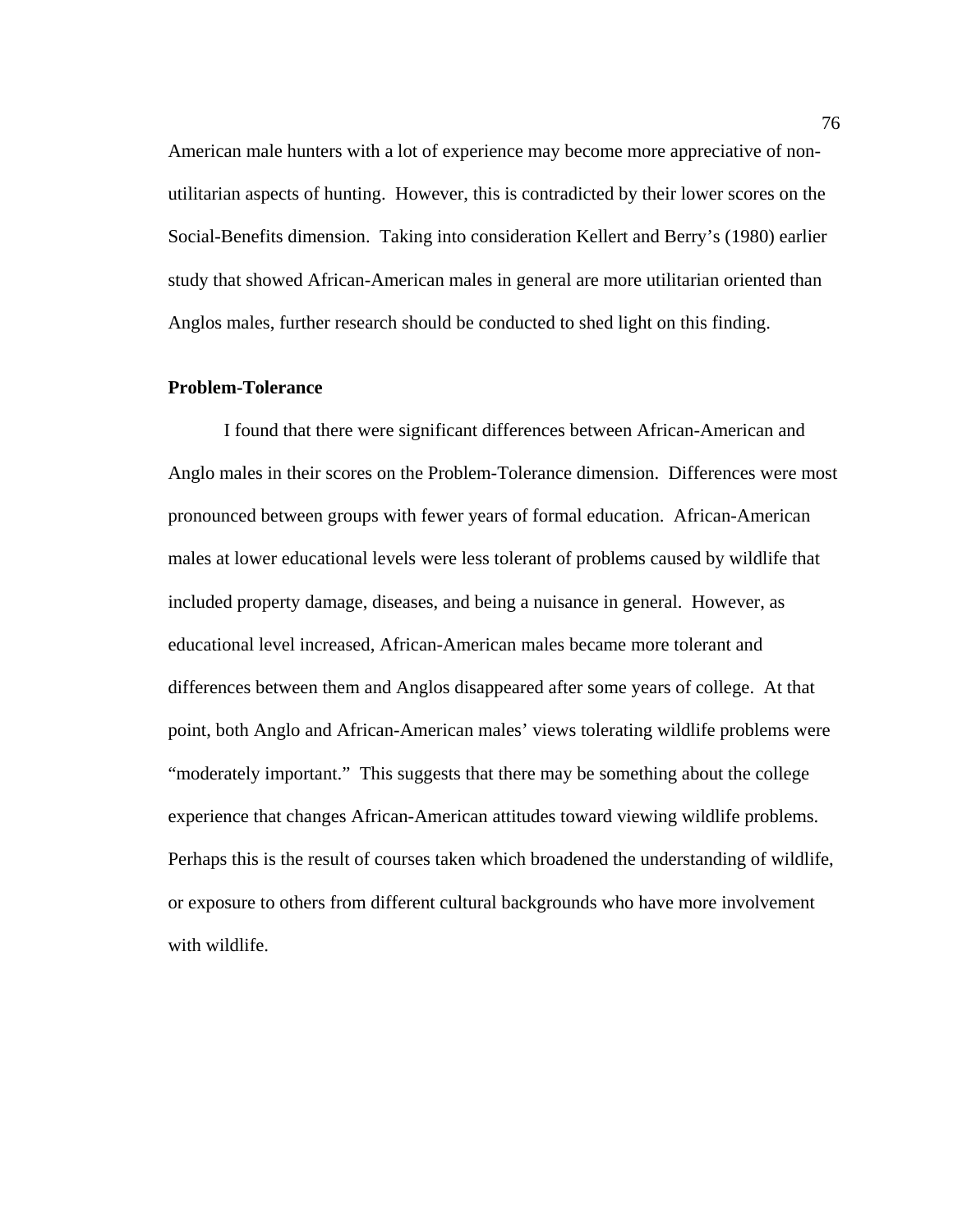American male hunters with a lot of experience may become more appreciative of non-utilitarian aspects of hunting. However, this is contradicted by their lower scores on the Social-Benefits dimension. Taking into consideration Kellert and Berry's (1980) earlier study that showed African-American males in general are more utilitarian oriented than Anglos males, further research should be conducted to shed light on this finding.

### Problem-Tolerance

I found that there were significant differences between African-American and Anglo males in their scores on the Problem-Tolerance dimension. Differences were most pronounced between groups with fewer years of formal education. African-American males at lower educational levels were less tolerant of problems caused by wildlife that included property damage, diseases, and being a nuisance in general. However, as educational level increased, African-American males became more tolerant and differences between them and Anglos disappeared after some years of college. At that point, both Anglo and African-American males' views tolerating wildlife problems were "moderately important." This suggests that there may be something about the college experience that changes African-American attitudes toward viewing wildlife problems. Perhaps this is the result of courses taken which broadened the understanding of wildlife, or exposure to others from different cultural backgrounds who have more involvement with wildlife.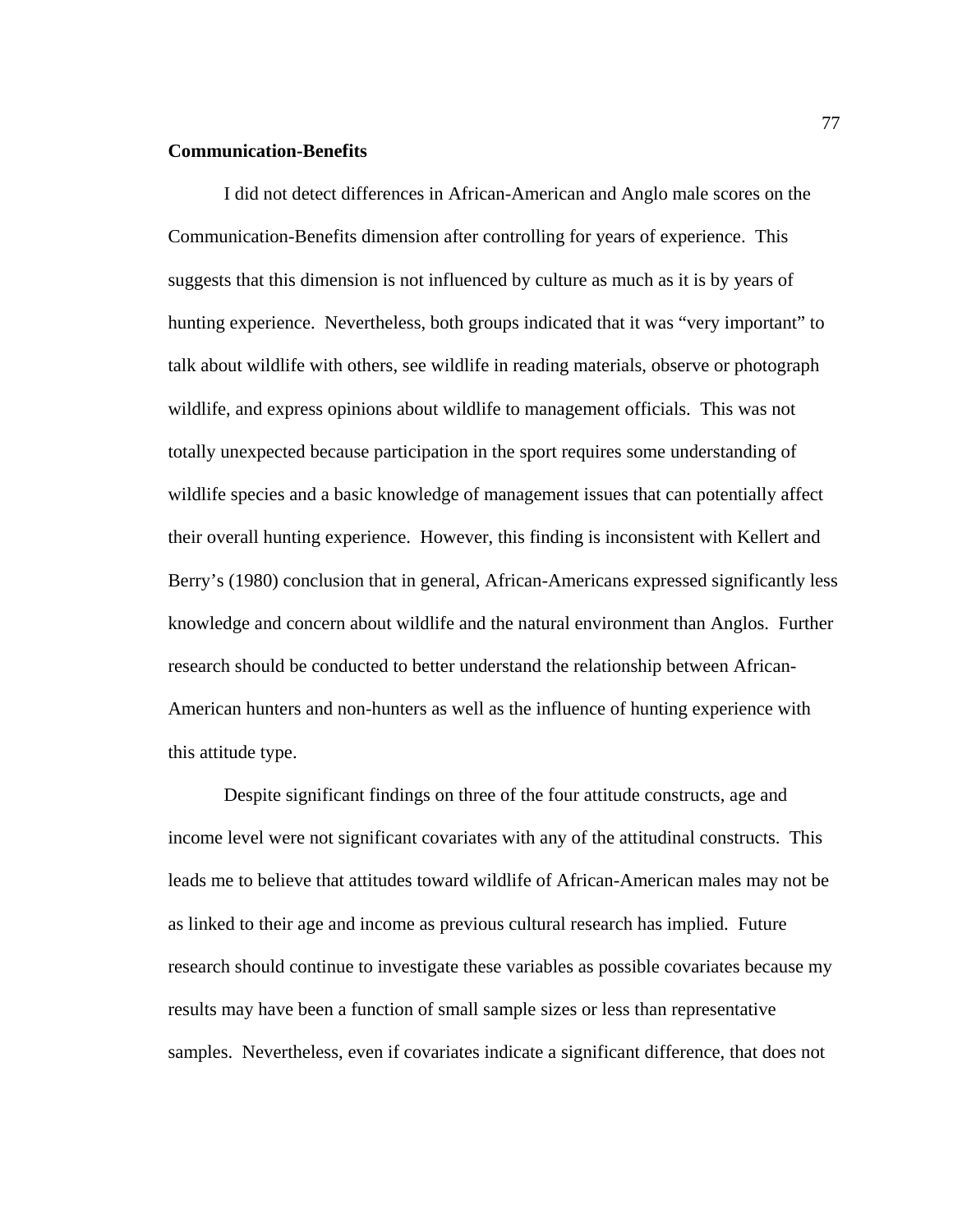**Communication-Benefits**

I did not detect differences in African-American and Anglo male scores on the Communication-Benefits dimension after controlling for years of experience. This suggests that this dimension is not influenced by culture as much as it is by years of hunting experience. Nevertheless, both groups indicated that it was "very important" to talk about wildlife with others, see wildlife in reading materials, observe or photograph wildlife, and express opinions about wildlife to management officials. This was not totally unexpected because participation in the sport requires some understanding of wildlife species and a basic knowledge of management issues that can potentially affect their overall hunting experience. However, this finding is inconsistent with Kellert and Berry's (1980) conclusion that in general, African-Americans expressed significantly less knowledge and concern about wildlife and the natural environment than Anglos. Further research should be conducted to better understand the relationship between African-American hunters and non-hunters as well as the influence of hunting experience with this attitude type.

Despite significant findings on three of the four attitude constructs, age and income level were not significant covariates with any of the attitudinal constructs. This leads me to believe that attitudes toward wildlife of African-American males may not be as linked to their age and income as previous cultural research has implied. Future research should continue to investigate these variables as possible covariates because my results may have been a function of small sample sizes or less than representative samples. Nevertheless, even if covariates indicate a significant difference, that does not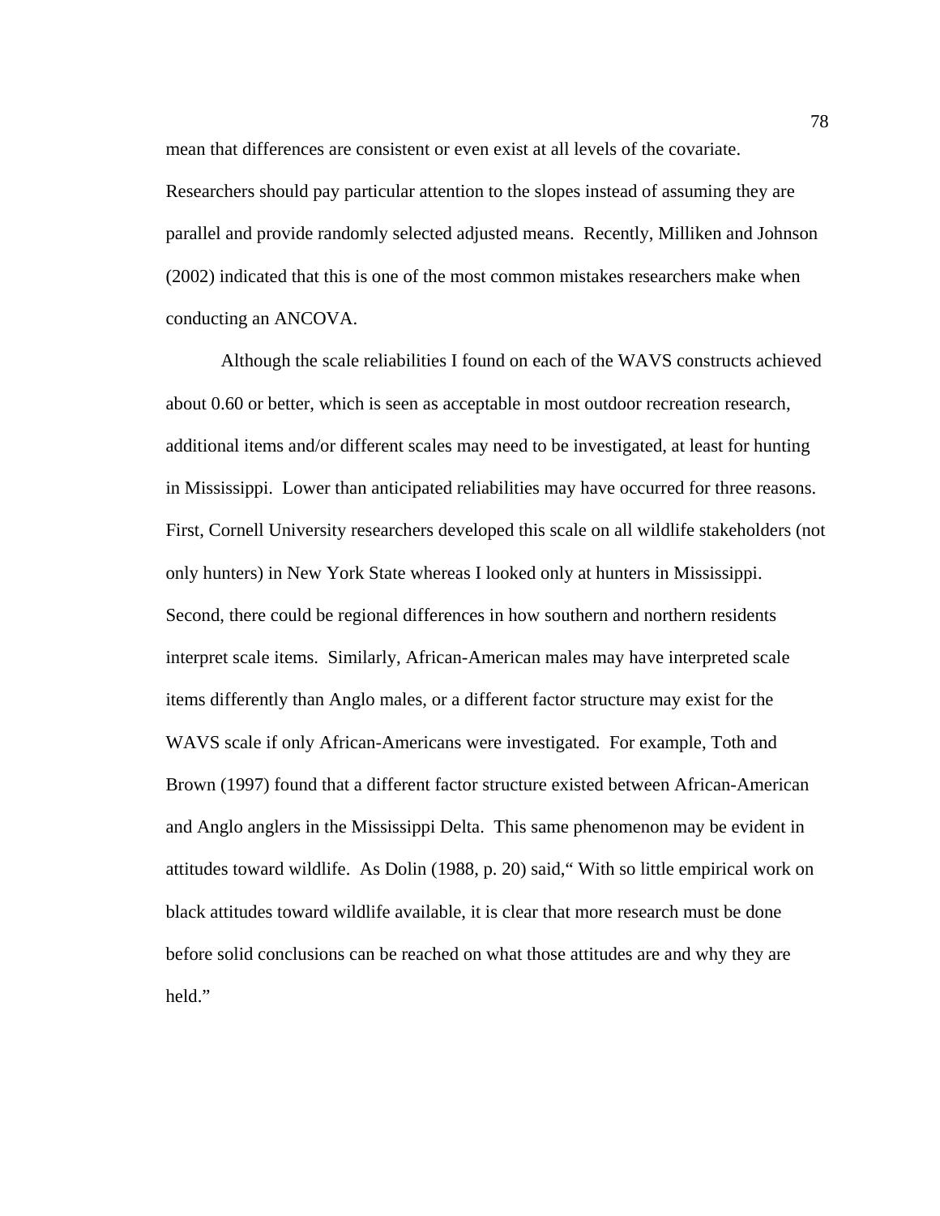mean that differences are consistent or even exist at all levels of the covariate. Researchers should pay particular attention to the slopes instead of assuming they are parallel and provide randomly selected adjusted means. Recently, Milliken and Johnson (2002) indicated that this is one of the most common mistakes researchers make when conducting an ANCOVA.

Although the scale reliabilities I found on each of the WAVS constructs achieved about 0.60 or better, which is seen as acceptable in most outdoor recreation research, additional items and/or different scales may need to be investigated, at least for hunting in Mississippi. Lower than anticipated reliabilities may have occurred for three reasons. First, Cornell University researchers developed this scale on all wildlife stakeholders (not only hunters) in New York State whereas I looked only at hunters in Mississippi. Second, there could be regional differences in how southern and northern residents interpret scale items. Similarly, African-American males may have interpreted scale items differently than Anglo males, or a different factor structure may exist for the WAVS scale if only African-Americans were investigated. For example, Toth and Brown (1997) found that a different factor structure existed between African-American and Anglo anglers in the Mississippi Delta. This same phenomenon may be evident in attitudes toward wildlife. As Dolin (1988, p. 20) said," With so little empirical work on black attitudes toward wildlife available, it is clear that more research must be done before solid conclusions can be reached on what those attitudes are and why they are held."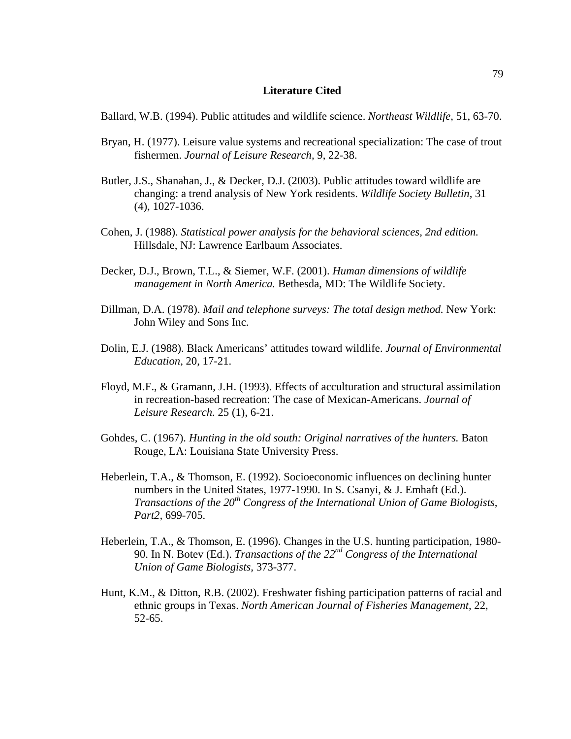## Literature Cited

Ballard, W.B. (1994). Public attitudes and wildlife science. *Northeast Wildlife,* 51, 63-70.

Bryan, H. (1977). Leisure value systems and recreational specialization: The case of trout fishermen. *Journal of Leisure Research,* 9, 22-38.

Butler, J.S., Shanahan, J., & Decker, D.J. (2003). Public attitudes toward wildlife are changing: a trend analysis of New York residents. *Wildlife Society Bulletin*, 31 (4), 1027-1036.

Cohen, J. (1988). *Statistical power analysis for the behavioral sciences, 2nd edition.* Hillsdale, NJ: Lawrence Earlbaum Associates.

Decker, D.J., Brown, T.L., & Siemer, W.F. (2001). *Human dimensions of wildlife management in North America.* Bethesda, MD: The Wildlife Society.

Dillman, D.A. (1978). *Mail and telephone surveys: The total design method.* New York: John Wiley and Sons Inc.

Dolin, E.J. (1988). Black Americans' attitudes toward wildlife. *Journal of Environmental Education*, 20, 17-21.

Floyd, M.F., & Gramann, J.H. (1993). Effects of acculturation and structural assimilation in recreation-based recreation: The case of Mexican-Americans. *Journal of Leisure Research.* 25 (1), 6-21.

Gohdes, C. (1967). *Hunting in the old south: Original narratives of the hunters.* Baton Rouge, LA: Louisiana State University Press.

Heberlein, T.A., & Thomson, E. (1992). Socioeconomic influences on declining hunter numbers in the United States, 1977-1990. In S. Csanyi, & J. Emhaft (Ed.). *Transactions of the 20th Congress of the International Union of Game Biologists, Part2,* 699-705.

Heberlein, T.A., & Thomson, E. (1996). Changes in the U.S. hunting participation, 1980-90. In N. Botev (Ed.). *Transactions of the 22nd Congress of the International Union of Game Biologists*, 373-377.

Hunt, K.M., & Ditton, R.B. (2002). Freshwater fishing participation patterns of racial and ethnic groups in Texas. *North American Journal of Fisheries Management*, 22, 52-65.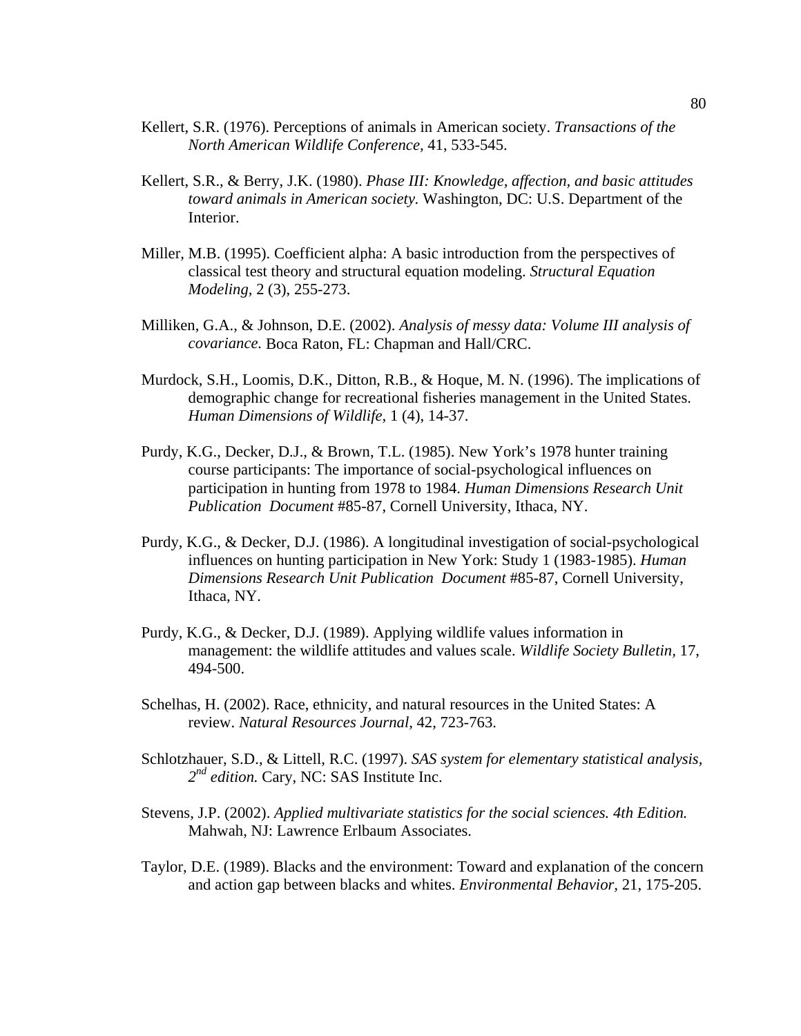Kellert, S.R. (1976). Perceptions of animals in American society. *Transactions of the North American Wildlife Conference,* 41, 533-545.

Kellert, S.R., & Berry, J.K. (1980). *Phase III: Knowledge, affection, and basic attitudes toward animals in American society.* Washington, DC: U.S. Department of the Interior.

Miller, M.B. (1995). Coefficient alpha: A basic introduction from the perspectives of classical test theory and structural equation modeling. *Structural Equation Modeling,* 2 (3), 255-273.

Milliken, G.A., & Johnson, D.E. (2002). *Analysis of messy data: Volume III analysis of covariance.* Boca Raton, FL: Chapman and Hall/CRC.

Murdock, S.H., Loomis, D.K., Ditton, R.B., & Hoque, M. N. (1996). The implications of demographic change for recreational fisheries management in the United States. *Human Dimensions of Wildlife,* 1 (4), 14-37.

Purdy, K.G., Decker, D.J., & Brown, T.L. (1985). New York's 1978 hunter training course participants: The importance of social-psychological influences on participation in hunting from 1978 to 1984. *Human Dimensions Research Unit Publication Document* #85-87, Cornell University, Ithaca, NY.

Purdy, K.G., & Decker, D.J. (1986). A longitudinal investigation of social-psychological influences on hunting participation in New York: Study 1 (1983-1985). *Human Dimensions Research Unit Publication Document* #85-87, Cornell University, Ithaca, NY.

Purdy, K.G., & Decker, D.J. (1989). Applying wildlife values information in management: the wildlife attitudes and values scale. *Wildlife Society Bulletin,* 17, 494-500.

Schelhas, H. (2002). Race, ethnicity, and natural resources in the United States: A review. *Natural Resources Journal,* 42, 723-763.

Schlotzhauer, S.D., & Littell, R.C. (1997). *SAS system for elementary statistical analysis, 2nd edition.* Cary, NC: SAS Institute Inc.

Stevens, J.P. (2002). *Applied multivariate statistics for the social sciences. 4th Edition.* Mahwah, NJ: Lawrence Erlbaum Associates.

Taylor, D.E. (1989). Blacks and the environment: Toward and explanation of the concern and action gap between blacks and whites. *Environmental Behavior,* 21, 175-205.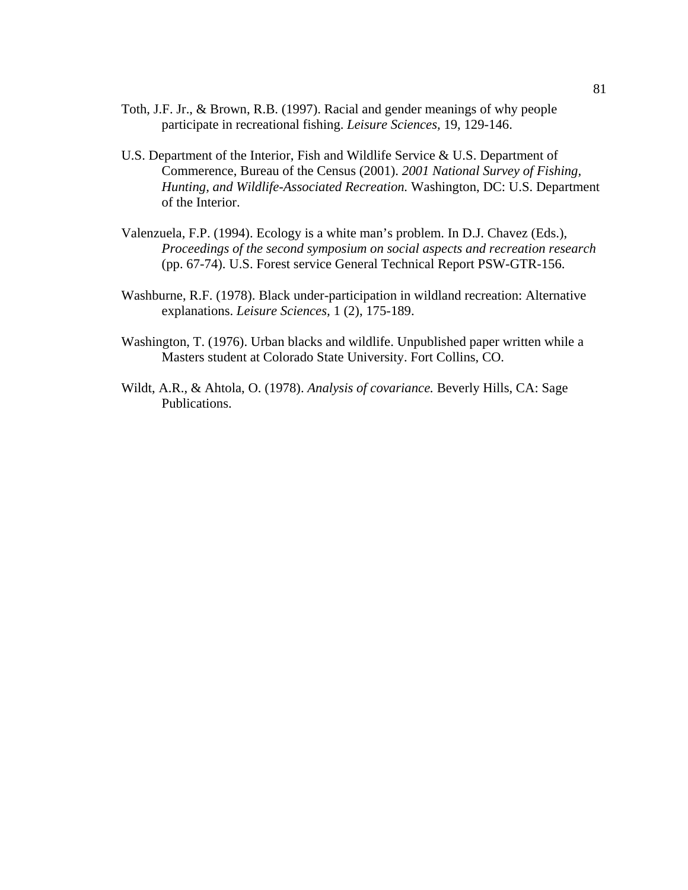Toth, J.F. Jr., & Brown, R.B. (1997). Racial and gender meanings of why people participate in recreational fishing. *Leisure Sciences,* 19, 129-146.

U.S. Department of the Interior, Fish and Wildlife Service & U.S. Department of Commerence, Bureau of the Census (2001). *2001 National Survey of Fishing, Hunting, and Wildlife-Associated Recreation.* Washington, DC: U.S. Department of the Interior.

Valenzuela, F.P. (1994). Ecology is a white man's problem. In D.J. Chavez (Eds.), *Proceedings of the second symposium on social aspects and recreation research* (pp. 67-74). U.S. Forest service General Technical Report PSW-GTR-156.

Washburne, R.F. (1978). Black under-participation in wildland recreation: Alternative explanations. *Leisure Sciences,* 1 (2), 175-189.

Washington, T. (1976). Urban blacks and wildlife. Unpublished paper written while a Masters student at Colorado State University. Fort Collins, CO.

Wildt, A.R., & Ahtola, O. (1978). *Analysis of covariance.* Beverly Hills, CA: Sage Publications.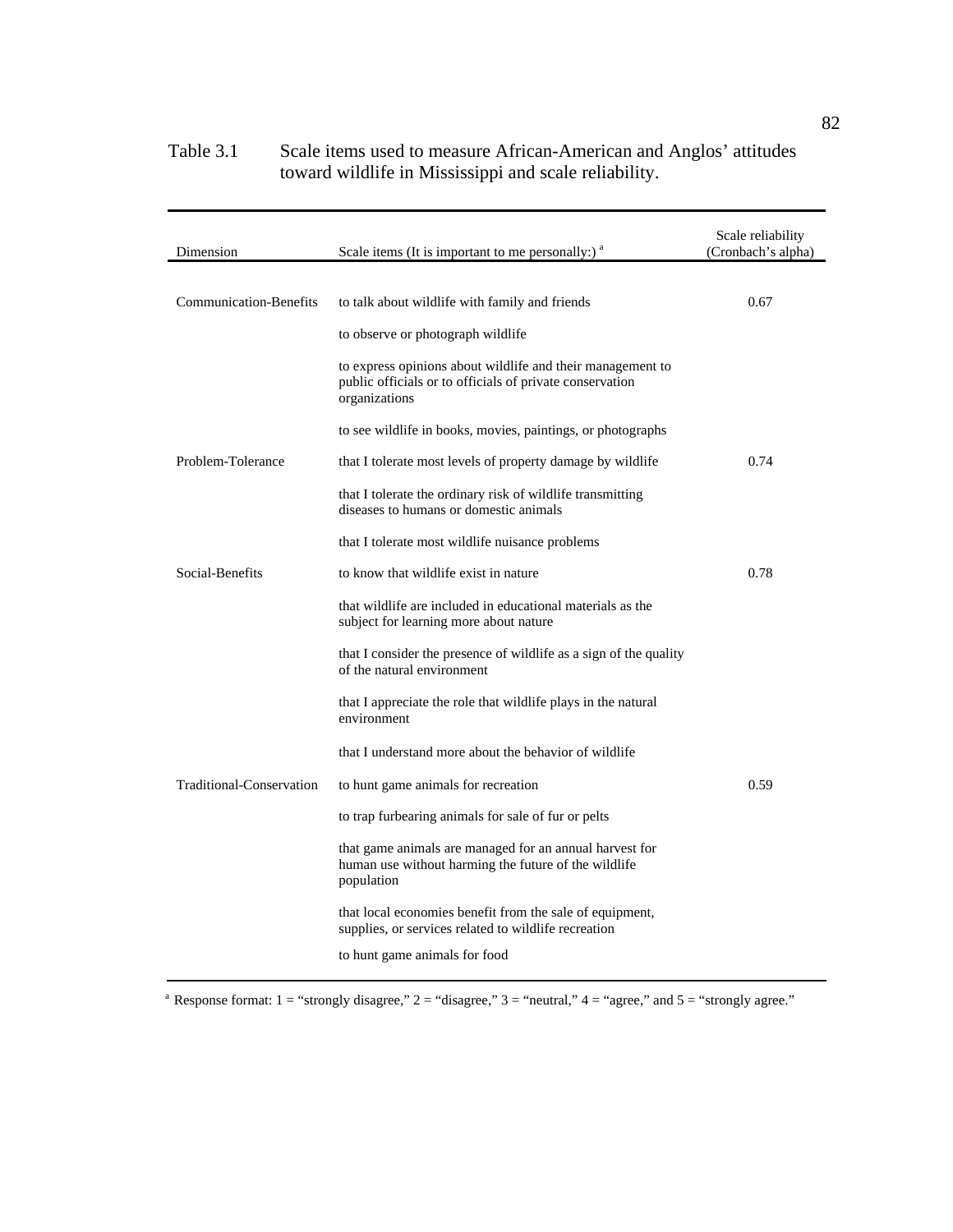Table 3.1 Scale items used to measure African-American and Anglos' attitudes toward wildlife in Mississippi and scale reliability.

| Dimension | Scale items (It is important to me personally:) [a] | Scale reliability (Cronbach's alpha) |
|---|---|---|
| Communication-Benefits | to talk about wildlife with family and friends | 0.67 |
| | to observe or photograph wildlife | |
| | to express opinions about wildlife and their management to public officials or to officials of private conservation organizations | |
| | to see wildlife in books, movies, paintings, or photographs | |
| Problem-Tolerance | that I tolerate most levels of property damage by wildlife | 0.74 |
| | that I tolerate the ordinary risk of wildlife transmitting diseases to humans or domestic animals | |
| | that I tolerate most wildlife nuisance problems | |
| Social-Benefits | to know that wildlife exist in nature | 0.78 |
| | that wildlife are included in educational materials as the subject for learning more about nature | |
| | that I consider the presence of wildlife as a sign of the quality of the natural environment | |
| | that I appreciate the role that wildlife plays in the natural environment | |
| | that I understand more about the behavior of wildlife | |
| Traditional-Conservation | to hunt game animals for recreation | 0.59 |
| | to trap furbearing animals for sale of fur or pelts | |
| | that game animals are managed for an annual harvest for human use without harming the future of the wildlife population | |
| | that local economies benefit from the sale of equipment, supplies, or services related to wildlife recreation | |
| | to hunt game animals for food | |

[a] Response format: 1 = "strongly disagree," 2 = "disagree," 3 = "neutral," 4 = "agree," and 5 = "strongly agree."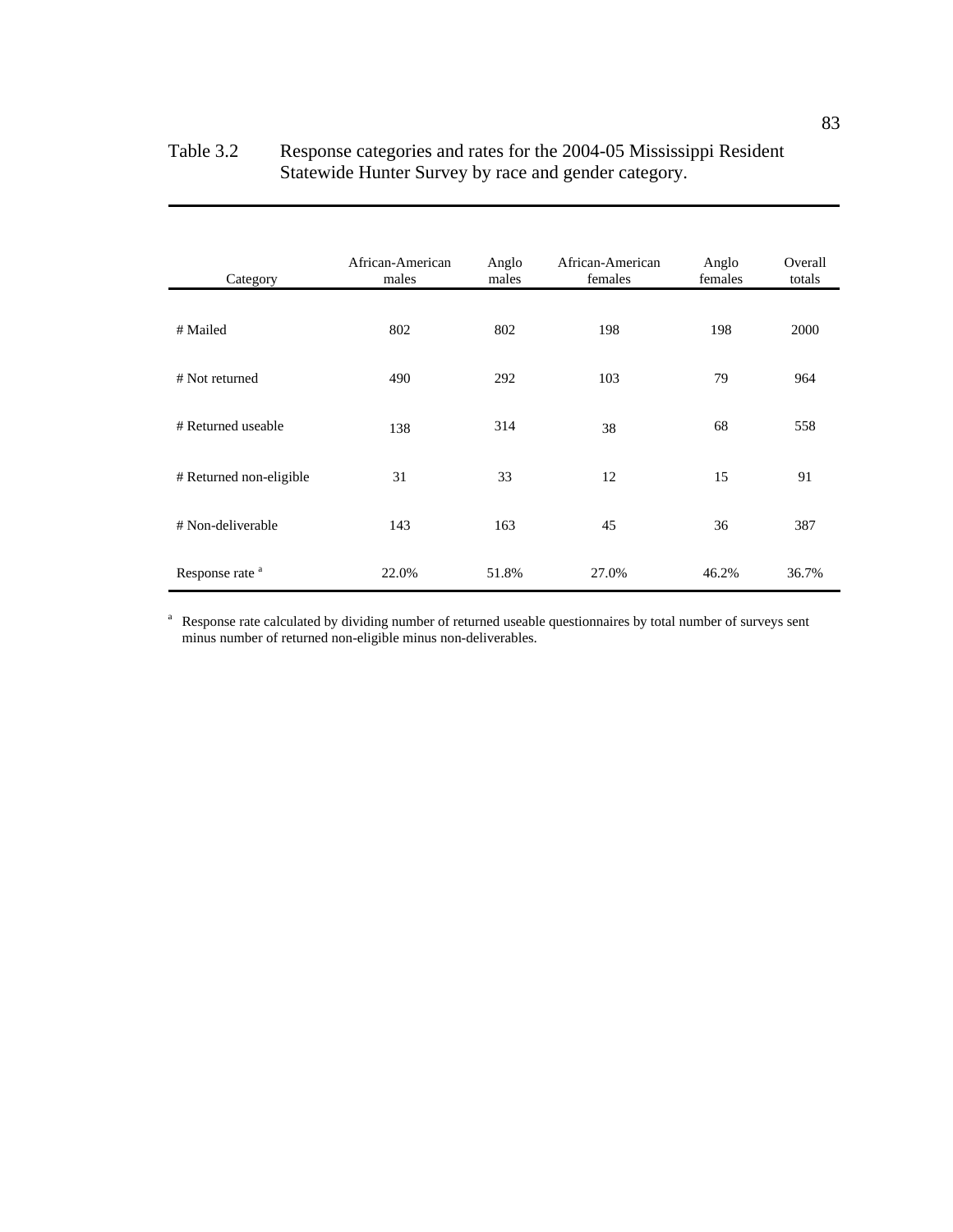Table 3.2 Response categories and rates for the 2004-05 Mississippi Resident Statewide Hunter Survey by race and gender category.

| Category | African-American males | Anglo males | African-American females | Anglo females | Overall totals |
|---|---|---|---|---|---|
| # Mailed | 802 | 802 | 198 | 198 | 2000 |
| # Not returned | 490 | 292 | 103 | 79 | 964 |
| # Returned useable | 138 | 314 | 38 | 68 | 558 |
| # Returned non-eligible | 31 | 33 | 12 | 15 | 91 |
| # Non-deliverable | 143 | 163 | 45 | 36 | 387 |
| Response rate [a] | 22.0% | 51.8% | 27.0% | 46.2% | 36.7% |

[a] Response rate calculated by dividing number of returned useable questionnaires by total number of surveys sent minus number of returned non-eligible minus non-deliverables.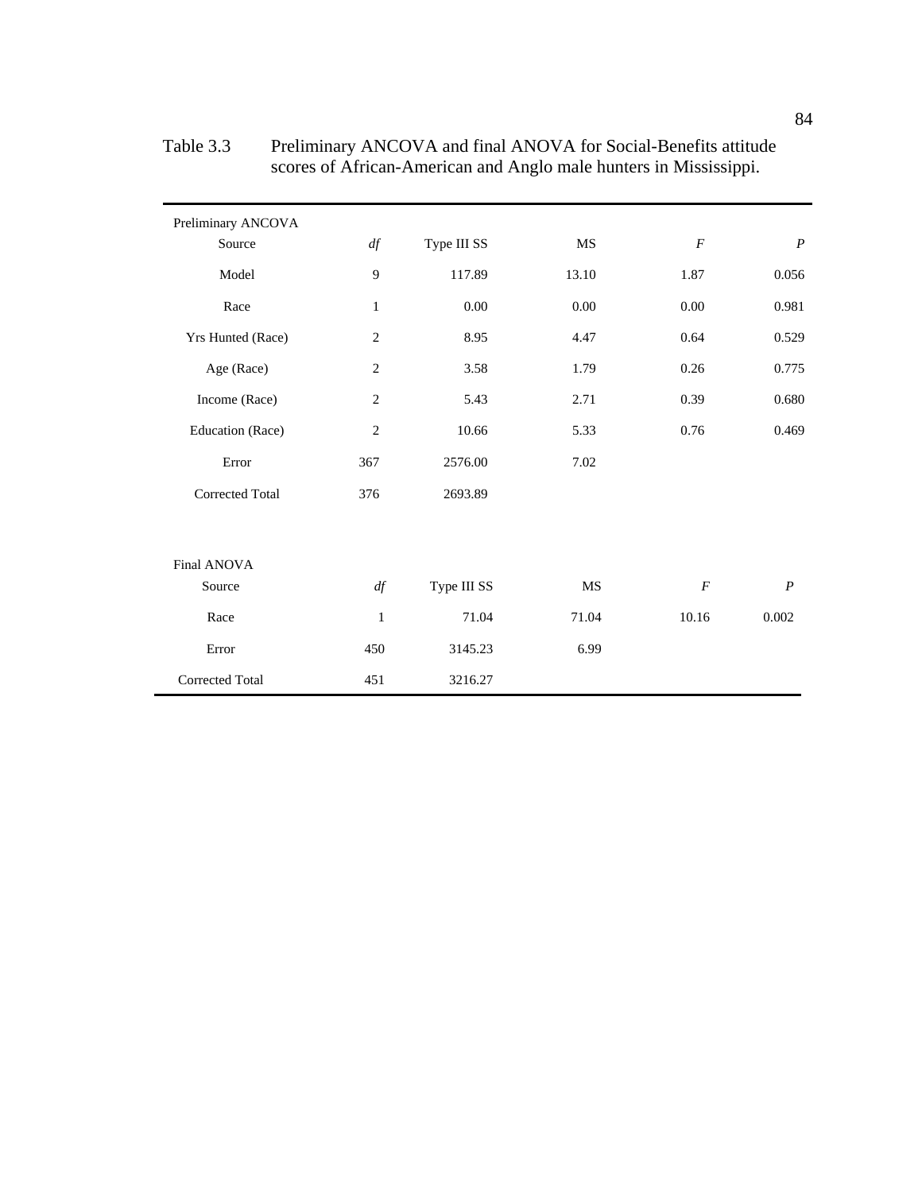Table 3.3 Preliminary ANCOVA and final ANOVA for Social-Benefits attitude scores of African-American and Anglo male hunters in Mississippi.

| Preliminary ANCOVA | | | | | |
|---|---|---|---|---|---|
| Source | *df* | Type III SS | MS | *F* | *P* |
| Model | 9 | 117.89 | 13.10 | 1.87 | 0.056 |
| Race | 1 | 0.00 | 0.00 | 0.00 | 0.981 |
| Yrs Hunted (Race) | 2 | 8.95 | 4.47 | 0.64 | 0.529 |
| Age (Race) | 2 | 3.58 | 1.79 | 0.26 | 0.775 |
| Income (Race) | 2 | 5.43 | 2.71 | 0.39 | 0.680 |
| Education (Race) | 2 | 10.66 | 5.33 | 0.76 | 0.469 |
| Error | 367 | 2576.00 | 7.02 | | |
| Corrected Total | 376 | 2693.89 | | | |

| Final ANOVA | | | | | |
|---|---|---|---|---|---|
| Source | *df* | Type III SS | MS | *F* | *P* |
| Race | 1 | 71.04 | 71.04 | 10.16 | 0.002 |
| Error | 450 | 3145.23 | 6.99 | | |
| Corrected Total | 451 | 3216.27 | | | |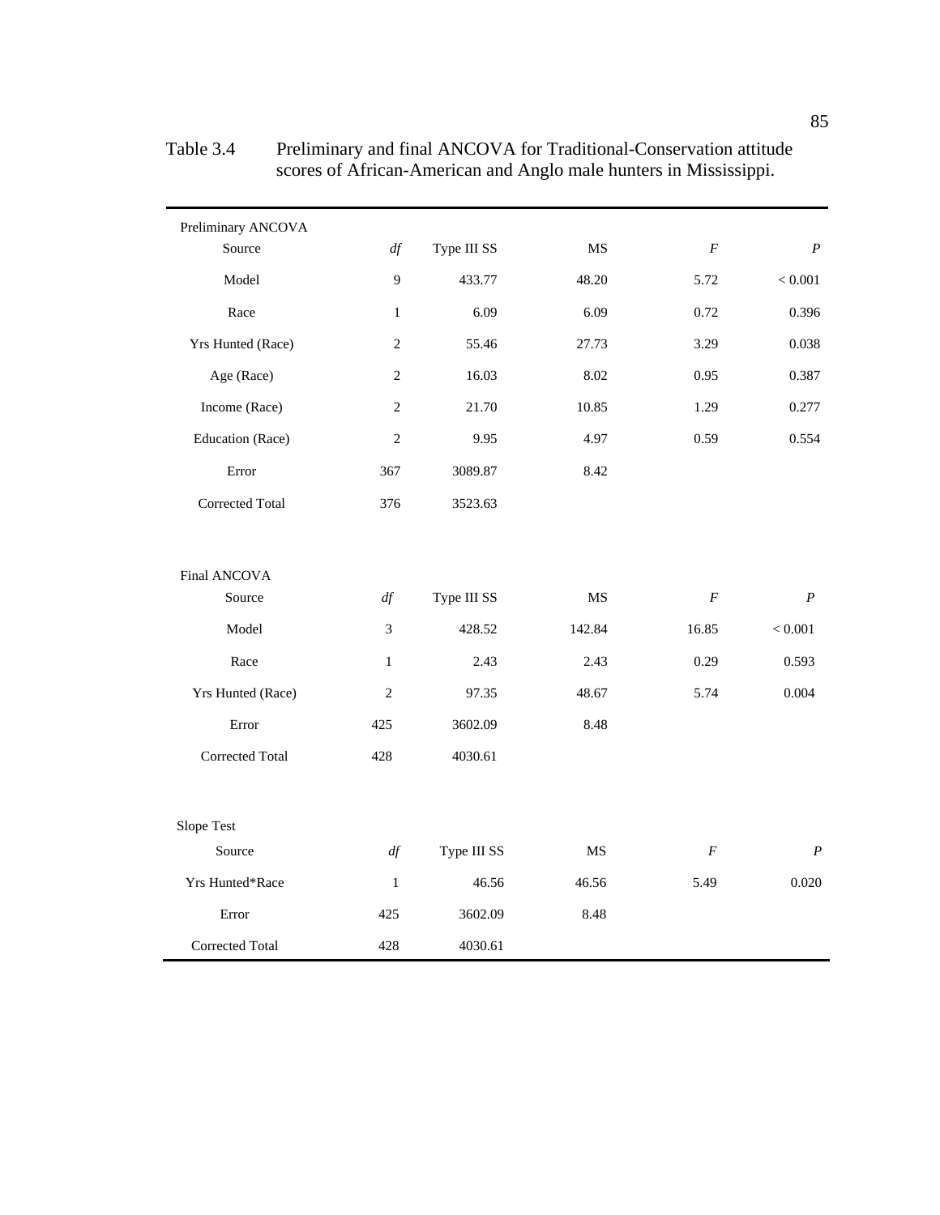Table 3.4 Preliminary and final ANCOVA for Traditional-Conservation attitude scores of African-American and Anglo male hunters in Mississippi.

| Preliminary ANCOVA | | | | | |
|---|---|---|---|---|---|
| Source | *df* | Type III SS | MS | *F* | *P* |
| Model | 9 | 433.77 | 48.20 | 5.72 | < 0.001 |
| Race | 1 | 6.09 | 6.09 | 0.72 | 0.396 |
| Yrs Hunted (Race) | 2 | 55.46 | 27.73 | 3.29 | 0.038 |
| Age (Race) | 2 | 16.03 | 8.02 | 0.95 | 0.387 |
| Income (Race) | 2 | 21.70 | 10.85 | 1.29 | 0.277 |
| Education (Race) | 2 | 9.95 | 4.97 | 0.59 | 0.554 |
| Error | 367 | 3089.87 | 8.42 | | |
| Corrected Total | 376 | 3523.63 | | | |

| Final ANCOVA | | | | | |
|---|---|---|---|---|---|
| Source | *df* | Type III SS | MS | *F* | *P* |
| Model | 3 | 428.52 | 142.84 | 16.85 | < 0.001 |
| Race | 1 | 2.43 | 2.43 | 0.29 | 0.593 |
| Yrs Hunted (Race) | 2 | 97.35 | 48.67 | 5.74 | 0.004 |
| Error | 425 | 3602.09 | 8.48 | | |
| Corrected Total | 428 | 4030.61 | | | |

| Slope Test | | | | | |
|---|---|---|---|---|---|
| Source | *df* | Type III SS | MS | *F* | *P* |
| Yrs Hunted*Race | 1 | 46.56 | 46.56 | 5.49 | 0.020 |
| Error | 425 | 3602.09 | 8.48 | | |
| Corrected Total | 428 | 4030.61 | | | |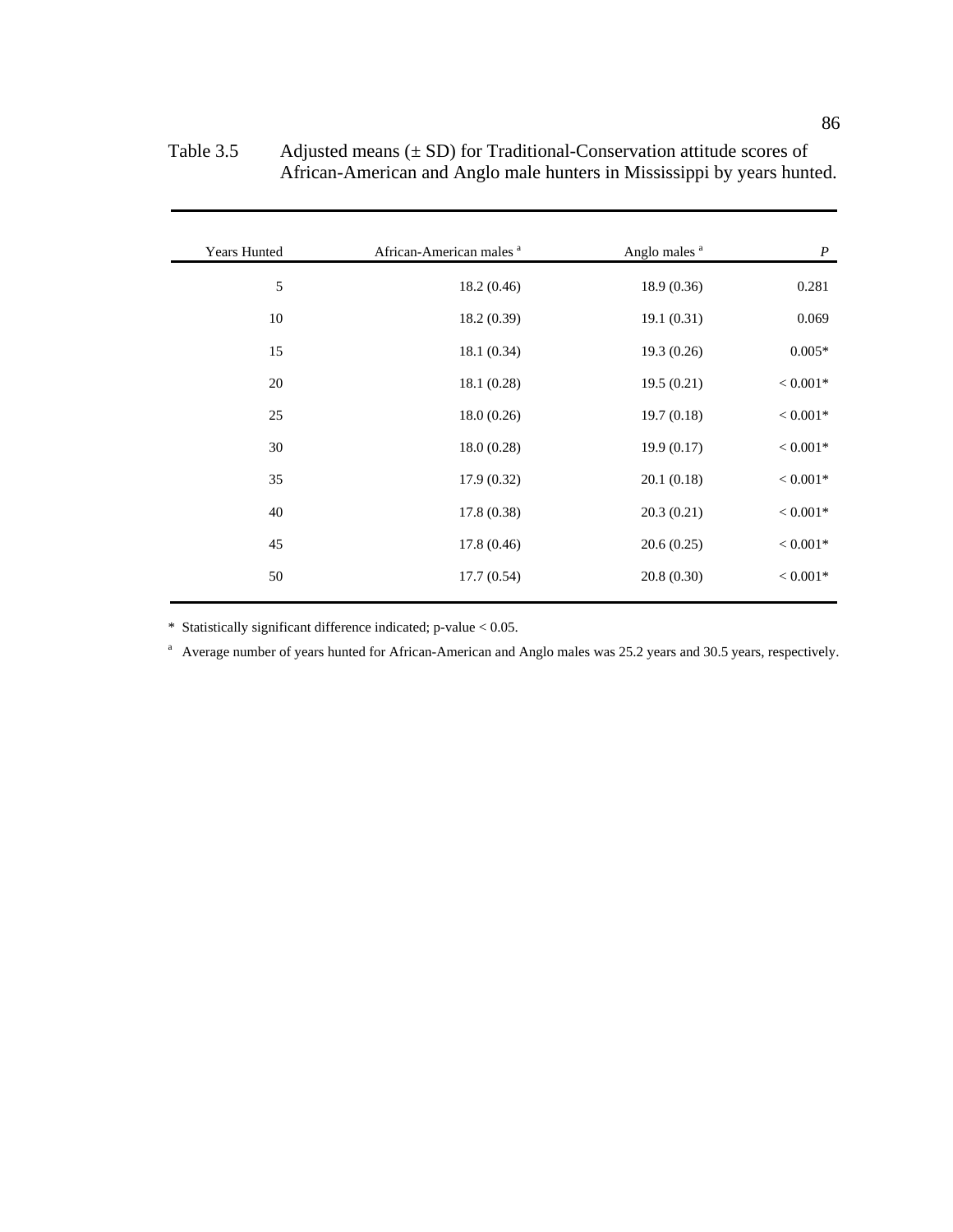Table 3.5 Adjusted means (± SD) for Traditional-Conservation attitude scores of African-American and Anglo male hunters in Mississippi by years hunted.

| Years Hunted | African-American males [a] | Anglo males [a] | *P* |
|---|---|---|---|
| 5 | 18.2 (0.46) | 18.9 (0.36) | 0.281 |
| 10 | 18.2 (0.39) | 19.1 (0.31) | 0.069 |
| 15 | 18.1 (0.34) | 19.3 (0.26) | 0.005* |
| 20 | 18.1 (0.28) | 19.5 (0.21) | < 0.001* |
| 25 | 18.0 (0.26) | 19.7 (0.18) | < 0.001* |
| 30 | 18.0 (0.28) | 19.9 (0.17) | < 0.001* |
| 35 | 17.9 (0.32) | 20.1 (0.18) | < 0.001* |
| 40 | 17.8 (0.38) | 20.3 (0.21) | < 0.001* |
| 45 | 17.8 (0.46) | 20.6 (0.25) | < 0.001* |
| 50 | 17.7 (0.54) | 20.8 (0.30) | < 0.001* |

* Statistically significant difference indicated; p-value < 0.05.

[a] Average number of years hunted for African-American and Anglo males was 25.2 years and 30.5 years, respectively.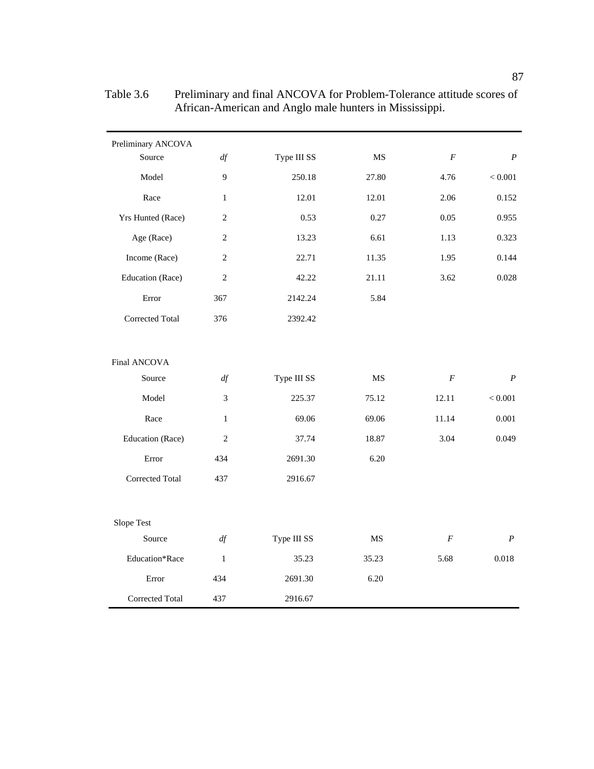Table 3.6 Preliminary and final ANCOVA for Problem-Tolerance attitude scores of African-American and Anglo male hunters in Mississippi.

| Preliminary ANCOVA | | | | | |
|---|---|---|---|---|---|
| Source | *df* | Type III SS | MS | *F* | *P* |
| Model | 9 | 250.18 | 27.80 | 4.76 | < 0.001 |
| Race | 1 | 12.01 | 12.01 | 2.06 | 0.152 |
| Yrs Hunted (Race) | 2 | 0.53 | 0.27 | 0.05 | 0.955 |
| Age (Race) | 2 | 13.23 | 6.61 | 1.13 | 0.323 |
| Income (Race) | 2 | 22.71 | 11.35 | 1.95 | 0.144 |
| Education (Race) | 2 | 42.22 | 21.11 | 3.62 | 0.028 |
| Error | 367 | 2142.24 | 5.84 | | |
| Corrected Total | 376 | 2392.42 | | | |
| | | | | | |
| Final ANCOVA | | | | | |
| Source | *df* | Type III SS | MS | *F* | *P* |
| Model | 3 | 225.37 | 75.12 | 12.11 | < 0.001 |
| Race | 1 | 69.06 | 69.06 | 11.14 | 0.001 |
| Education (Race) | 2 | 37.74 | 18.87 | 3.04 | 0.049 |
| Error | 434 | 2691.30 | 6.20 | | |
| Corrected Total | 437 | 2916.67 | | | |
| | | | | | |
| Slope Test | | | | | |
| Source | *df* | Type III SS | MS | *F* | *P* |
| Education*Race | 1 | 35.23 | 35.23 | 5.68 | 0.018 |
| Error | 434 | 2691.30 | 6.20 | | |
| Corrected Total | 437 | 2916.67 | | | |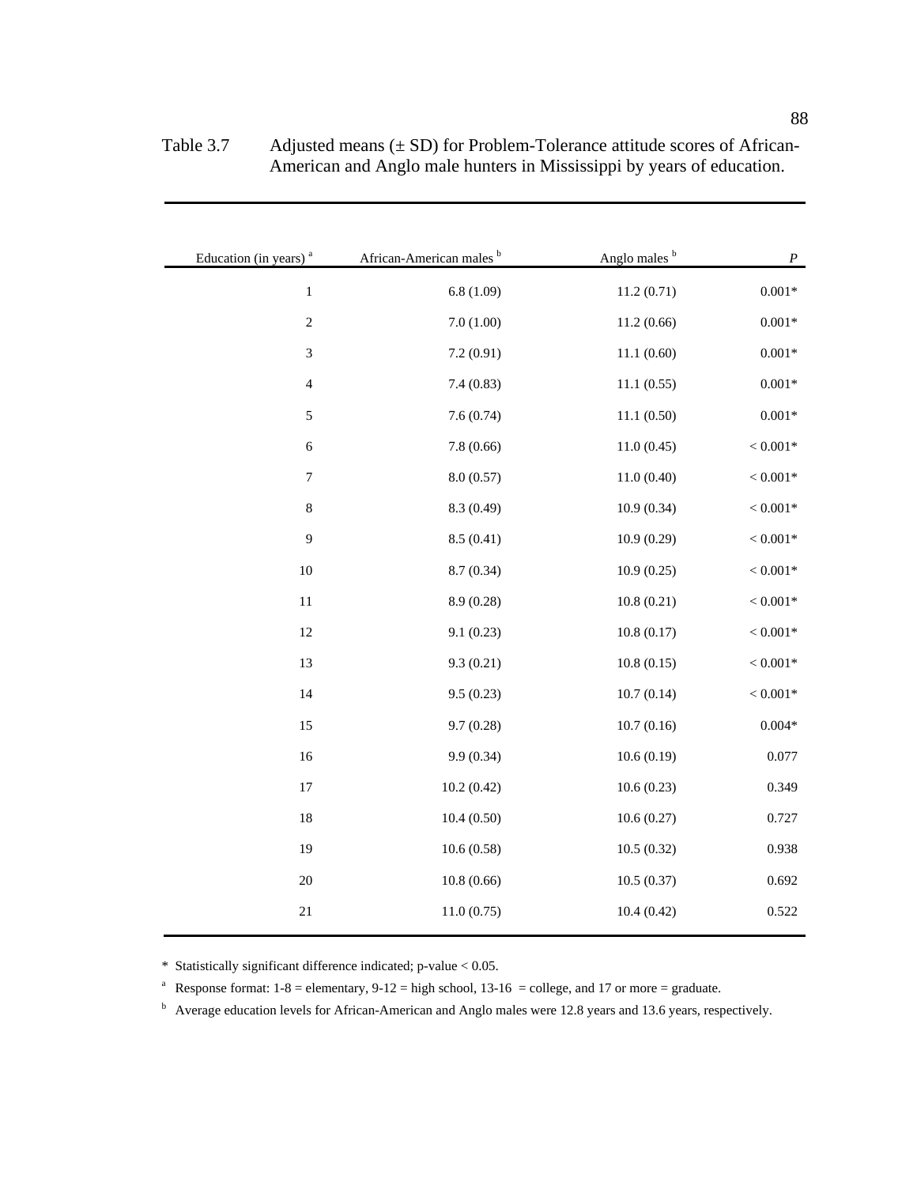Table 3.7 Adjusted means (± SD) for Problem-Tolerance attitude scores of African-American and Anglo male hunters in Mississippi by years of education.

| Education (in years) [a] | African-American males [b] | Anglo males [b] | *P* |
|---|---|---|---|
| 1 | 6.8 (1.09) | 11.2 (0.71) | 0.001* |
| 2 | 7.0 (1.00) | 11.2 (0.66) | 0.001* |
| 3 | 7.2 (0.91) | 11.1 (0.60) | 0.001* |
| 4 | 7.4 (0.83) | 11.1 (0.55) | 0.001* |
| 5 | 7.6 (0.74) | 11.1 (0.50) | 0.001* |
| 6 | 7.8 (0.66) | 11.0 (0.45) | < 0.001* |
| 7 | 8.0 (0.57) | 11.0 (0.40) | < 0.001* |
| 8 | 8.3 (0.49) | 10.9 (0.34) | < 0.001* |
| 9 | 8.5 (0.41) | 10.9 (0.29) | < 0.001* |
| 10 | 8.7 (0.34) | 10.9 (0.25) | < 0.001* |
| 11 | 8.9 (0.28) | 10.8 (0.21) | < 0.001* |
| 12 | 9.1 (0.23) | 10.8 (0.17) | < 0.001* |
| 13 | 9.3 (0.21) | 10.8 (0.15) | < 0.001* |
| 14 | 9.5 (0.23) | 10.7 (0.14) | < 0.001* |
| 15 | 9.7 (0.28) | 10.7 (0.16) | 0.004* |
| 16 | 9.9 (0.34) | 10.6 (0.19) | 0.077 |
| 17 | 10.2 (0.42) | 10.6 (0.23) | 0.349 |
| 18 | 10.4 (0.50) | 10.6 (0.27) | 0.727 |
| 19 | 10.6 (0.58) | 10.5 (0.32) | 0.938 |
| 20 | 10.8 (0.66) | 10.5 (0.37) | 0.692 |
| 21 | 11.0 (0.75) | 10.4 (0.42) | 0.522 |

\* Statistically significant difference indicated; p-value < 0.05.

[a] Response format: 1-8 = elementary, 9-12 = high school, 13-16 = college, and 17 or more = graduate.

[b] Average education levels for African-American and Anglo males were 12.8 years and 13.6 years, respectively.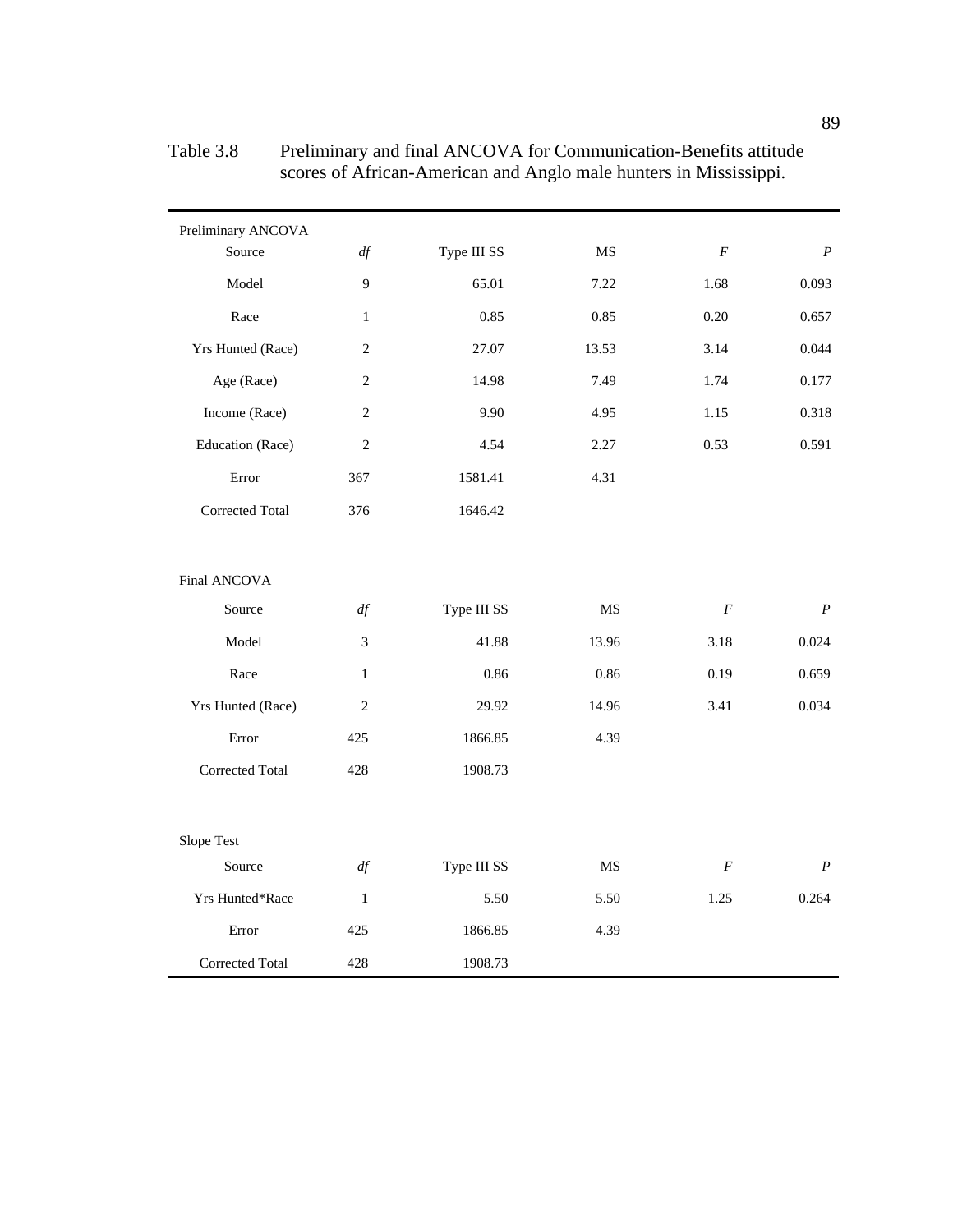Table 3.8 Preliminary and final ANCOVA for Communication-Benefits attitude scores of African-American and Anglo male hunters in Mississippi.

| Preliminary ANCOVA | | | | | |
|---|---|---|---|---|---|
| Source | *df* | Type III SS | MS | *F* | *P* |
| Model | 9 | 65.01 | 7.22 | 1.68 | 0.093 |
| Race | 1 | 0.85 | 0.85 | 0.20 | 0.657 |
| Yrs Hunted (Race) | 2 | 27.07 | 13.53 | 3.14 | 0.044 |
| Age (Race) | 2 | 14.98 | 7.49 | 1.74 | 0.177 |
| Income (Race) | 2 | 9.90 | 4.95 | 1.15 | 0.318 |
| Education (Race) | 2 | 4.54 | 2.27 | 0.53 | 0.591 |
| Error | 367 | 1581.41 | 4.31 | | |
| Corrected Total | 376 | 1646.42 | | | |
| | | | | | |
| Final ANCOVA | | | | | |
| Source | *df* | Type III SS | MS | *F* | *P* |
| Model | 3 | 41.88 | 13.96 | 3.18 | 0.024 |
| Race | 1 | 0.86 | 0.86 | 0.19 | 0.659 |
| Yrs Hunted (Race) | 2 | 29.92 | 14.96 | 3.41 | 0.034 |
| Error | 425 | 1866.85 | 4.39 | | |
| Corrected Total | 428 | 1908.73 | | | |
| | | | | | |
| Slope Test | | | | | |
| Source | *df* | Type III SS | MS | *F* | *P* |
| Yrs Hunted*Race | 1 | 5.50 | 5.50 | 1.25 | 0.264 |
| Error | 425 | 1866.85 | 4.39 | | |
| Corrected Total | 428 | 1908.73 | | | |